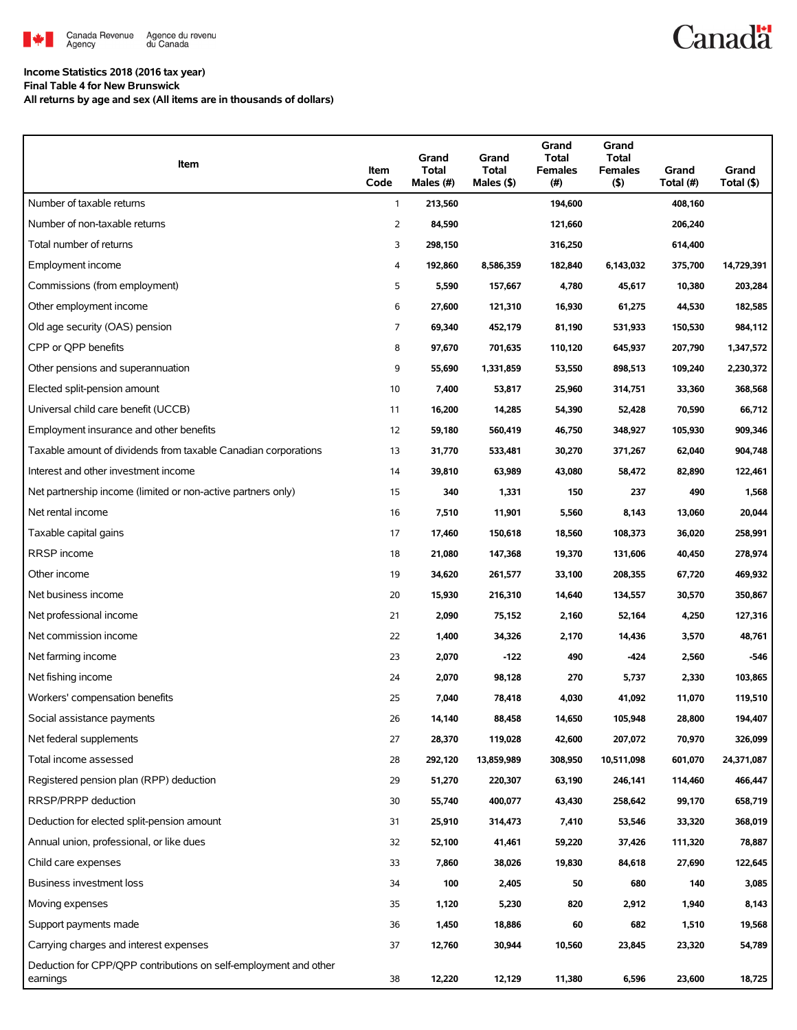Canada Revenue Agency / Agence du revenu du Canada

**Income Statistics 2018 (2016 tax year)**
**Final Table 4 for New Brunswick**
**All returns by age and sex (All items are in thousands of dollars)**

| Item | Item Code | Grand Total Males (#) | Grand Total Males ($) | Grand Total Females (#) | Grand Total Females ($) | Grand Total (#) | Grand Total ($) |
|---|---|---|---|---|---|---|---|
| Number of taxable returns | 1 | 213,560 | | 194,600 | | 408,160 | |
| Number of non-taxable returns | 2 | 84,590 | | 121,660 | | 206,240 | |
| Total number of returns | 3 | 298,150 | | 316,250 | | 614,400 | |
| Employment income | 4 | 192,860 | 8,586,359 | 182,840 | 6,143,032 | 375,700 | 14,729,391 |
| Commissions (from employment) | 5 | 5,590 | 157,667 | 4,780 | 45,617 | 10,380 | 203,284 |
| Other employment income | 6 | 27,600 | 121,310 | 16,930 | 61,275 | 44,530 | 182,585 |
| Old age security (OAS) pension | 7 | 69,340 | 452,179 | 81,190 | 531,933 | 150,530 | 984,112 |
| CPP or QPP benefits | 8 | 97,670 | 701,635 | 110,120 | 645,937 | 207,790 | 1,347,572 |
| Other pensions and superannuation | 9 | 55,690 | 1,331,859 | 53,550 | 898,513 | 109,240 | 2,230,372 |
| Elected split-pension amount | 10 | 7,400 | 53,817 | 25,960 | 314,751 | 33,360 | 368,568 |
| Universal child care benefit (UCCB) | 11 | 16,200 | 14,285 | 54,390 | 52,428 | 70,590 | 66,712 |
| Employment insurance and other benefits | 12 | 59,180 | 560,419 | 46,750 | 348,927 | 105,930 | 909,346 |
| Taxable amount of dividends from taxable Canadian corporations | 13 | 31,770 | 533,481 | 30,270 | 371,267 | 62,040 | 904,748 |
| Interest and other investment income | 14 | 39,810 | 63,989 | 43,080 | 58,472 | 82,890 | 122,461 |
| Net partnership income (limited or non-active partners only) | 15 | 340 | 1,331 | 150 | 237 | 490 | 1,568 |
| Net rental income | 16 | 7,510 | 11,901 | 5,560 | 8,143 | 13,060 | 20,044 |
| Taxable capital gains | 17 | 17,460 | 150,618 | 18,560 | 108,373 | 36,020 | 258,991 |
| RRSP income | 18 | 21,080 | 147,368 | 19,370 | 131,606 | 40,450 | 278,974 |
| Other income | 19 | 34,620 | 261,577 | 33,100 | 208,355 | 67,720 | 469,932 |
| Net business income | 20 | 15,930 | 216,310 | 14,640 | 134,557 | 30,570 | 350,867 |
| Net professional income | 21 | 2,090 | 75,152 | 2,160 | 52,164 | 4,250 | 127,316 |
| Net commission income | 22 | 1,400 | 34,326 | 2,170 | 14,436 | 3,570 | 48,761 |
| Net farming income | 23 | 2,070 | -122 | 490 | -424 | 2,560 | -546 |
| Net fishing income | 24 | 2,070 | 98,128 | 270 | 5,737 | 2,330 | 103,865 |
| Workers' compensation benefits | 25 | 7,040 | 78,418 | 4,030 | 41,092 | 11,070 | 119,510 |
| Social assistance payments | 26 | 14,140 | 88,458 | 14,650 | 105,948 | 28,800 | 194,407 |
| Net federal supplements | 27 | 28,370 | 119,028 | 42,600 | 207,072 | 70,970 | 326,099 |
| Total income assessed | 28 | 292,120 | 13,859,989 | 308,950 | 10,511,098 | 601,070 | 24,371,087 |
| Registered pension plan (RPP) deduction | 29 | 51,270 | 220,307 | 63,190 | 246,141 | 114,460 | 466,447 |
| RRSP/PRPP deduction | 30 | 55,740 | 400,077 | 43,430 | 258,642 | 99,170 | 658,719 |
| Deduction for elected split-pension amount | 31 | 25,910 | 314,473 | 7,410 | 53,546 | 33,320 | 368,019 |
| Annual union, professional, or like dues | 32 | 52,100 | 41,461 | 59,220 | 37,426 | 111,320 | 78,887 |
| Child care expenses | 33 | 7,860 | 38,026 | 19,830 | 84,618 | 27,690 | 122,645 |
| Business investment loss | 34 | 100 | 2,405 | 50 | 680 | 140 | 3,085 |
| Moving expenses | 35 | 1,120 | 5,230 | 820 | 2,912 | 1,940 | 8,143 |
| Support payments made | 36 | 1,450 | 18,886 | 60 | 682 | 1,510 | 19,568 |
| Carrying charges and interest expenses | 37 | 12,760 | 30,944 | 10,560 | 23,845 | 23,320 | 54,789 |
| Deduction for CPP/QPP contributions on self-employment and other earnings | 38 | 12,220 | 12,129 | 11,380 | 6,596 | 23,600 | 18,725 |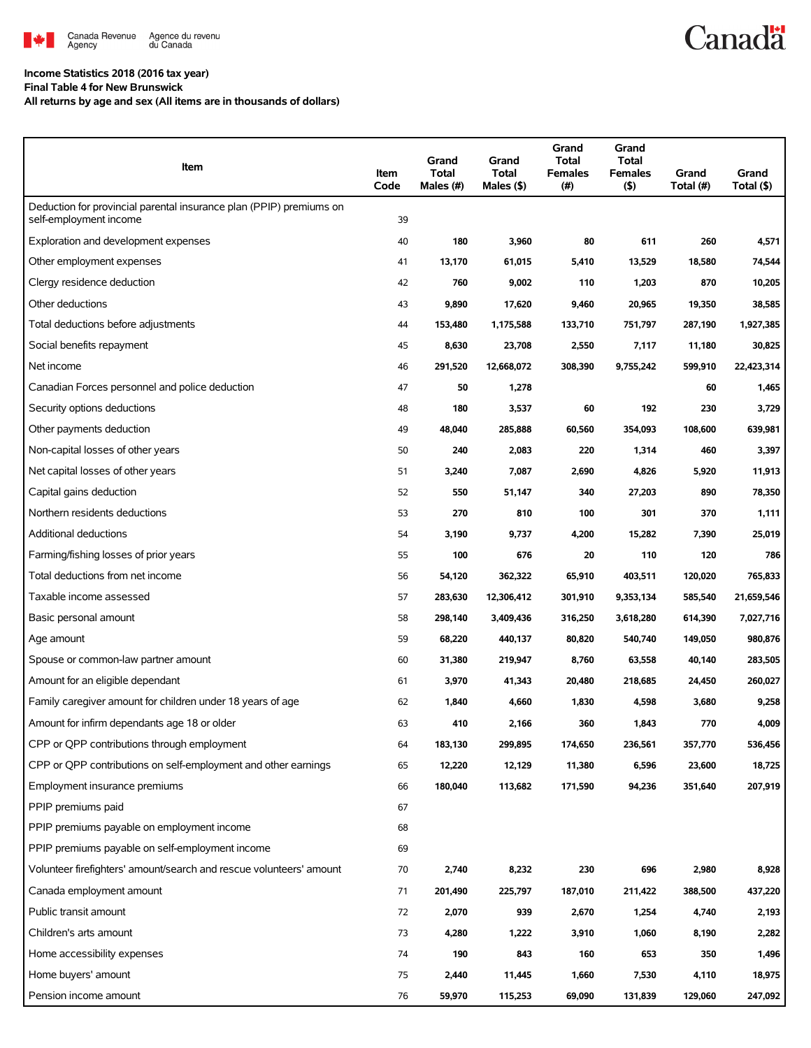**Income Statistics 2018 (2016 tax year)**
**Final Table 4 for New Brunswick**
**All returns by age and sex (All items are in thousands of dollars)**

| Item | Item Code | Grand Total Males (#) | Grand Total Males ($) | Grand Total Females (#) | Grand Total Females ($) | Grand Total (#) | Grand Total ($) |
|---|---|---|---|---|---|---|---|
| Deduction for provincial parental insurance plan (PPIP) premiums on self-employment income | 39 | | | | | | |
| Exploration and development expenses | 40 | 180 | 3,960 | 80 | 611 | 260 | 4,571 |
| Other employment expenses | 41 | 13,170 | 61,015 | 5,410 | 13,529 | 18,580 | 74,544 |
| Clergy residence deduction | 42 | 760 | 9,002 | 110 | 1,203 | 870 | 10,205 |
| Other deductions | 43 | 9,890 | 17,620 | 9,460 | 20,965 | 19,350 | 38,585 |
| Total deductions before adjustments | 44 | 153,480 | 1,175,588 | 133,710 | 751,797 | 287,190 | 1,927,385 |
| Social benefits repayment | 45 | 8,630 | 23,708 | 2,550 | 7,117 | 11,180 | 30,825 |
| Net income | 46 | 291,520 | 12,668,072 | 308,390 | 9,755,242 | 599,910 | 22,423,314 |
| Canadian Forces personnel and police deduction | 47 | 50 | 1,278 | | | 60 | 1,465 |
| Security options deductions | 48 | 180 | 3,537 | 60 | 192 | 230 | 3,729 |
| Other payments deduction | 49 | 48,040 | 285,888 | 60,560 | 354,093 | 108,600 | 639,981 |
| Non-capital losses of other years | 50 | 240 | 2,083 | 220 | 1,314 | 460 | 3,397 |
| Net capital losses of other years | 51 | 3,240 | 7,087 | 2,690 | 4,826 | 5,920 | 11,913 |
| Capital gains deduction | 52 | 550 | 51,147 | 340 | 27,203 | 890 | 78,350 |
| Northern residents deductions | 53 | 270 | 810 | 100 | 301 | 370 | 1,111 |
| Additional deductions | 54 | 3,190 | 9,737 | 4,200 | 15,282 | 7,390 | 25,019 |
| Farming/fishing losses of prior years | 55 | 100 | 676 | 20 | 110 | 120 | 786 |
| Total deductions from net income | 56 | 54,120 | 362,322 | 65,910 | 403,511 | 120,020 | 765,833 |
| Taxable income assessed | 57 | 283,630 | 12,306,412 | 301,910 | 9,353,134 | 585,540 | 21,659,546 |
| Basic personal amount | 58 | 298,140 | 3,409,436 | 316,250 | 3,618,280 | 614,390 | 7,027,716 |
| Age amount | 59 | 68,220 | 440,137 | 80,820 | 540,740 | 149,050 | 980,876 |
| Spouse or common-law partner amount | 60 | 31,380 | 219,947 | 8,760 | 63,558 | 40,140 | 283,505 |
| Amount for an eligible dependant | 61 | 3,970 | 41,343 | 20,480 | 218,685 | 24,450 | 260,027 |
| Family caregiver amount for children under 18 years of age | 62 | 1,840 | 4,660 | 1,830 | 4,598 | 3,680 | 9,258 |
| Amount for infirm dependants age 18 or older | 63 | 410 | 2,166 | 360 | 1,843 | 770 | 4,009 |
| CPP or QPP contributions through employment | 64 | 183,130 | 299,895 | 174,650 | 236,561 | 357,770 | 536,456 |
| CPP or QPP contributions on self-employment and other earnings | 65 | 12,220 | 12,129 | 11,380 | 6,596 | 23,600 | 18,725 |
| Employment insurance premiums | 66 | 180,040 | 113,682 | 171,590 | 94,236 | 351,640 | 207,919 |
| PPIP premiums paid | 67 | | | | | | |
| PPIP premiums payable on employment income | 68 | | | | | | |
| PPIP premiums payable on self-employment income | 69 | | | | | | |
| Volunteer firefighters' amount/search and rescue volunteers' amount | 70 | 2,740 | 8,232 | 230 | 696 | 2,980 | 8,928 |
| Canada employment amount | 71 | 201,490 | 225,797 | 187,010 | 211,422 | 388,500 | 437,220 |
| Public transit amount | 72 | 2,070 | 939 | 2,670 | 1,254 | 4,740 | 2,193 |
| Children's arts amount | 73 | 4,280 | 1,222 | 3,910 | 1,060 | 8,190 | 2,282 |
| Home accessibility expenses | 74 | 190 | 843 | 160 | 653 | 350 | 1,496 |
| Home buyers' amount | 75 | 2,440 | 11,445 | 1,660 | 7,530 | 4,110 | 18,975 |
| Pension income amount | 76 | 59,970 | 115,253 | 69,090 | 131,839 | 129,060 | 247,092 |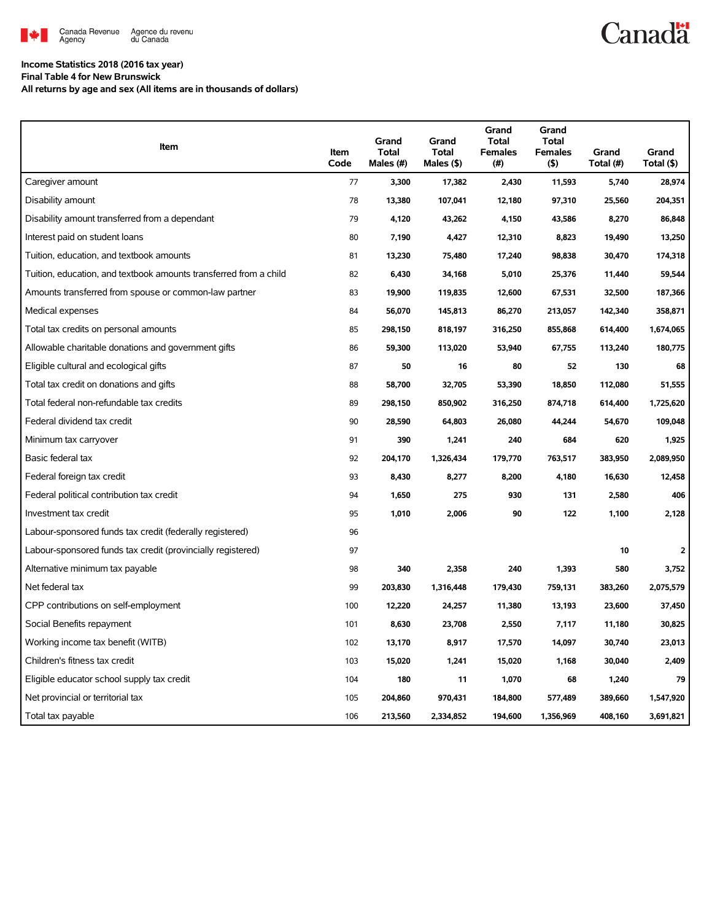Canada Revenue Agency / Agence du revenu du Canada

**Income Statistics 2018 (2016 tax year)**
**Final Table 4 for New Brunswick**
**All returns by age and sex (All items are in thousands of dollars)**

| Item | Item Code | Grand Total Males (#) | Grand Total Males ($) | Grand Total Females (#) | Grand Total Females ($) | Grand Total (#) | Grand Total ($) |
|---|---|---|---|---|---|---|---|
| Caregiver amount | 77 | 3,300 | 17,382 | 2,430 | 11,593 | 5,740 | 28,974 |
| Disability amount | 78 | 13,380 | 107,041 | 12,180 | 97,310 | 25,560 | 204,351 |
| Disability amount transferred from a dependant | 79 | 4,120 | 43,262 | 4,150 | 43,586 | 8,270 | 86,848 |
| Interest paid on student loans | 80 | 7,190 | 4,427 | 12,310 | 8,823 | 19,490 | 13,250 |
| Tuition, education, and textbook amounts | 81 | 13,230 | 75,480 | 17,240 | 98,838 | 30,470 | 174,318 |
| Tuition, education, and textbook amounts transferred from a child | 82 | 6,430 | 34,168 | 5,010 | 25,376 | 11,440 | 59,544 |
| Amounts transferred from spouse or common-law partner | 83 | 19,900 | 119,835 | 12,600 | 67,531 | 32,500 | 187,366 |
| Medical expenses | 84 | 56,070 | 145,813 | 86,270 | 213,057 | 142,340 | 358,871 |
| Total tax credits on personal amounts | 85 | 298,150 | 818,197 | 316,250 | 855,868 | 614,400 | 1,674,065 |
| Allowable charitable donations and government gifts | 86 | 59,300 | 113,020 | 53,940 | 67,755 | 113,240 | 180,775 |
| Eligible cultural and ecological gifts | 87 | 50 | 16 | 80 | 52 | 130 | 68 |
| Total tax credit on donations and gifts | 88 | 58,700 | 32,705 | 53,390 | 18,850 | 112,080 | 51,555 |
| Total federal non-refundable tax credits | 89 | 298,150 | 850,902 | 316,250 | 874,718 | 614,400 | 1,725,620 |
| Federal dividend tax credit | 90 | 28,590 | 64,803 | 26,080 | 44,244 | 54,670 | 109,048 |
| Minimum tax carryover | 91 | 390 | 1,241 | 240 | 684 | 620 | 1,925 |
| Basic federal tax | 92 | 204,170 | 1,326,434 | 179,770 | 763,517 | 383,950 | 2,089,950 |
| Federal foreign tax credit | 93 | 8,430 | 8,277 | 8,200 | 4,180 | 16,630 | 12,458 |
| Federal political contribution tax credit | 94 | 1,650 | 275 | 930 | 131 | 2,580 | 406 |
| Investment tax credit | 95 | 1,010 | 2,006 | 90 | 122 | 1,100 | 2,128 |
| Labour-sponsored funds tax credit (federally registered) | 96 | | | | | | |
| Labour-sponsored funds tax credit (provincially registered) | 97 | | | | | 10 | 2 |
| Alternative minimum tax payable | 98 | 340 | 2,358 | 240 | 1,393 | 580 | 3,752 |
| Net federal tax | 99 | 203,830 | 1,316,448 | 179,430 | 759,131 | 383,260 | 2,075,579 |
| CPP contributions on self-employment | 100 | 12,220 | 24,257 | 11,380 | 13,193 | 23,600 | 37,450 |
| Social Benefits repayment | 101 | 8,630 | 23,708 | 2,550 | 7,117 | 11,180 | 30,825 |
| Working income tax benefit (WITB) | 102 | 13,170 | 8,917 | 17,570 | 14,097 | 30,740 | 23,013 |
| Children's fitness tax credit | 103 | 15,020 | 1,241 | 15,020 | 1,168 | 30,040 | 2,409 |
| Eligible educator school supply tax credit | 104 | 180 | 11 | 1,070 | 68 | 1,240 | 79 |
| Net provincial or territorial tax | 105 | 204,860 | 970,431 | 184,800 | 577,489 | 389,660 | 1,547,920 |
| Total tax payable | 106 | 213,560 | 2,334,852 | 194,600 | 1,356,969 | 408,160 | 3,691,821 |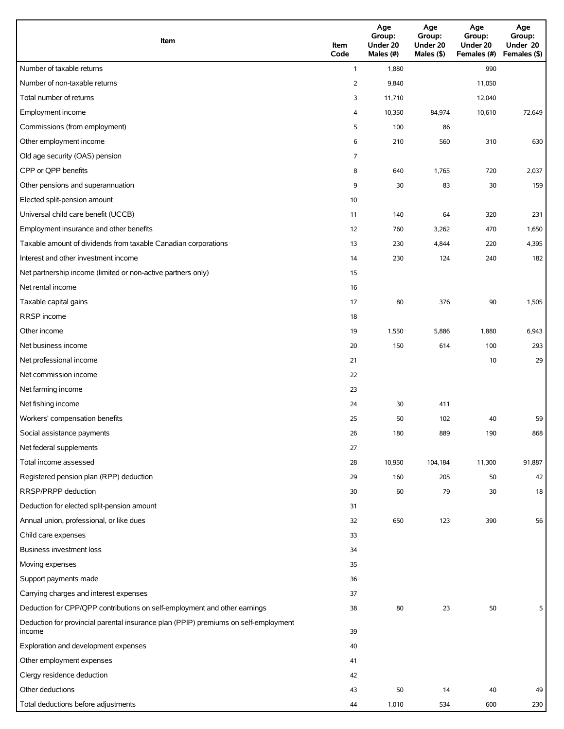| Item | Item Code | Age Group: Under 20 Males (#) | Age Group: Under 20 Males ($) | Age Group: Under 20 Females (#) | Age Group: Under 20 Females ($) |
|---|---|---|---|---|---|
| Number of taxable returns | 1 | 1,880 | | 990 | |
| Number of non-taxable returns | 2 | 9,840 | | 11,050 | |
| Total number of returns | 3 | 11,710 | | 12,040 | |
| Employment income | 4 | 10,350 | 84,974 | 10,610 | 72,649 |
| Commissions (from employment) | 5 | 100 | 86 | | |
| Other employment income | 6 | 210 | 560 | 310 | 630 |
| Old age security (OAS) pension | 7 | | | | |
| CPP or QPP benefits | 8 | 640 | 1,765 | 720 | 2,037 |
| Other pensions and superannuation | 9 | 30 | 83 | 30 | 159 |
| Elected split-pension amount | 10 | | | | |
| Universal child care benefit (UCCB) | 11 | 140 | 64 | 320 | 231 |
| Employment insurance and other benefits | 12 | 760 | 3,262 | 470 | 1,650 |
| Taxable amount of dividends from taxable Canadian corporations | 13 | 230 | 4,844 | 220 | 4,395 |
| Interest and other investment income | 14 | 230 | 124 | 240 | 182 |
| Net partnership income (limited or non-active partners only) | 15 | | | | |
| Net rental income | 16 | | | | |
| Taxable capital gains | 17 | 80 | 376 | 90 | 1,505 |
| RRSP income | 18 | | | | |
| Other income | 19 | 1,550 | 5,886 | 1,880 | 6,943 |
| Net business income | 20 | 150 | 614 | 100 | 293 |
| Net professional income | 21 | | | 10 | 29 |
| Net commission income | 22 | | | | |
| Net farming income | 23 | | | | |
| Net fishing income | 24 | 30 | 411 | | |
| Workers' compensation benefits | 25 | 50 | 102 | 40 | 59 |
| Social assistance payments | 26 | 180 | 889 | 190 | 868 |
| Net federal supplements | 27 | | | | |
| Total income assessed | 28 | 10,950 | 104,184 | 11,300 | 91,887 |
| Registered pension plan (RPP) deduction | 29 | 160 | 205 | 50 | 42 |
| RRSP/PRPP deduction | 30 | 60 | 79 | 30 | 18 |
| Deduction for elected split-pension amount | 31 | | | | |
| Annual union, professional, or like dues | 32 | 650 | 123 | 390 | 56 |
| Child care expenses | 33 | | | | |
| Business investment loss | 34 | | | | |
| Moving expenses | 35 | | | | |
| Support payments made | 36 | | | | |
| Carrying charges and interest expenses | 37 | | | | |
| Deduction for CPP/QPP contributions on self-employment and other earnings | 38 | 80 | 23 | 50 | 5 |
| Deduction for provincial parental insurance plan (PPIP) premiums on self-employment income | 39 | | | | |
| Exploration and development expenses | 40 | | | | |
| Other employment expenses | 41 | | | | |
| Clergy residence deduction | 42 | | | | |
| Other deductions | 43 | 50 | 14 | 40 | 49 |
| Total deductions before adjustments | 44 | 1,010 | 534 | 600 | 230 |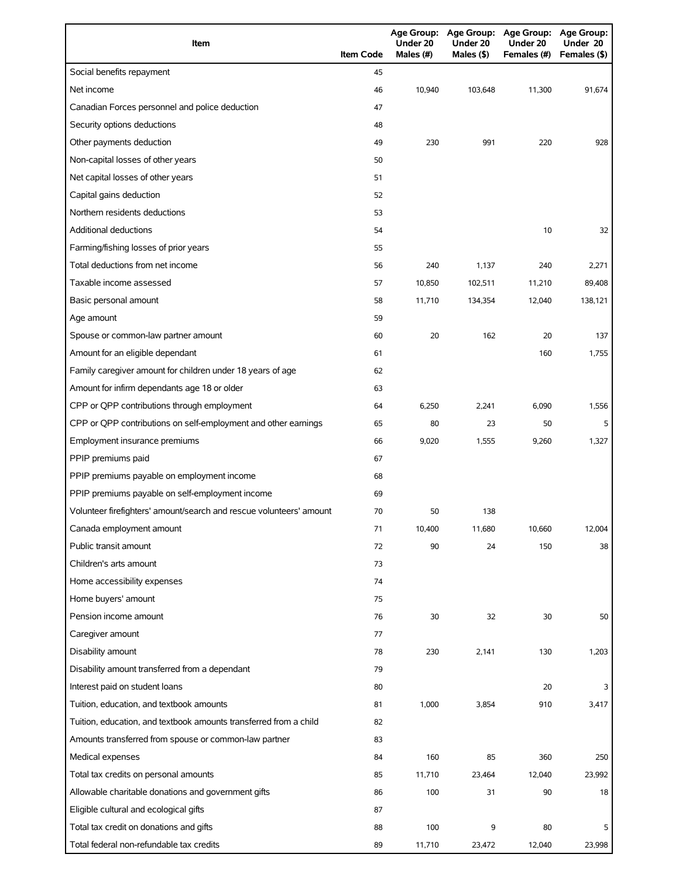| Item | Item Code | Age Group: Under 20 Males (#) | Age Group: Under 20 Males ($) | Age Group: Under 20 Females (#) | Age Group: Under 20 Females ($) |
|---|---|---|---|---|---|
| Social benefits repayment | 45 | | | | |
| Net income | 46 | 10,940 | 103,648 | 11,300 | 91,674 |
| Canadian Forces personnel and police deduction | 47 | | | | |
| Security options deductions | 48 | | | | |
| Other payments deduction | 49 | 230 | 991 | 220 | 928 |
| Non-capital losses of other years | 50 | | | | |
| Net capital losses of other years | 51 | | | | |
| Capital gains deduction | 52 | | | | |
| Northern residents deductions | 53 | | | | |
| Additional deductions | 54 | | | 10 | 32 |
| Farming/fishing losses of prior years | 55 | | | | |
| Total deductions from net income | 56 | 240 | 1,137 | 240 | 2,271 |
| Taxable income assessed | 57 | 10,850 | 102,511 | 11,210 | 89,408 |
| Basic personal amount | 58 | 11,710 | 134,354 | 12,040 | 138,121 |
| Age amount | 59 | | | | |
| Spouse or common-law partner amount | 60 | 20 | 162 | 20 | 137 |
| Amount for an eligible dependant | 61 | | | 160 | 1,755 |
| Family caregiver amount for children under 18 years of age | 62 | | | | |
| Amount for infirm dependants age 18 or older | 63 | | | | |
| CPP or QPP contributions through employment | 64 | 6,250 | 2,241 | 6,090 | 1,556 |
| CPP or QPP contributions on self-employment and other earnings | 65 | 80 | 23 | 50 | 5 |
| Employment insurance premiums | 66 | 9,020 | 1,555 | 9,260 | 1,327 |
| PPIP premiums paid | 67 | | | | |
| PPIP premiums payable on employment income | 68 | | | | |
| PPIP premiums payable on self-employment income | 69 | | | | |
| Volunteer firefighters' amount/search and rescue volunteers' amount | 70 | 50 | 138 | | |
| Canada employment amount | 71 | 10,400 | 11,680 | 10,660 | 12,004 |
| Public transit amount | 72 | 90 | 24 | 150 | 38 |
| Children's arts amount | 73 | | | | |
| Home accessibility expenses | 74 | | | | |
| Home buyers' amount | 75 | | | | |
| Pension income amount | 76 | 30 | 32 | 30 | 50 |
| Caregiver amount | 77 | | | | |
| Disability amount | 78 | 230 | 2,141 | 130 | 1,203 |
| Disability amount transferred from a dependant | 79 | | | | |
| Interest paid on student loans | 80 | | | 20 | 3 |
| Tuition, education, and textbook amounts | 81 | 1,000 | 3,854 | 910 | 3,417 |
| Tuition, education, and textbook amounts transferred from a child | 82 | | | | |
| Amounts transferred from spouse or common-law partner | 83 | | | | |
| Medical expenses | 84 | 160 | 85 | 360 | 250 |
| Total tax credits on personal amounts | 85 | 11,710 | 23,464 | 12,040 | 23,992 |
| Allowable charitable donations and government gifts | 86 | 100 | 31 | 90 | 18 |
| Eligible cultural and ecological gifts | 87 | | | | |
| Total tax credit on donations and gifts | 88 | 100 | 9 | 80 | 5 |
| Total federal non-refundable tax credits | 89 | 11,710 | 23,472 | 12,040 | 23,998 |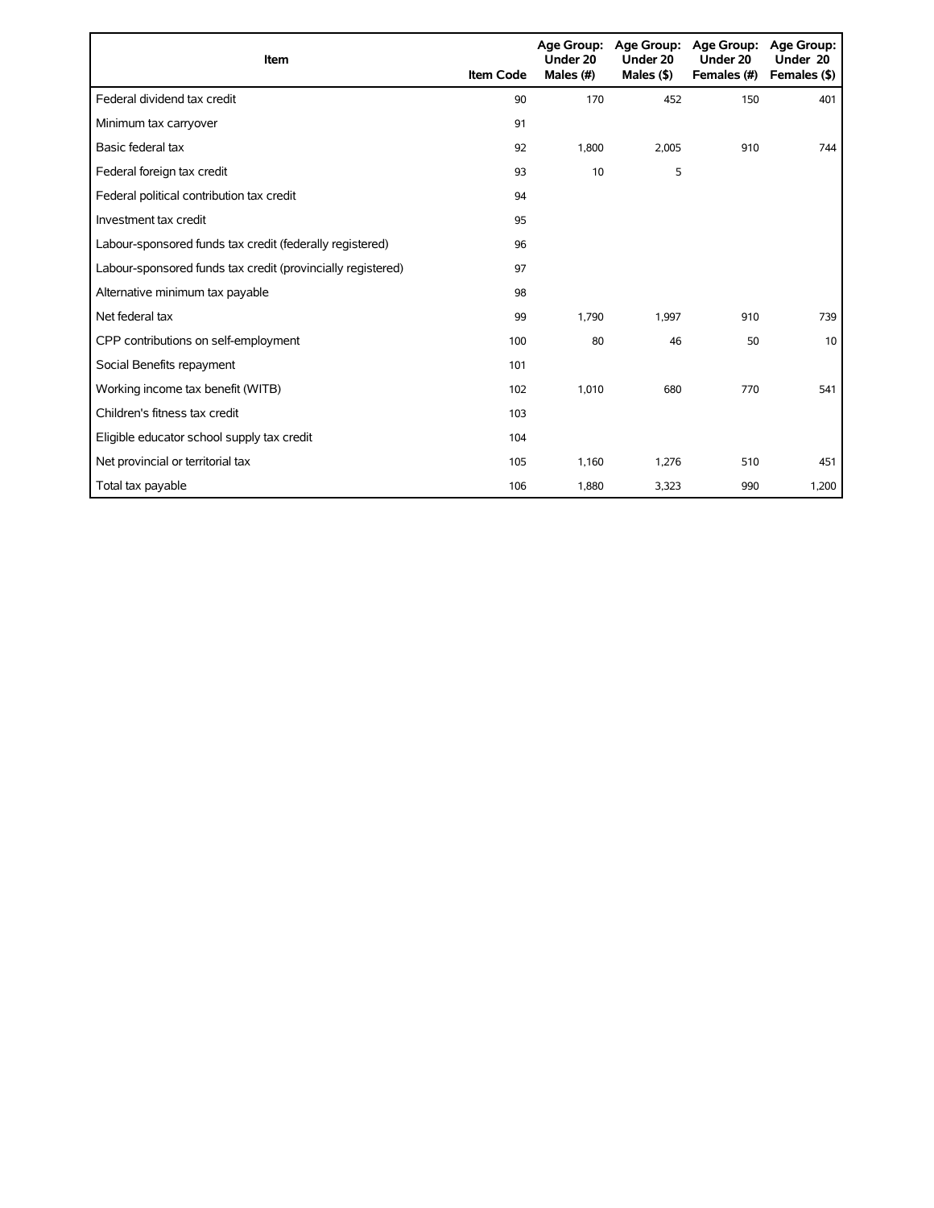| Item | Item Code | Age Group: Under 20 Males (#) | Age Group: Under 20 Males ($) | Age Group: Under 20 Females (#) | Age Group: Under 20 Females ($) |
|---|---|---|---|---|---|
| Federal dividend tax credit | 90 | 170 | 452 | 150 | 401 |
| Minimum tax carryover | 91 | | | | |
| Basic federal tax | 92 | 1,800 | 2,005 | 910 | 744 |
| Federal foreign tax credit | 93 | 10 | 5 | | |
| Federal political contribution tax credit | 94 | | | | |
| Investment tax credit | 95 | | | | |
| Labour-sponsored funds tax credit (federally registered) | 96 | | | | |
| Labour-sponsored funds tax credit (provincially registered) | 97 | | | | |
| Alternative minimum tax payable | 98 | | | | |
| Net federal tax | 99 | 1,790 | 1,997 | 910 | 739 |
| CPP contributions on self-employment | 100 | 80 | 46 | 50 | 10 |
| Social Benefits repayment | 101 | | | | |
| Working income tax benefit (WITB) | 102 | 1,010 | 680 | 770 | 541 |
| Children's fitness tax credit | 103 | | | | |
| Eligible educator school supply tax credit | 104 | | | | |
| Net provincial or territorial tax | 105 | 1,160 | 1,276 | 510 | 451 |
| Total tax payable | 106 | 1,880 | 3,323 | 990 | 1,200 |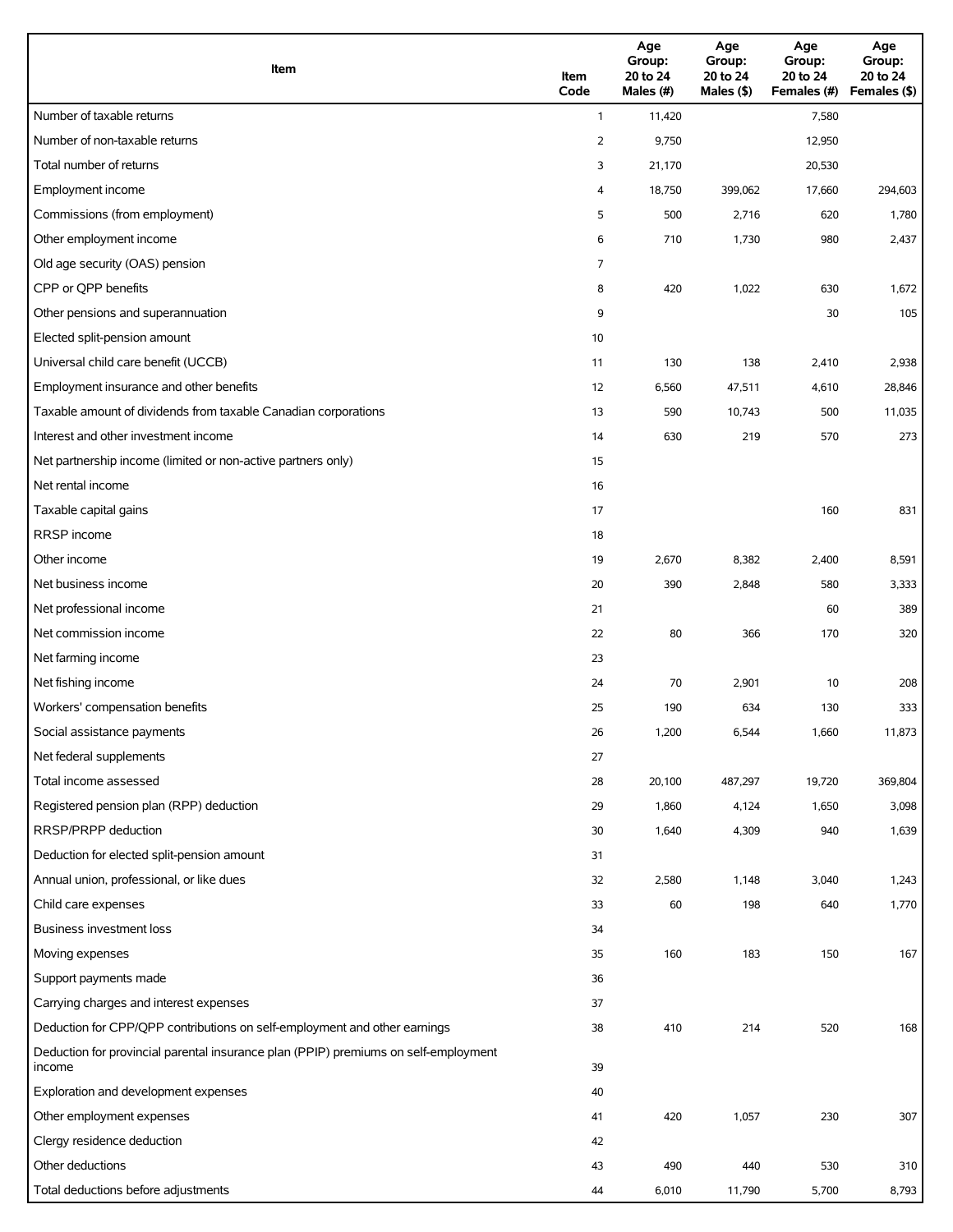| Item | Item Code | Age Group: 20 to 24 Males (#) | Age Group: 20 to 24 Males ($) | Age Group: 20 to 24 Females (#) | Age Group: 20 to 24 Females ($) |
|---|---|---|---|---|---|
| Number of taxable returns | 1 | 11,420 | | 7,580 | |
| Number of non-taxable returns | 2 | 9,750 | | 12,950 | |
| Total number of returns | 3 | 21,170 | | 20,530 | |
| Employment income | 4 | 18,750 | 399,062 | 17,660 | 294,603 |
| Commissions (from employment) | 5 | 500 | 2,716 | 620 | 1,780 |
| Other employment income | 6 | 710 | 1,730 | 980 | 2,437 |
| Old age security (OAS) pension | 7 | | | | |
| CPP or QPP benefits | 8 | 420 | 1,022 | 630 | 1,672 |
| Other pensions and superannuation | 9 | | | 30 | 105 |
| Elected split-pension amount | 10 | | | | |
| Universal child care benefit (UCCB) | 11 | 130 | 138 | 2,410 | 2,938 |
| Employment insurance and other benefits | 12 | 6,560 | 47,511 | 4,610 | 28,846 |
| Taxable amount of dividends from taxable Canadian corporations | 13 | 590 | 10,743 | 500 | 11,035 |
| Interest and other investment income | 14 | 630 | 219 | 570 | 273 |
| Net partnership income (limited or non-active partners only) | 15 | | | | |
| Net rental income | 16 | | | | |
| Taxable capital gains | 17 | | | 160 | 831 |
| RRSP income | 18 | | | | |
| Other income | 19 | 2,670 | 8,382 | 2,400 | 8,591 |
| Net business income | 20 | 390 | 2,848 | 580 | 3,333 |
| Net professional income | 21 | | | 60 | 389 |
| Net commission income | 22 | 80 | 366 | 170 | 320 |
| Net farming income | 23 | | | | |
| Net fishing income | 24 | 70 | 2,901 | 10 | 208 |
| Workers' compensation benefits | 25 | 190 | 634 | 130 | 333 |
| Social assistance payments | 26 | 1,200 | 6,544 | 1,660 | 11,873 |
| Net federal supplements | 27 | | | | |
| Total income assessed | 28 | 20,100 | 487,297 | 19,720 | 369,804 |
| Registered pension plan (RPP) deduction | 29 | 1,860 | 4,124 | 1,650 | 3,098 |
| RRSP/PRPP deduction | 30 | 1,640 | 4,309 | 940 | 1,639 |
| Deduction for elected split-pension amount | 31 | | | | |
| Annual union, professional, or like dues | 32 | 2,580 | 1,148 | 3,040 | 1,243 |
| Child care expenses | 33 | 60 | 198 | 640 | 1,770 |
| Business investment loss | 34 | | | | |
| Moving expenses | 35 | 160 | 183 | 150 | 167 |
| Support payments made | 36 | | | | |
| Carrying charges and interest expenses | 37 | | | | |
| Deduction for CPP/QPP contributions on self-employment and other earnings | 38 | 410 | 214 | 520 | 168 |
| Deduction for provincial parental insurance plan (PPIP) premiums on self-employment income | 39 | | | | |
| Exploration and development expenses | 40 | | | | |
| Other employment expenses | 41 | 420 | 1,057 | 230 | 307 |
| Clergy residence deduction | 42 | | | | |
| Other deductions | 43 | 490 | 440 | 530 | 310 |
| Total deductions before adjustments | 44 | 6,010 | 11,790 | 5,700 | 8,793 |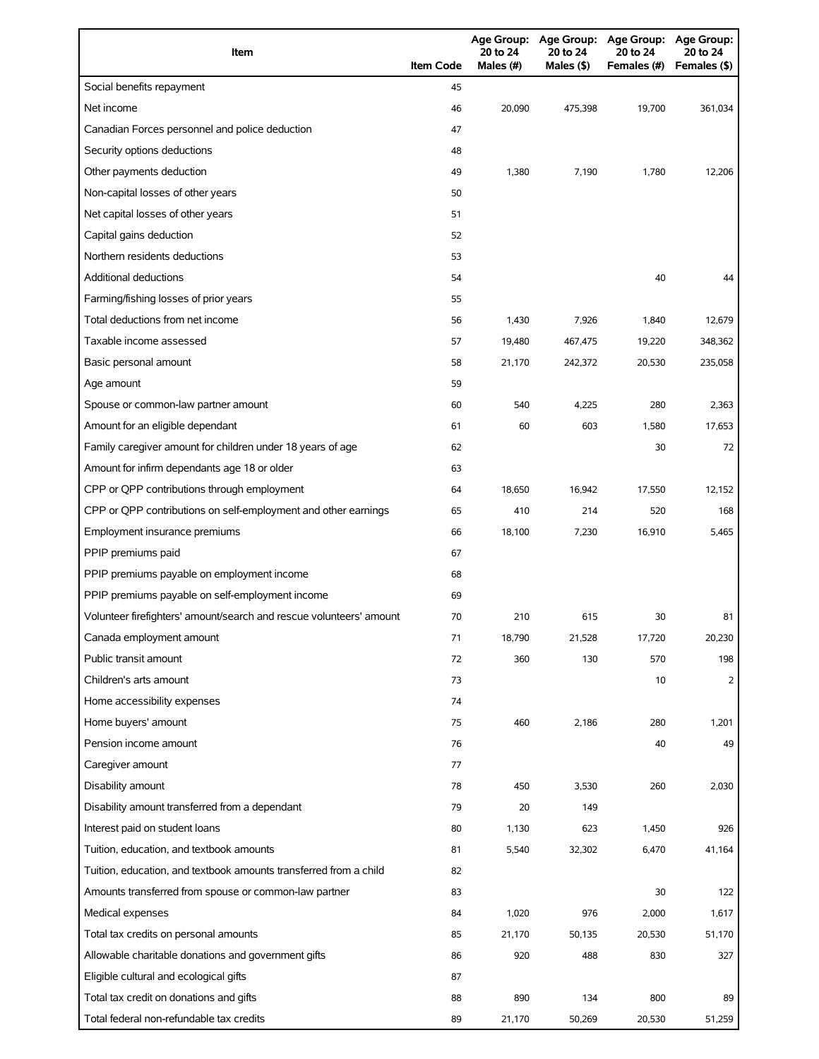| Item | Item Code | Age Group: 20 to 24 Males (#) | Age Group: 20 to 24 Males ($) | Age Group: 20 to 24 Females (#) | Age Group: 20 to 24 Females ($) |
|---|---|---|---|---|---|
| Social benefits repayment | 45 | | | | |
| Net income | 46 | 20,090 | 475,398 | 19,700 | 361,034 |
| Canadian Forces personnel and police deduction | 47 | | | | |
| Security options deductions | 48 | | | | |
| Other payments deduction | 49 | 1,380 | 7,190 | 1,780 | 12,206 |
| Non-capital losses of other years | 50 | | | | |
| Net capital losses of other years | 51 | | | | |
| Capital gains deduction | 52 | | | | |
| Northern residents deductions | 53 | | | | |
| Additional deductions | 54 | | | 40 | 44 |
| Farming/fishing losses of prior years | 55 | | | | |
| Total deductions from net income | 56 | 1,430 | 7,926 | 1,840 | 12,679 |
| Taxable income assessed | 57 | 19,480 | 467,475 | 19,220 | 348,362 |
| Basic personal amount | 58 | 21,170 | 242,372 | 20,530 | 235,058 |
| Age amount | 59 | | | | |
| Spouse or common-law partner amount | 60 | 540 | 4,225 | 280 | 2,363 |
| Amount for an eligible dependant | 61 | 60 | 603 | 1,580 | 17,653 |
| Family caregiver amount for children under 18 years of age | 62 | | | 30 | 72 |
| Amount for infirm dependants age 18 or older | 63 | | | | |
| CPP or QPP contributions through employment | 64 | 18,650 | 16,942 | 17,550 | 12,152 |
| CPP or QPP contributions on self-employment and other earnings | 65 | 410 | 214 | 520 | 168 |
| Employment insurance premiums | 66 | 18,100 | 7,230 | 16,910 | 5,465 |
| PPIP premiums paid | 67 | | | | |
| PPIP premiums payable on employment income | 68 | | | | |
| PPIP premiums payable on self-employment income | 69 | | | | |
| Volunteer firefighters' amount/search and rescue volunteers' amount | 70 | 210 | 615 | 30 | 81 |
| Canada employment amount | 71 | 18,790 | 21,528 | 17,720 | 20,230 |
| Public transit amount | 72 | 360 | 130 | 570 | 198 |
| Children's arts amount | 73 | | | 10 | 2 |
| Home accessibility expenses | 74 | | | | |
| Home buyers' amount | 75 | 460 | 2,186 | 280 | 1,201 |
| Pension income amount | 76 | | | 40 | 49 |
| Caregiver amount | 77 | | | | |
| Disability amount | 78 | 450 | 3,530 | 260 | 2,030 |
| Disability amount transferred from a dependant | 79 | 20 | 149 | | |
| Interest paid on student loans | 80 | 1,130 | 623 | 1,450 | 926 |
| Tuition, education, and textbook amounts | 81 | 5,540 | 32,302 | 6,470 | 41,164 |
| Tuition, education, and textbook amounts transferred from a child | 82 | | | | |
| Amounts transferred from spouse or common-law partner | 83 | | | 30 | 122 |
| Medical expenses | 84 | 1,020 | 976 | 2,000 | 1,617 |
| Total tax credits on personal amounts | 85 | 21,170 | 50,135 | 20,530 | 51,170 |
| Allowable charitable donations and government gifts | 86 | 920 | 488 | 830 | 327 |
| Eligible cultural and ecological gifts | 87 | | | | |
| Total tax credit on donations and gifts | 88 | 890 | 134 | 800 | 89 |
| Total federal non-refundable tax credits | 89 | 21,170 | 50,269 | 20,530 | 51,259 |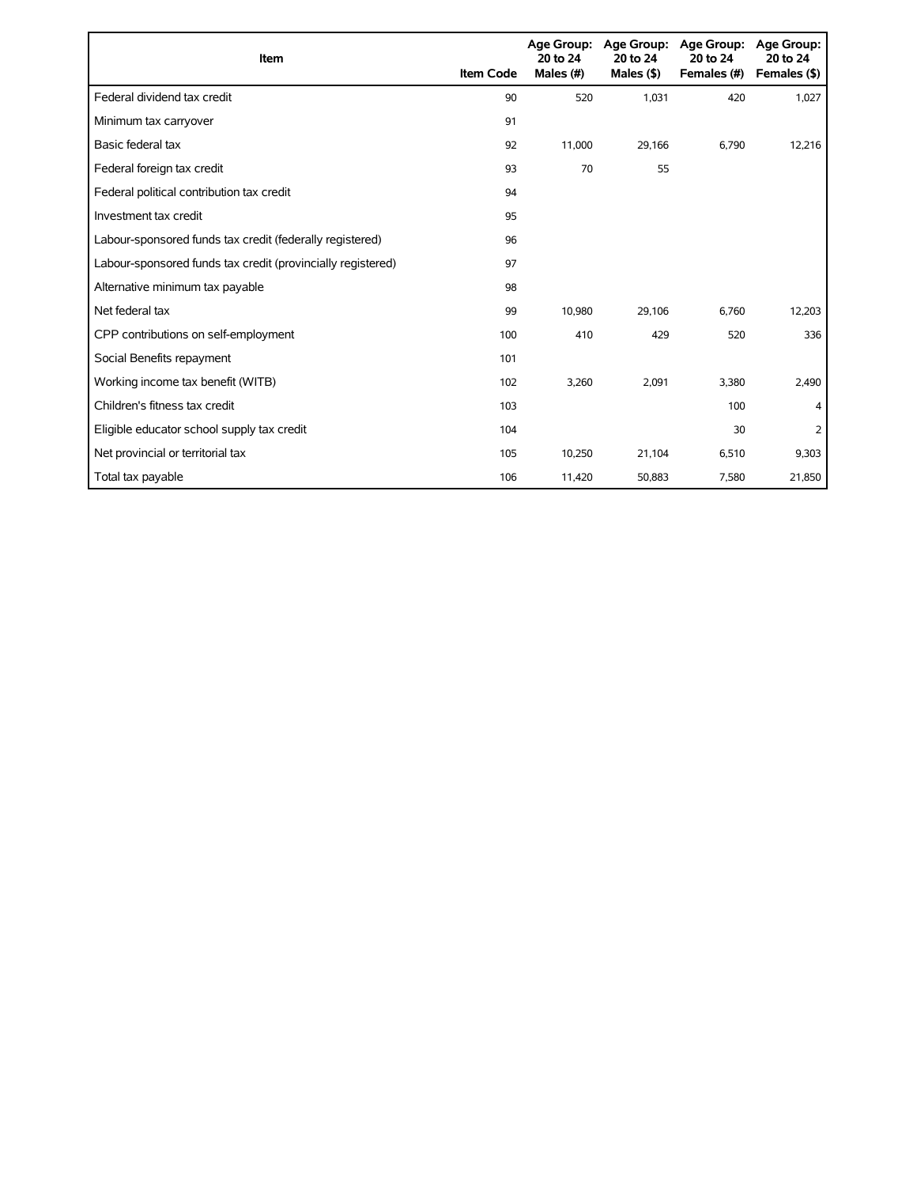| Item | Item Code | Age Group: 20 to 24 Males (#) | Age Group: 20 to 24 Males ($) | Age Group: 20 to 24 Females (#) | Age Group: 20 to 24 Females ($) |
|---|---|---|---|---|---|
| Federal dividend tax credit | 90 | 520 | 1,031 | 420 | 1,027 |
| Minimum tax carryover | 91 | | | | |
| Basic federal tax | 92 | 11,000 | 29,166 | 6,790 | 12,216 |
| Federal foreign tax credit | 93 | 70 | 55 | | |
| Federal political contribution tax credit | 94 | | | | |
| Investment tax credit | 95 | | | | |
| Labour-sponsored funds tax credit (federally registered) | 96 | | | | |
| Labour-sponsored funds tax credit (provincially registered) | 97 | | | | |
| Alternative minimum tax payable | 98 | | | | |
| Net federal tax | 99 | 10,980 | 29,106 | 6,760 | 12,203 |
| CPP contributions on self-employment | 100 | 410 | 429 | 520 | 336 |
| Social Benefits repayment | 101 | | | | |
| Working income tax benefit (WITB) | 102 | 3,260 | 2,091 | 3,380 | 2,490 |
| Children's fitness tax credit | 103 | | | 100 | 4 |
| Eligible educator school supply tax credit | 104 | | | 30 | 2 |
| Net provincial or territorial tax | 105 | 10,250 | 21,104 | 6,510 | 9,303 |
| Total tax payable | 106 | 11,420 | 50,883 | 7,580 | 21,850 |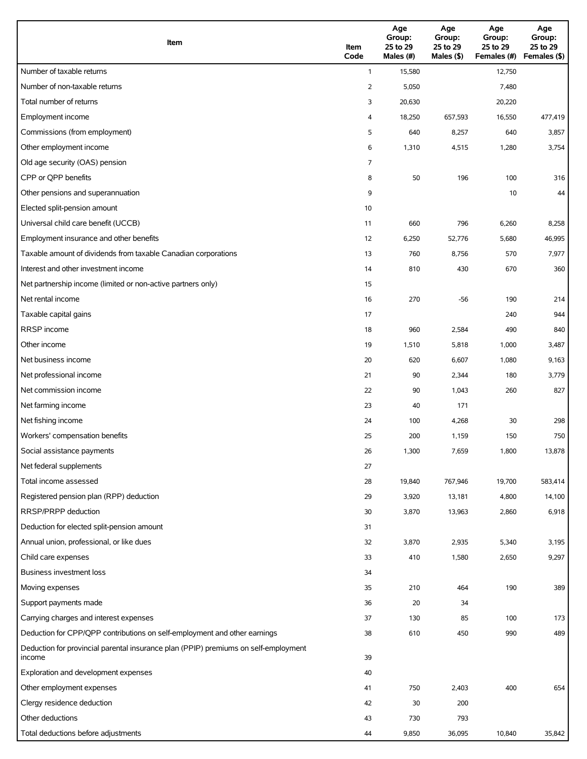| Item | Item Code | Age Group: 25 to 29 Males (#) | Age Group: 25 to 29 Males ($) | Age Group: 25 to 29 Females (#) | Age Group: 25 to 29 Females ($) |
|---|---|---|---|---|---|
| Number of taxable returns | 1 | 15,580 | | 12,750 | |
| Number of non-taxable returns | 2 | 5,050 | | 7,480 | |
| Total number of returns | 3 | 20,630 | | 20,220 | |
| Employment income | 4 | 18,250 | 657,593 | 16,550 | 477,419 |
| Commissions (from employment) | 5 | 640 | 8,257 | 640 | 3,857 |
| Other employment income | 6 | 1,310 | 4,515 | 1,280 | 3,754 |
| Old age security (OAS) pension | 7 | | | | |
| CPP or QPP benefits | 8 | 50 | 196 | 100 | 316 |
| Other pensions and superannuation | 9 | | | 10 | 44 |
| Elected split-pension amount | 10 | | | | |
| Universal child care benefit (UCCB) | 11 | 660 | 796 | 6,260 | 8,258 |
| Employment insurance and other benefits | 12 | 6,250 | 52,776 | 5,680 | 46,995 |
| Taxable amount of dividends from taxable Canadian corporations | 13 | 760 | 8,756 | 570 | 7,977 |
| Interest and other investment income | 14 | 810 | 430 | 670 | 360 |
| Net partnership income (limited or non-active partners only) | 15 | | | | |
| Net rental income | 16 | 270 | -56 | 190 | 214 |
| Taxable capital gains | 17 | | | 240 | 944 |
| RRSP income | 18 | 960 | 2,584 | 490 | 840 |
| Other income | 19 | 1,510 | 5,818 | 1,000 | 3,487 |
| Net business income | 20 | 620 | 6,607 | 1,080 | 9,163 |
| Net professional income | 21 | 90 | 2,344 | 180 | 3,779 |
| Net commission income | 22 | 90 | 1,043 | 260 | 827 |
| Net farming income | 23 | 40 | 171 | | |
| Net fishing income | 24 | 100 | 4,268 | 30 | 298 |
| Workers' compensation benefits | 25 | 200 | 1,159 | 150 | 750 |
| Social assistance payments | 26 | 1,300 | 7,659 | 1,800 | 13,878 |
| Net federal supplements | 27 | | | | |
| Total income assessed | 28 | 19,840 | 767,946 | 19,700 | 583,414 |
| Registered pension plan (RPP) deduction | 29 | 3,920 | 13,181 | 4,800 | 14,100 |
| RRSP/PRPP deduction | 30 | 3,870 | 13,963 | 2,860 | 6,918 |
| Deduction for elected split-pension amount | 31 | | | | |
| Annual union, professional, or like dues | 32 | 3,870 | 2,935 | 5,340 | 3,195 |
| Child care expenses | 33 | 410 | 1,580 | 2,650 | 9,297 |
| Business investment loss | 34 | | | | |
| Moving expenses | 35 | 210 | 464 | 190 | 389 |
| Support payments made | 36 | 20 | 34 | | |
| Carrying charges and interest expenses | 37 | 130 | 85 | 100 | 173 |
| Deduction for CPP/QPP contributions on self-employment and other earnings | 38 | 610 | 450 | 990 | 489 |
| Deduction for provincial parental insurance plan (PPIP) premiums on self-employment income | 39 | | | | |
| Exploration and development expenses | 40 | | | | |
| Other employment expenses | 41 | 750 | 2,403 | 400 | 654 |
| Clergy residence deduction | 42 | 30 | 200 | | |
| Other deductions | 43 | 730 | 793 | | |
| Total deductions before adjustments | 44 | 9,850 | 36,095 | 10,840 | 35,842 |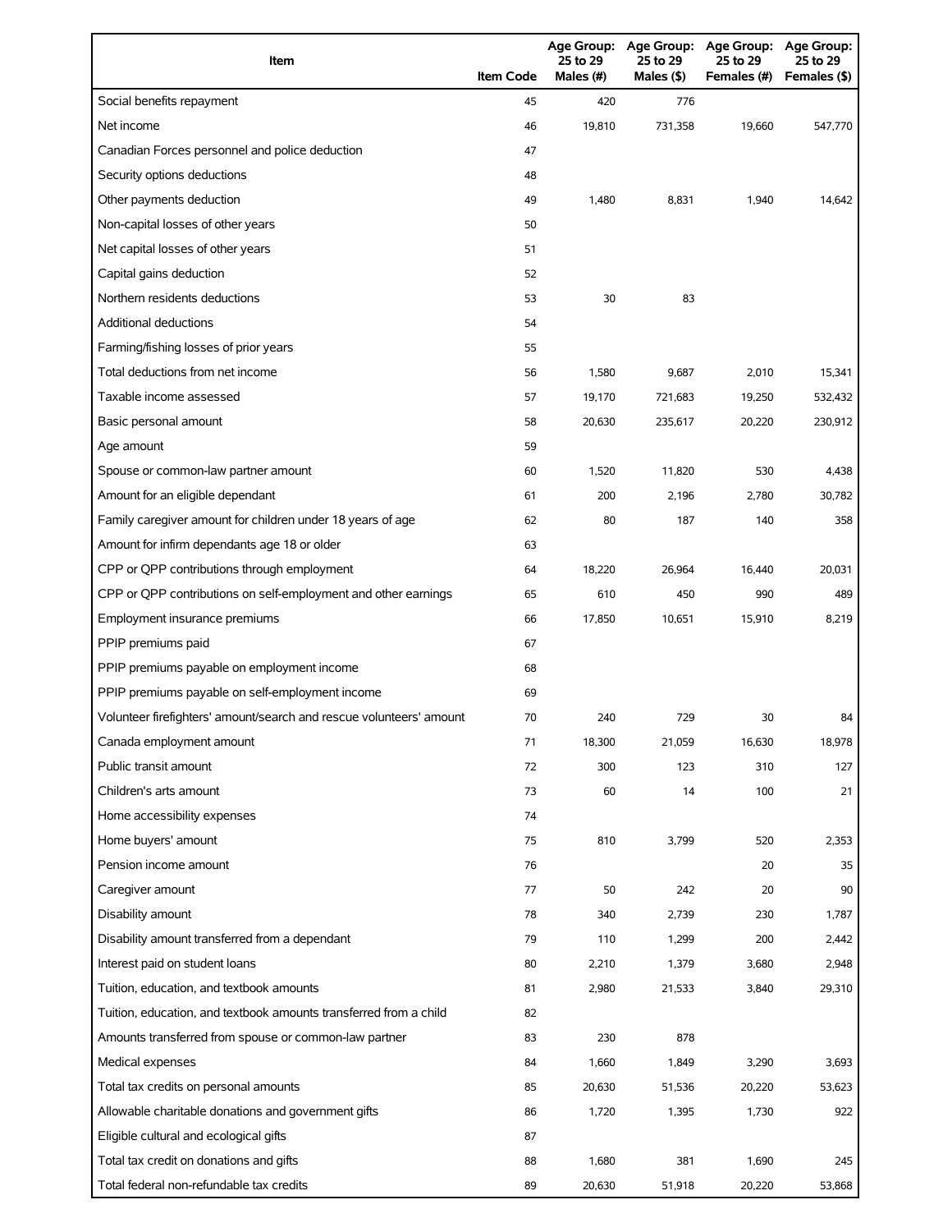| Item | Item Code | Age Group: 25 to 29 Males (#) | Age Group: 25 to 29 Males ($) | Age Group: 25 to 29 Females (#) | Age Group: 25 to 29 Females ($) |
|---|---|---|---|---|---|
| Social benefits repayment | 45 | 420 | 776 | | |
| Net income | 46 | 19,810 | 731,358 | 19,660 | 547,770 |
| Canadian Forces personnel and police deduction | 47 | | | | |
| Security options deductions | 48 | | | | |
| Other payments deduction | 49 | 1,480 | 8,831 | 1,940 | 14,642 |
| Non-capital losses of other years | 50 | | | | |
| Net capital losses of other years | 51 | | | | |
| Capital gains deduction | 52 | | | | |
| Northern residents deductions | 53 | 30 | 83 | | |
| Additional deductions | 54 | | | | |
| Farming/fishing losses of prior years | 55 | | | | |
| Total deductions from net income | 56 | 1,580 | 9,687 | 2,010 | 15,341 |
| Taxable income assessed | 57 | 19,170 | 721,683 | 19,250 | 532,432 |
| Basic personal amount | 58 | 20,630 | 235,617 | 20,220 | 230,912 |
| Age amount | 59 | | | | |
| Spouse or common-law partner amount | 60 | 1,520 | 11,820 | 530 | 4,438 |
| Amount for an eligible dependant | 61 | 200 | 2,196 | 2,780 | 30,782 |
| Family caregiver amount for children under 18 years of age | 62 | 80 | 187 | 140 | 358 |
| Amount for infirm dependants age 18 or older | 63 | | | | |
| CPP or QPP contributions through employment | 64 | 18,220 | 26,964 | 16,440 | 20,031 |
| CPP or QPP contributions on self-employment and other earnings | 65 | 610 | 450 | 990 | 489 |
| Employment insurance premiums | 66 | 17,850 | 10,651 | 15,910 | 8,219 |
| PPIP premiums paid | 67 | | | | |
| PPIP premiums payable on employment income | 68 | | | | |
| PPIP premiums payable on self-employment income | 69 | | | | |
| Volunteer firefighters' amount/search and rescue volunteers' amount | 70 | 240 | 729 | 30 | 84 |
| Canada employment amount | 71 | 18,300 | 21,059 | 16,630 | 18,978 |
| Public transit amount | 72 | 300 | 123 | 310 | 127 |
| Children's arts amount | 73 | 60 | 14 | 100 | 21 |
| Home accessibility expenses | 74 | | | | |
| Home buyers' amount | 75 | 810 | 3,799 | 520 | 2,353 |
| Pension income amount | 76 | | | 20 | 35 |
| Caregiver amount | 77 | 50 | 242 | 20 | 90 |
| Disability amount | 78 | 340 | 2,739 | 230 | 1,787 |
| Disability amount transferred from a dependant | 79 | 110 | 1,299 | 200 | 2,442 |
| Interest paid on student loans | 80 | 2,210 | 1,379 | 3,680 | 2,948 |
| Tuition, education, and textbook amounts | 81 | 2,980 | 21,533 | 3,840 | 29,310 |
| Tuition, education, and textbook amounts transferred from a child | 82 | | | | |
| Amounts transferred from spouse or common-law partner | 83 | 230 | 878 | | |
| Medical expenses | 84 | 1,660 | 1,849 | 3,290 | 3,693 |
| Total tax credits on personal amounts | 85 | 20,630 | 51,536 | 20,220 | 53,623 |
| Allowable charitable donations and government gifts | 86 | 1,720 | 1,395 | 1,730 | 922 |
| Eligible cultural and ecological gifts | 87 | | | | |
| Total tax credit on donations and gifts | 88 | 1,680 | 381 | 1,690 | 245 |
| Total federal non-refundable tax credits | 89 | 20,630 | 51,918 | 20,220 | 53,868 |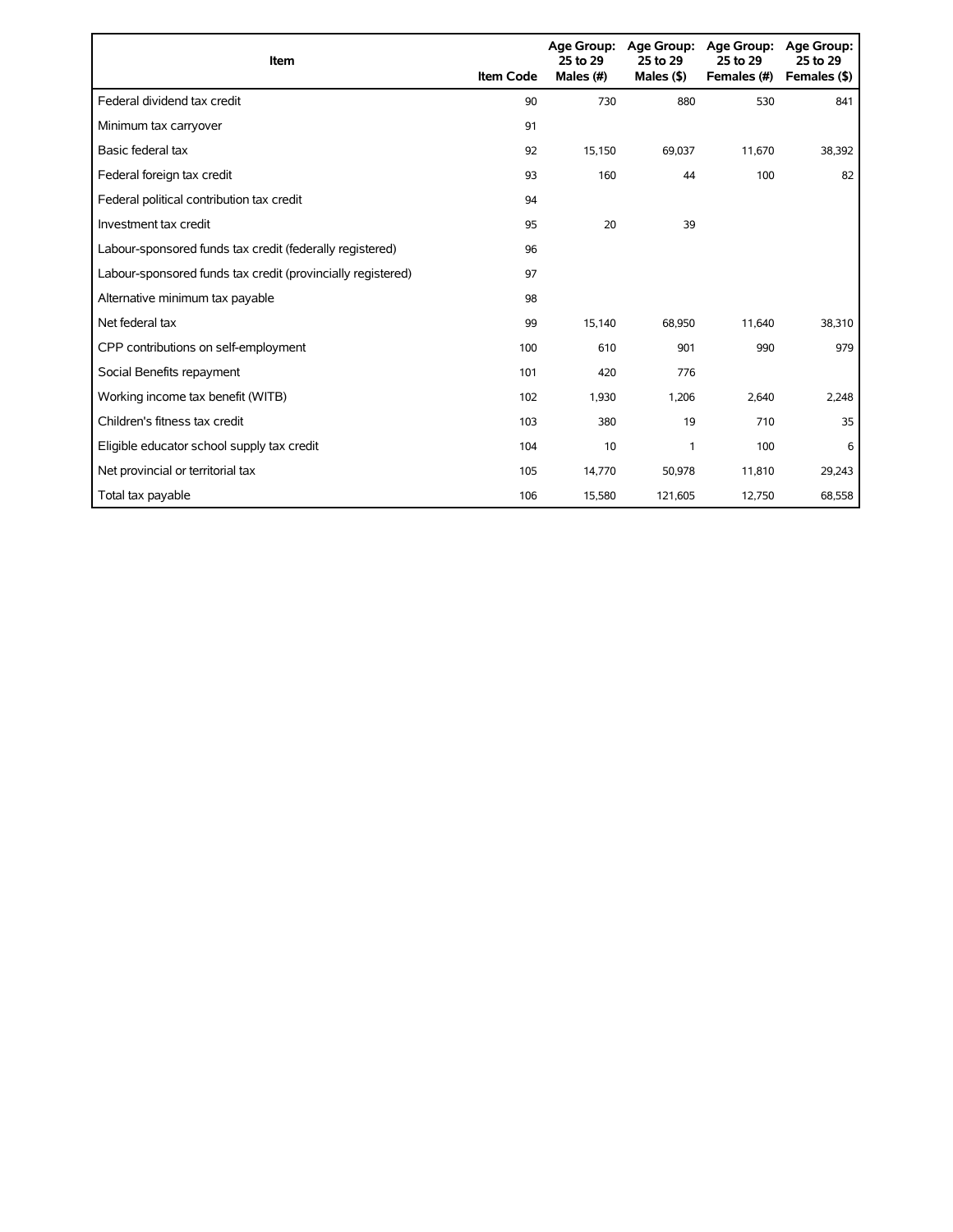| Item | Item Code | Age Group: 25 to 29 Males (#) | Age Group: 25 to 29 Males ($) | Age Group: 25 to 29 Females (#) | Age Group: 25 to 29 Females ($) |
|---|---|---|---|---|---|
| Federal dividend tax credit | 90 | 730 | 880 | 530 | 841 |
| Minimum tax carryover | 91 | | | | |
| Basic federal tax | 92 | 15,150 | 69,037 | 11,670 | 38,392 |
| Federal foreign tax credit | 93 | 160 | 44 | 100 | 82 |
| Federal political contribution tax credit | 94 | | | | |
| Investment tax credit | 95 | 20 | 39 | | |
| Labour-sponsored funds tax credit (federally registered) | 96 | | | | |
| Labour-sponsored funds tax credit (provincially registered) | 97 | | | | |
| Alternative minimum tax payable | 98 | | | | |
| Net federal tax | 99 | 15,140 | 68,950 | 11,640 | 38,310 |
| CPP contributions on self-employment | 100 | 610 | 901 | 990 | 979 |
| Social Benefits repayment | 101 | 420 | 776 | | |
| Working income tax benefit (WITB) | 102 | 1,930 | 1,206 | 2,640 | 2,248 |
| Children's fitness tax credit | 103 | 380 | 19 | 710 | 35 |
| Eligible educator school supply tax credit | 104 | 10 | 1 | 100 | 6 |
| Net provincial or territorial tax | 105 | 14,770 | 50,978 | 11,810 | 29,243 |
| Total tax payable | 106 | 15,580 | 121,605 | 12,750 | 68,558 |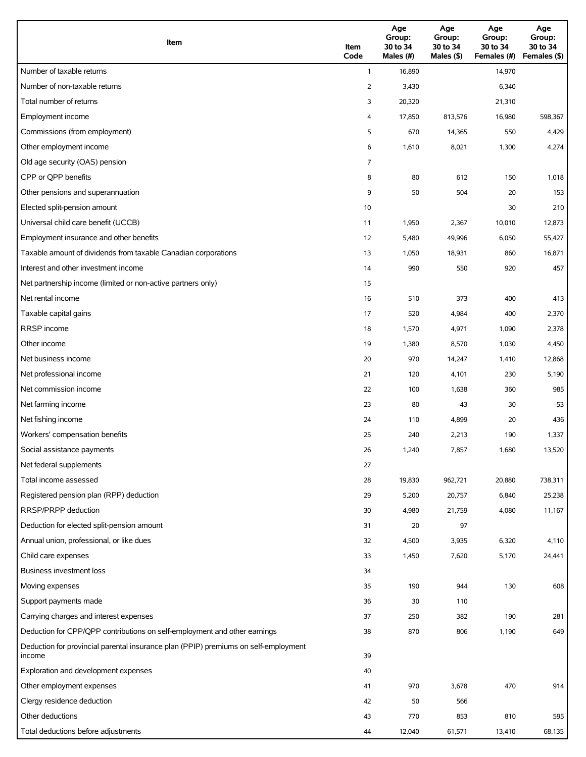| Item | Item Code | Age Group: 30 to 34 Males (#) | Age Group: 30 to 34 Males ($) | Age Group: 30 to 34 Females (#) | Age Group: 30 to 34 Females ($) |
| --- | --- | --- | --- | --- | --- |
| Number of taxable returns | 1 | 16,890 | | 14,970 | |
| Number of non-taxable returns | 2 | 3,430 | | 6,340 | |
| Total number of returns | 3 | 20,320 | | 21,310 | |
| Employment income | 4 | 17,850 | 813,576 | 16,980 | 598,367 |
| Commissions (from employment) | 5 | 670 | 14,365 | 550 | 4,429 |
| Other employment income | 6 | 1,610 | 8,021 | 1,300 | 4,274 |
| Old age security (OAS) pension | 7 | | | | |
| CPP or QPP benefits | 8 | 80 | 612 | 150 | 1,018 |
| Other pensions and superannuation | 9 | 50 | 504 | 20 | 153 |
| Elected split-pension amount | 10 | | | 30 | 210 |
| Universal child care benefit (UCCB) | 11 | 1,950 | 2,367 | 10,010 | 12,873 |
| Employment insurance and other benefits | 12 | 5,480 | 49,996 | 6,050 | 55,427 |
| Taxable amount of dividends from taxable Canadian corporations | 13 | 1,050 | 18,931 | 860 | 16,871 |
| Interest and other investment income | 14 | 990 | 550 | 920 | 457 |
| Net partnership income (limited or non-active partners only) | 15 | | | | |
| Net rental income | 16 | 510 | 373 | 400 | 413 |
| Taxable capital gains | 17 | 520 | 4,984 | 400 | 2,370 |
| RRSP income | 18 | 1,570 | 4,971 | 1,090 | 2,378 |
| Other income | 19 | 1,380 | 8,570 | 1,030 | 4,450 |
| Net business income | 20 | 970 | 14,247 | 1,410 | 12,868 |
| Net professional income | 21 | 120 | 4,101 | 230 | 5,190 |
| Net commission income | 22 | 100 | 1,638 | 360 | 985 |
| Net farming income | 23 | 80 | -43 | 30 | -53 |
| Net fishing income | 24 | 110 | 4,899 | 20 | 436 |
| Workers' compensation benefits | 25 | 240 | 2,213 | 190 | 1,337 |
| Social assistance payments | 26 | 1,240 | 7,857 | 1,680 | 13,520 |
| Net federal supplements | 27 | | | | |
| Total income assessed | 28 | 19,830 | 962,721 | 20,880 | 738,311 |
| Registered pension plan (RPP) deduction | 29 | 5,200 | 20,757 | 6,840 | 25,238 |
| RRSP/PRPP deduction | 30 | 4,980 | 21,759 | 4,080 | 11,167 |
| Deduction for elected split-pension amount | 31 | 20 | 97 | | |
| Annual union, professional, or like dues | 32 | 4,500 | 3,935 | 6,320 | 4,110 |
| Child care expenses | 33 | 1,450 | 7,620 | 5,170 | 24,441 |
| Business investment loss | 34 | | | | |
| Moving expenses | 35 | 190 | 944 | 130 | 608 |
| Support payments made | 36 | 30 | 110 | | |
| Carrying charges and interest expenses | 37 | 250 | 382 | 190 | 281 |
| Deduction for CPP/QPP contributions on self-employment and other earnings | 38 | 870 | 806 | 1,190 | 649 |
| Deduction for provincial parental insurance plan (PPIP) premiums on self-employment income | 39 | | | | |
| Exploration and development expenses | 40 | | | | |
| Other employment expenses | 41 | 970 | 3,678 | 470 | 914 |
| Clergy residence deduction | 42 | 50 | 566 | | |
| Other deductions | 43 | 770 | 853 | 810 | 595 |
| Total deductions before adjustments | 44 | 12,040 | 61,571 | 13,410 | 68,135 |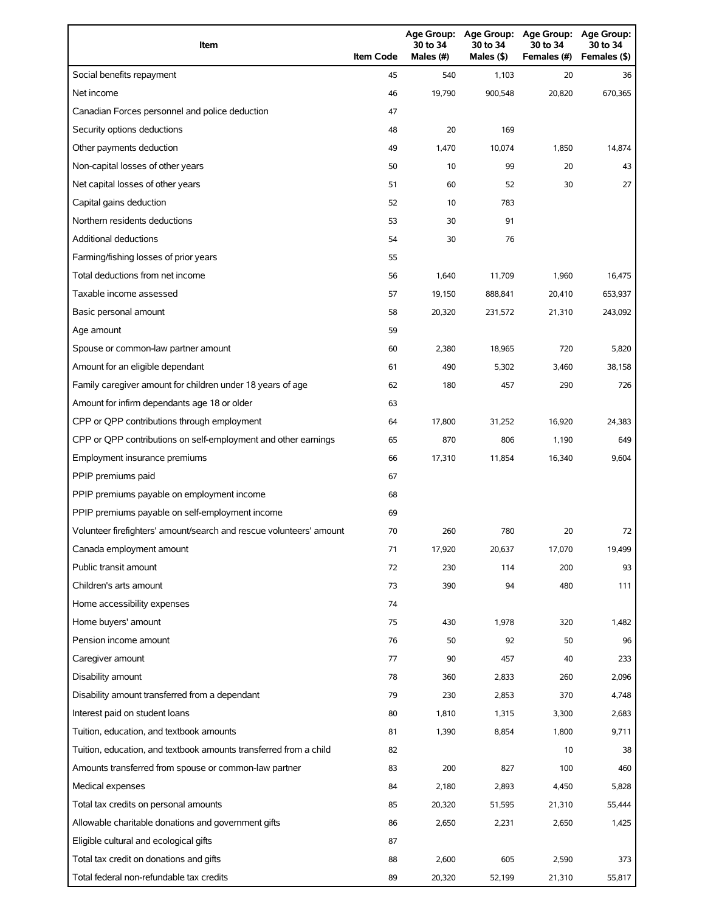| Item | Item Code | Age Group: 30 to 34 Males (#) | Age Group: 30 to 34 Males ($) | Age Group: 30 to 34 Females (#) | Age Group: 30 to 34 Females ($) |
|---|---|---|---|---|---|
| Social benefits repayment | 45 | 540 | 1,103 | 20 | 36 |
| Net income | 46 | 19,790 | 900,548 | 20,820 | 670,365 |
| Canadian Forces personnel and police deduction | 47 | | | | |
| Security options deductions | 48 | 20 | 169 | | |
| Other payments deduction | 49 | 1,470 | 10,074 | 1,850 | 14,874 |
| Non-capital losses of other years | 50 | 10 | 99 | 20 | 43 |
| Net capital losses of other years | 51 | 60 | 52 | 30 | 27 |
| Capital gains deduction | 52 | 10 | 783 | | |
| Northern residents deductions | 53 | 30 | 91 | | |
| Additional deductions | 54 | 30 | 76 | | |
| Farming/fishing losses of prior years | 55 | | | | |
| Total deductions from net income | 56 | 1,640 | 11,709 | 1,960 | 16,475 |
| Taxable income assessed | 57 | 19,150 | 888,841 | 20,410 | 653,937 |
| Basic personal amount | 58 | 20,320 | 231,572 | 21,310 | 243,092 |
| Age amount | 59 | | | | |
| Spouse or common-law partner amount | 60 | 2,380 | 18,965 | 720 | 5,820 |
| Amount for an eligible dependant | 61 | 490 | 5,302 | 3,460 | 38,158 |
| Family caregiver amount for children under 18 years of age | 62 | 180 | 457 | 290 | 726 |
| Amount for infirm dependants age 18 or older | 63 | | | | |
| CPP or QPP contributions through employment | 64 | 17,800 | 31,252 | 16,920 | 24,383 |
| CPP or QPP contributions on self-employment and other earnings | 65 | 870 | 806 | 1,190 | 649 |
| Employment insurance premiums | 66 | 17,310 | 11,854 | 16,340 | 9,604 |
| PPIP premiums paid | 67 | | | | |
| PPIP premiums payable on employment income | 68 | | | | |
| PPIP premiums payable on self-employment income | 69 | | | | |
| Volunteer firefighters' amount/search and rescue volunteers' amount | 70 | 260 | 780 | 20 | 72 |
| Canada employment amount | 71 | 17,920 | 20,637 | 17,070 | 19,499 |
| Public transit amount | 72 | 230 | 114 | 200 | 93 |
| Children's arts amount | 73 | 390 | 94 | 480 | 111 |
| Home accessibility expenses | 74 | | | | |
| Home buyers' amount | 75 | 430 | 1,978 | 320 | 1,482 |
| Pension income amount | 76 | 50 | 92 | 50 | 96 |
| Caregiver amount | 77 | 90 | 457 | 40 | 233 |
| Disability amount | 78 | 360 | 2,833 | 260 | 2,096 |
| Disability amount transferred from a dependant | 79 | 230 | 2,853 | 370 | 4,748 |
| Interest paid on student loans | 80 | 1,810 | 1,315 | 3,300 | 2,683 |
| Tuition, education, and textbook amounts | 81 | 1,390 | 8,854 | 1,800 | 9,711 |
| Tuition, education, and textbook amounts transferred from a child | 82 | | | 10 | 38 |
| Amounts transferred from spouse or common-law partner | 83 | 200 | 827 | 100 | 460 |
| Medical expenses | 84 | 2,180 | 2,893 | 4,450 | 5,828 |
| Total tax credits on personal amounts | 85 | 20,320 | 51,595 | 21,310 | 55,444 |
| Allowable charitable donations and government gifts | 86 | 2,650 | 2,231 | 2,650 | 1,425 |
| Eligible cultural and ecological gifts | 87 | | | | |
| Total tax credit on donations and gifts | 88 | 2,600 | 605 | 2,590 | 373 |
| Total federal non-refundable tax credits | 89 | 20,320 | 52,199 | 21,310 | 55,817 |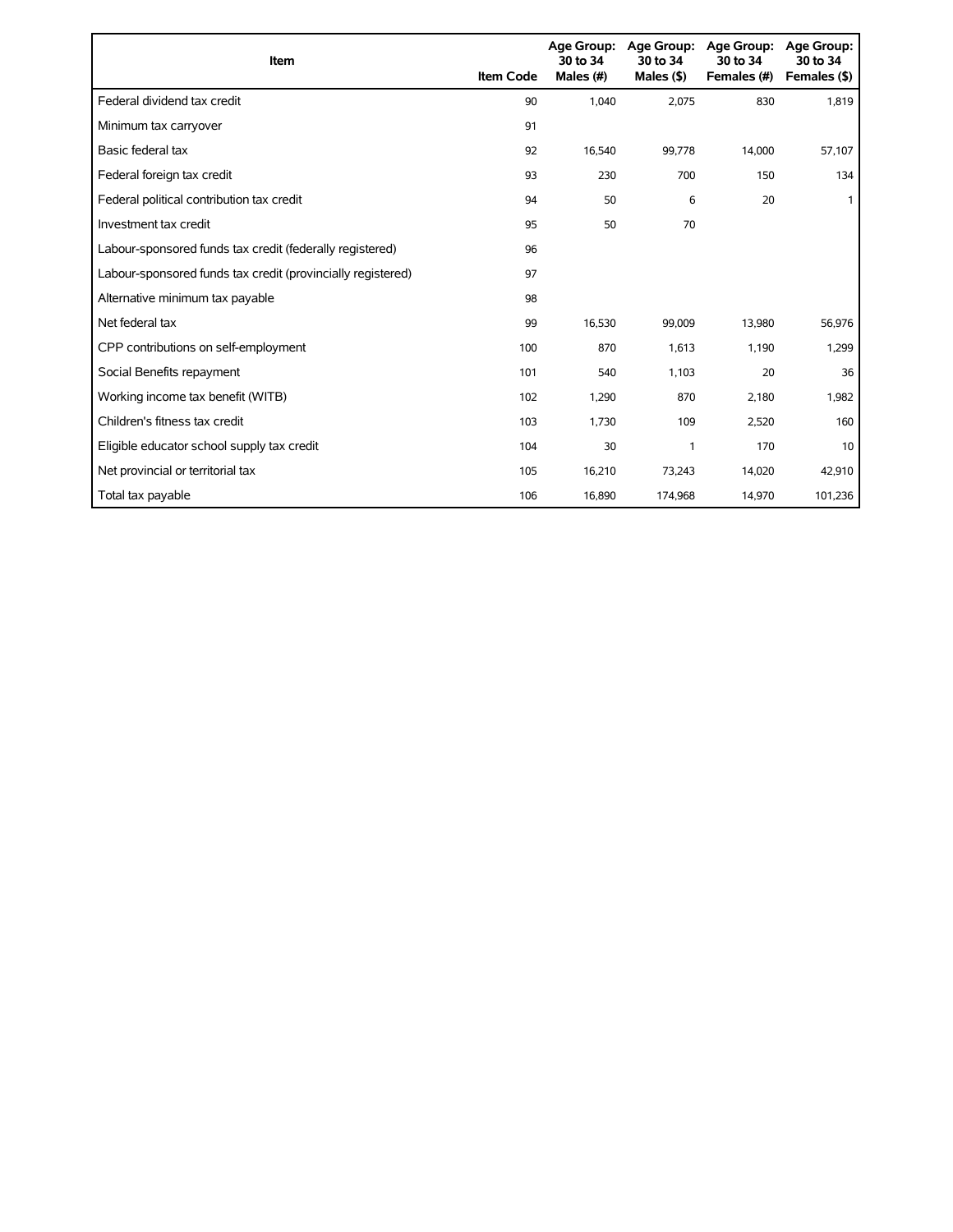| Item | Item Code | Age Group: 30 to 34 Males (#) | Age Group: 30 to 34 Males ($) | Age Group: 30 to 34 Females (#) | Age Group: 30 to 34 Females ($) |
|---|---|---|---|---|---|
| Federal dividend tax credit | 90 | 1,040 | 2,075 | 830 | 1,819 |
| Minimum tax carryover | 91 | | | | |
| Basic federal tax | 92 | 16,540 | 99,778 | 14,000 | 57,107 |
| Federal foreign tax credit | 93 | 230 | 700 | 150 | 134 |
| Federal political contribution tax credit | 94 | 50 | 6 | 20 | 1 |
| Investment tax credit | 95 | 50 | 70 | | |
| Labour-sponsored funds tax credit (federally registered) | 96 | | | | |
| Labour-sponsored funds tax credit (provincially registered) | 97 | | | | |
| Alternative minimum tax payable | 98 | | | | |
| Net federal tax | 99 | 16,530 | 99,009 | 13,980 | 56,976 |
| CPP contributions on self-employment | 100 | 870 | 1,613 | 1,190 | 1,299 |
| Social Benefits repayment | 101 | 540 | 1,103 | 20 | 36 |
| Working income tax benefit (WITB) | 102 | 1,290 | 870 | 2,180 | 1,982 |
| Children's fitness tax credit | 103 | 1,730 | 109 | 2,520 | 160 |
| Eligible educator school supply tax credit | 104 | 30 | 1 | 170 | 10 |
| Net provincial or territorial tax | 105 | 16,210 | 73,243 | 14,020 | 42,910 |
| Total tax payable | 106 | 16,890 | 174,968 | 14,970 | 101,236 |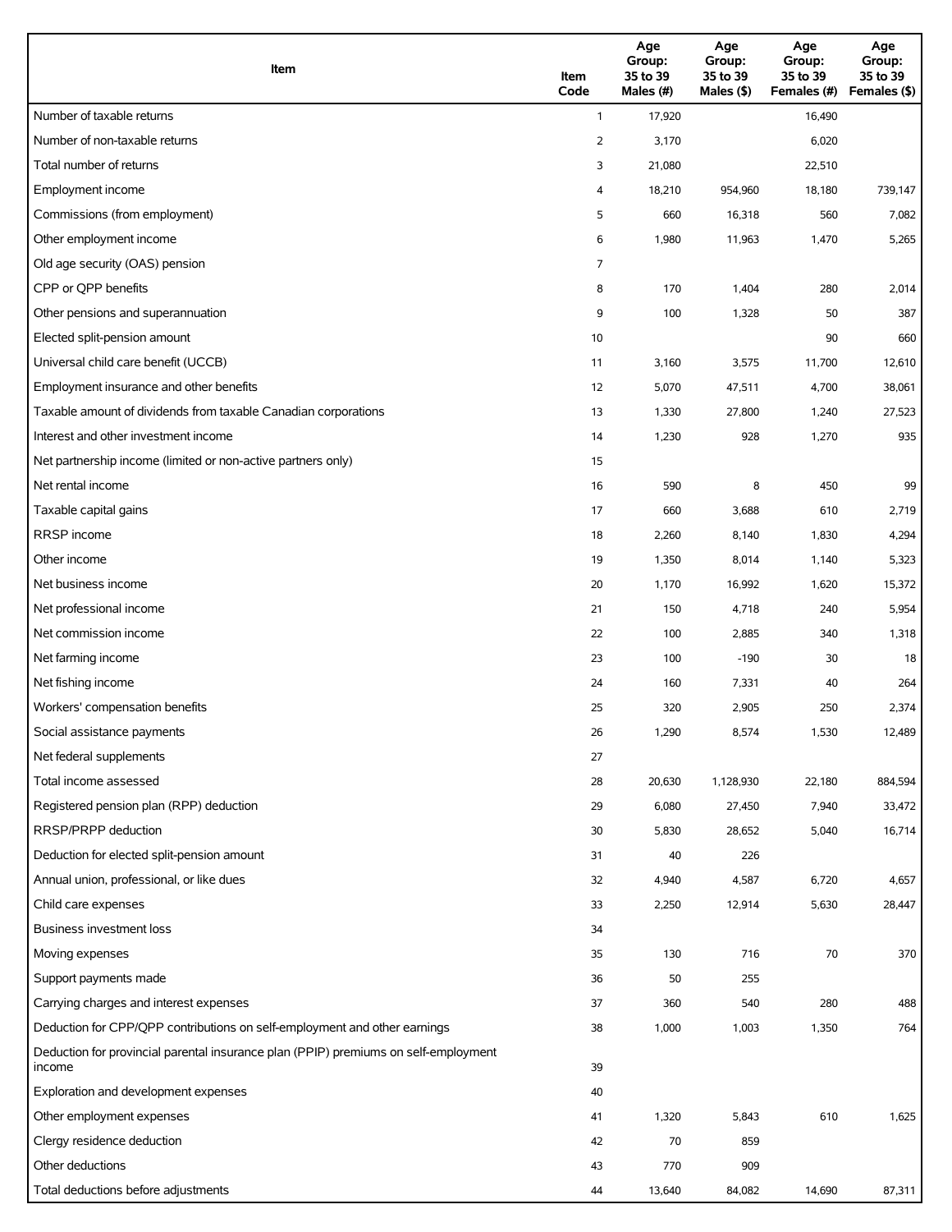| Item | Item Code | Age Group: 35 to 39 Males (#) | Age Group: 35 to 39 Males ($) | Age Group: 35 to 39 Females (#) | Age Group: 35 to 39 Females ($) |
|---|---|---|---|---|---|
| Number of taxable returns | 1 | 17,920 | | 16,490 | |
| Number of non-taxable returns | 2 | 3,170 | | 6,020 | |
| Total number of returns | 3 | 21,080 | | 22,510 | |
| Employment income | 4 | 18,210 | 954,960 | 18,180 | 739,147 |
| Commissions (from employment) | 5 | 660 | 16,318 | 560 | 7,082 |
| Other employment income | 6 | 1,980 | 11,963 | 1,470 | 5,265 |
| Old age security (OAS) pension | 7 | | | | |
| CPP or QPP benefits | 8 | 170 | 1,404 | 280 | 2,014 |
| Other pensions and superannuation | 9 | 100 | 1,328 | 50 | 387 |
| Elected split-pension amount | 10 | | | 90 | 660 |
| Universal child care benefit (UCCB) | 11 | 3,160 | 3,575 | 11,700 | 12,610 |
| Employment insurance and other benefits | 12 | 5,070 | 47,511 | 4,700 | 38,061 |
| Taxable amount of dividends from taxable Canadian corporations | 13 | 1,330 | 27,800 | 1,240 | 27,523 |
| Interest and other investment income | 14 | 1,230 | 928 | 1,270 | 935 |
| Net partnership income (limited or non-active partners only) | 15 | | | | |
| Net rental income | 16 | 590 | 8 | 450 | 99 |
| Taxable capital gains | 17 | 660 | 3,688 | 610 | 2,719 |
| RRSP income | 18 | 2,260 | 8,140 | 1,830 | 4,294 |
| Other income | 19 | 1,350 | 8,014 | 1,140 | 5,323 |
| Net business income | 20 | 1,170 | 16,992 | 1,620 | 15,372 |
| Net professional income | 21 | 150 | 4,718 | 240 | 5,954 |
| Net commission income | 22 | 100 | 2,885 | 340 | 1,318 |
| Net farming income | 23 | 100 | -190 | 30 | 18 |
| Net fishing income | 24 | 160 | 7,331 | 40 | 264 |
| Workers' compensation benefits | 25 | 320 | 2,905 | 250 | 2,374 |
| Social assistance payments | 26 | 1,290 | 8,574 | 1,530 | 12,489 |
| Net federal supplements | 27 | | | | |
| Total income assessed | 28 | 20,630 | 1,128,930 | 22,180 | 884,594 |
| Registered pension plan (RPP) deduction | 29 | 6,080 | 27,450 | 7,940 | 33,472 |
| RRSP/PRPP deduction | 30 | 5,830 | 28,652 | 5,040 | 16,714 |
| Deduction for elected split-pension amount | 31 | 40 | 226 | | |
| Annual union, professional, or like dues | 32 | 4,940 | 4,587 | 6,720 | 4,657 |
| Child care expenses | 33 | 2,250 | 12,914 | 5,630 | 28,447 |
| Business investment loss | 34 | | | | |
| Moving expenses | 35 | 130 | 716 | 70 | 370 |
| Support payments made | 36 | 50 | 255 | | |
| Carrying charges and interest expenses | 37 | 360 | 540 | 280 | 488 |
| Deduction for CPP/QPP contributions on self-employment and other earnings | 38 | 1,000 | 1,003 | 1,350 | 764 |
| Deduction for provincial parental insurance plan (PPIP) premiums on self-employment income | 39 | | | | |
| Exploration and development expenses | 40 | | | | |
| Other employment expenses | 41 | 1,320 | 5,843 | 610 | 1,625 |
| Clergy residence deduction | 42 | 70 | 859 | | |
| Other deductions | 43 | 770 | 909 | | |
| Total deductions before adjustments | 44 | 13,640 | 84,082 | 14,690 | 87,311 |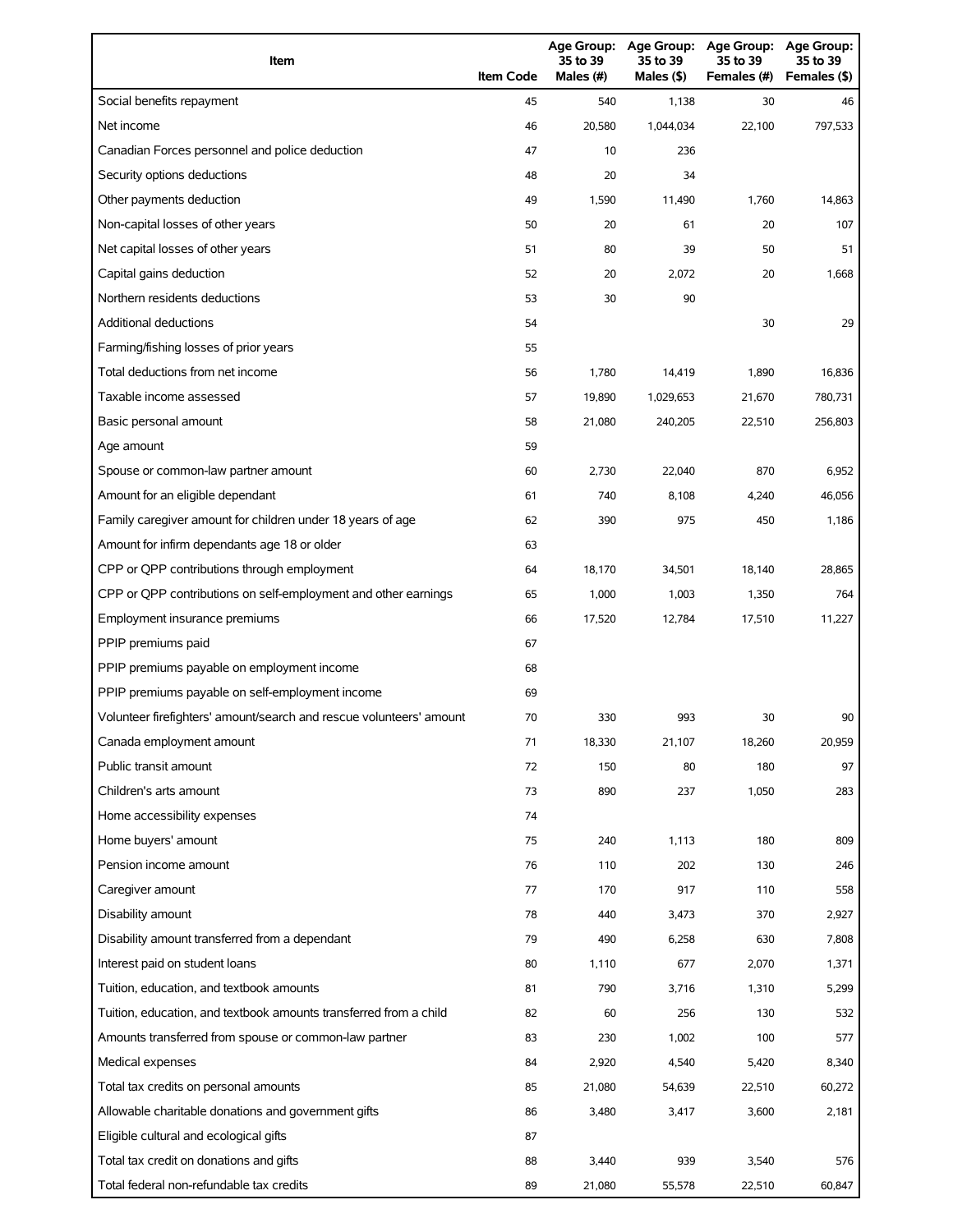| Item | Item Code | Age Group: 35 to 39 Males (#) | Age Group: 35 to 39 Males ($) | Age Group: 35 to 39 Females (#) | Age Group: 35 to 39 Females ($) |
| --- | --- | --- | --- | --- | --- |
| Social benefits repayment | 45 | 540 | 1,138 | 30 | 46 |
| Net income | 46 | 20,580 | 1,044,034 | 22,100 | 797,533 |
| Canadian Forces personnel and police deduction | 47 | 10 | 236 | | |
| Security options deductions | 48 | 20 | 34 | | |
| Other payments deduction | 49 | 1,590 | 11,490 | 1,760 | 14,863 |
| Non-capital losses of other years | 50 | 20 | 61 | 20 | 107 |
| Net capital losses of other years | 51 | 80 | 39 | 50 | 51 |
| Capital gains deduction | 52 | 20 | 2,072 | 20 | 1,668 |
| Northern residents deductions | 53 | 30 | 90 | | |
| Additional deductions | 54 | | | 30 | 29 |
| Farming/fishing losses of prior years | 55 | | | | |
| Total deductions from net income | 56 | 1,780 | 14,419 | 1,890 | 16,836 |
| Taxable income assessed | 57 | 19,890 | 1,029,653 | 21,670 | 780,731 |
| Basic personal amount | 58 | 21,080 | 240,205 | 22,510 | 256,803 |
| Age amount | 59 | | | | |
| Spouse or common-law partner amount | 60 | 2,730 | 22,040 | 870 | 6,952 |
| Amount for an eligible dependant | 61 | 740 | 8,108 | 4,240 | 46,056 |
| Family caregiver amount for children under 18 years of age | 62 | 390 | 975 | 450 | 1,186 |
| Amount for infirm dependants age 18 or older | 63 | | | | |
| CPP or QPP contributions through employment | 64 | 18,170 | 34,501 | 18,140 | 28,865 |
| CPP or QPP contributions on self-employment and other earnings | 65 | 1,000 | 1,003 | 1,350 | 764 |
| Employment insurance premiums | 66 | 17,520 | 12,784 | 17,510 | 11,227 |
| PPIP premiums paid | 67 | | | | |
| PPIP premiums payable on employment income | 68 | | | | |
| PPIP premiums payable on self-employment income | 69 | | | | |
| Volunteer firefighters' amount/search and rescue volunteers' amount | 70 | 330 | 993 | 30 | 90 |
| Canada employment amount | 71 | 18,330 | 21,107 | 18,260 | 20,959 |
| Public transit amount | 72 | 150 | 80 | 180 | 97 |
| Children's arts amount | 73 | 890 | 237 | 1,050 | 283 |
| Home accessibility expenses | 74 | | | | |
| Home buyers' amount | 75 | 240 | 1,113 | 180 | 809 |
| Pension income amount | 76 | 110 | 202 | 130 | 246 |
| Caregiver amount | 77 | 170 | 917 | 110 | 558 |
| Disability amount | 78 | 440 | 3,473 | 370 | 2,927 |
| Disability amount transferred from a dependant | 79 | 490 | 6,258 | 630 | 7,808 |
| Interest paid on student loans | 80 | 1,110 | 677 | 2,070 | 1,371 |
| Tuition, education, and textbook amounts | 81 | 790 | 3,716 | 1,310 | 5,299 |
| Tuition, education, and textbook amounts transferred from a child | 82 | 60 | 256 | 130 | 532 |
| Amounts transferred from spouse or common-law partner | 83 | 230 | 1,002 | 100 | 577 |
| Medical expenses | 84 | 2,920 | 4,540 | 5,420 | 8,340 |
| Total tax credits on personal amounts | 85 | 21,080 | 54,639 | 22,510 | 60,272 |
| Allowable charitable donations and government gifts | 86 | 3,480 | 3,417 | 3,600 | 2,181 |
| Eligible cultural and ecological gifts | 87 | | | | |
| Total tax credit on donations and gifts | 88 | 3,440 | 939 | 3,540 | 576 |
| Total federal non-refundable tax credits | 89 | 21,080 | 55,578 | 22,510 | 60,847 |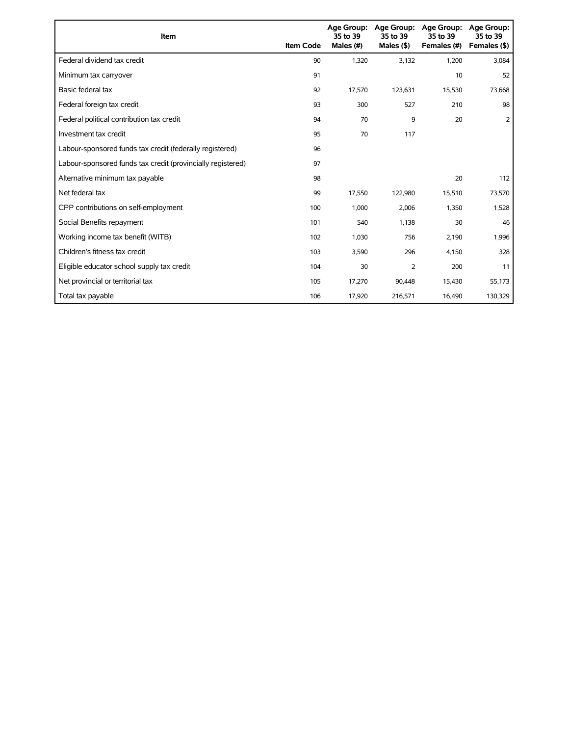| Item | Item Code | Age Group: 35 to 39 Males (#) | Age Group: 35 to 39 Males ($) | Age Group: 35 to 39 Females (#) | Age Group: 35 to 39 Females ($) |
|---|---|---|---|---|---|
| Federal dividend tax credit | 90 | 1,320 | 3,132 | 1,200 | 3,084 |
| Minimum tax carryover | 91 | | | 10 | 52 |
| Basic federal tax | 92 | 17,570 | 123,631 | 15,530 | 73,668 |
| Federal foreign tax credit | 93 | 300 | 527 | 210 | 98 |
| Federal political contribution tax credit | 94 | 70 | 9 | 20 | 2 |
| Investment tax credit | 95 | 70 | 117 | | |
| Labour-sponsored funds tax credit (federally registered) | 96 | | | | |
| Labour-sponsored funds tax credit (provincially registered) | 97 | | | | |
| Alternative minimum tax payable | 98 | | | 20 | 112 |
| Net federal tax | 99 | 17,550 | 122,980 | 15,510 | 73,570 |
| CPP contributions on self-employment | 100 | 1,000 | 2,006 | 1,350 | 1,528 |
| Social Benefits repayment | 101 | 540 | 1,138 | 30 | 46 |
| Working income tax benefit (WITB) | 102 | 1,030 | 756 | 2,190 | 1,996 |
| Children's fitness tax credit | 103 | 3,590 | 296 | 4,150 | 328 |
| Eligible educator school supply tax credit | 104 | 30 | 2 | 200 | 11 |
| Net provincial or territorial tax | 105 | 17,270 | 90,448 | 15,430 | 55,173 |
| Total tax payable | 106 | 17,920 | 216,571 | 16,490 | 130,329 |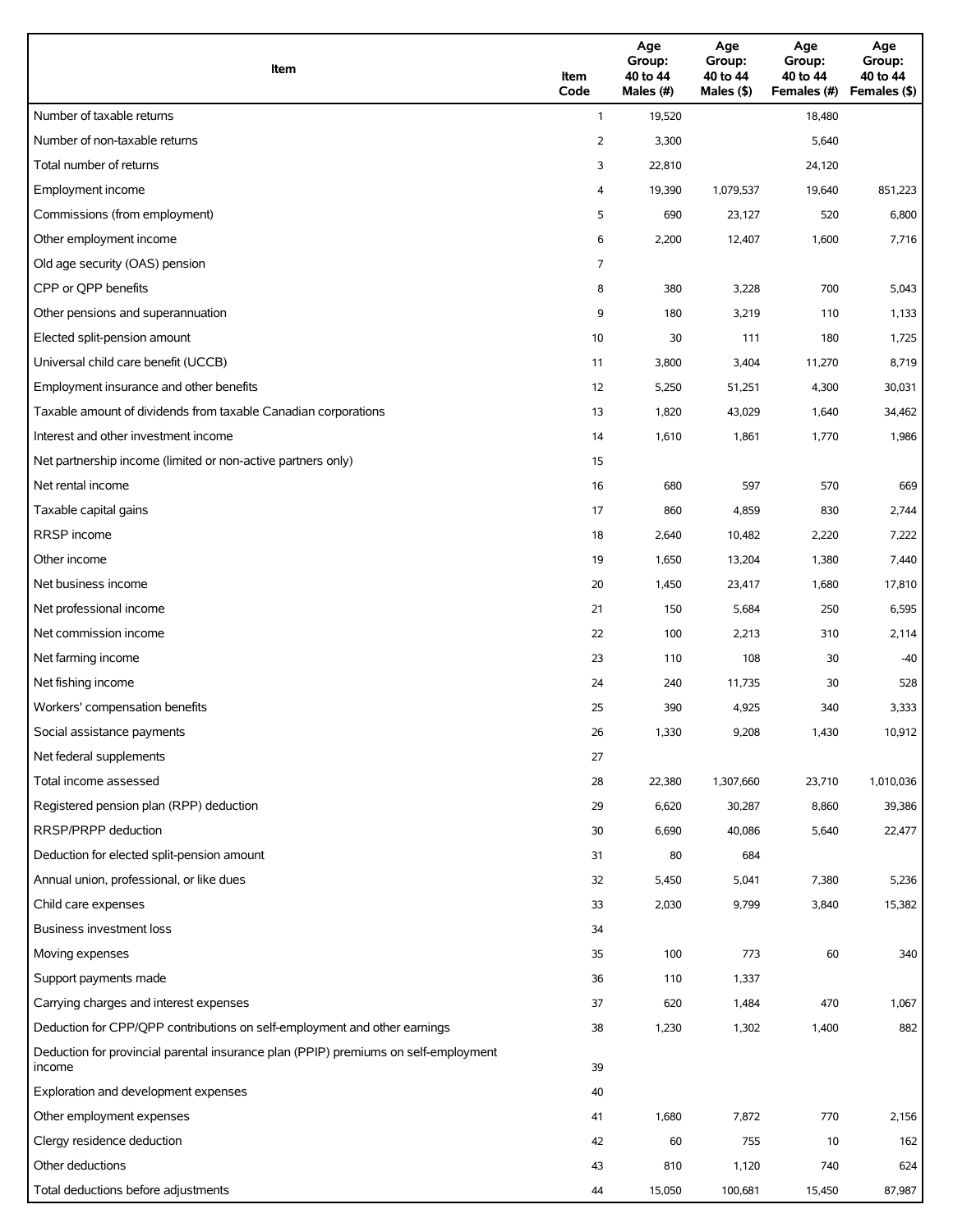| Item | Item Code | Age Group: 40 to 44 Males (#) | Age Group: 40 to 44 Males ($) | Age Group: 40 to 44 Females (#) | Age Group: 40 to 44 Females ($) |
|---|---|---|---|---|---|
| Number of taxable returns | 1 | 19,520 | | 18,480 | |
| Number of non-taxable returns | 2 | 3,300 | | 5,640 | |
| Total number of returns | 3 | 22,810 | | 24,120 | |
| Employment income | 4 | 19,390 | 1,079,537 | 19,640 | 851,223 |
| Commissions (from employment) | 5 | 690 | 23,127 | 520 | 6,800 |
| Other employment income | 6 | 2,200 | 12,407 | 1,600 | 7,716 |
| Old age security (OAS) pension | 7 | | | | |
| CPP or QPP benefits | 8 | 380 | 3,228 | 700 | 5,043 |
| Other pensions and superannuation | 9 | 180 | 3,219 | 110 | 1,133 |
| Elected split-pension amount | 10 | 30 | 111 | 180 | 1,725 |
| Universal child care benefit (UCCB) | 11 | 3,800 | 3,404 | 11,270 | 8,719 |
| Employment insurance and other benefits | 12 | 5,250 | 51,251 | 4,300 | 30,031 |
| Taxable amount of dividends from taxable Canadian corporations | 13 | 1,820 | 43,029 | 1,640 | 34,462 |
| Interest and other investment income | 14 | 1,610 | 1,861 | 1,770 | 1,986 |
| Net partnership income (limited or non-active partners only) | 15 | | | | |
| Net rental income | 16 | 680 | 597 | 570 | 669 |
| Taxable capital gains | 17 | 860 | 4,859 | 830 | 2,744 |
| RRSP income | 18 | 2,640 | 10,482 | 2,220 | 7,222 |
| Other income | 19 | 1,650 | 13,204 | 1,380 | 7,440 |
| Net business income | 20 | 1,450 | 23,417 | 1,680 | 17,810 |
| Net professional income | 21 | 150 | 5,684 | 250 | 6,595 |
| Net commission income | 22 | 100 | 2,213 | 310 | 2,114 |
| Net farming income | 23 | 110 | 108 | 30 | -40 |
| Net fishing income | 24 | 240 | 11,735 | 30 | 528 |
| Workers' compensation benefits | 25 | 390 | 4,925 | 340 | 3,333 |
| Social assistance payments | 26 | 1,330 | 9,208 | 1,430 | 10,912 |
| Net federal supplements | 27 | | | | |
| Total income assessed | 28 | 22,380 | 1,307,660 | 23,710 | 1,010,036 |
| Registered pension plan (RPP) deduction | 29 | 6,620 | 30,287 | 8,860 | 39,386 |
| RRSP/PRPP deduction | 30 | 6,690 | 40,086 | 5,640 | 22,477 |
| Deduction for elected split-pension amount | 31 | 80 | 684 | | |
| Annual union, professional, or like dues | 32 | 5,450 | 5,041 | 7,380 | 5,236 |
| Child care expenses | 33 | 2,030 | 9,799 | 3,840 | 15,382 |
| Business investment loss | 34 | | | | |
| Moving expenses | 35 | 100 | 773 | 60 | 340 |
| Support payments made | 36 | 110 | 1,337 | | |
| Carrying charges and interest expenses | 37 | 620 | 1,484 | 470 | 1,067 |
| Deduction for CPP/QPP contributions on self-employment and other earnings | 38 | 1,230 | 1,302 | 1,400 | 882 |
| Deduction for provincial parental insurance plan (PPIP) premiums on self-employment income | 39 | | | | |
| Exploration and development expenses | 40 | | | | |
| Other employment expenses | 41 | 1,680 | 7,872 | 770 | 2,156 |
| Clergy residence deduction | 42 | 60 | 755 | 10 | 162 |
| Other deductions | 43 | 810 | 1,120 | 740 | 624 |
| Total deductions before adjustments | 44 | 15,050 | 100,681 | 15,450 | 87,987 |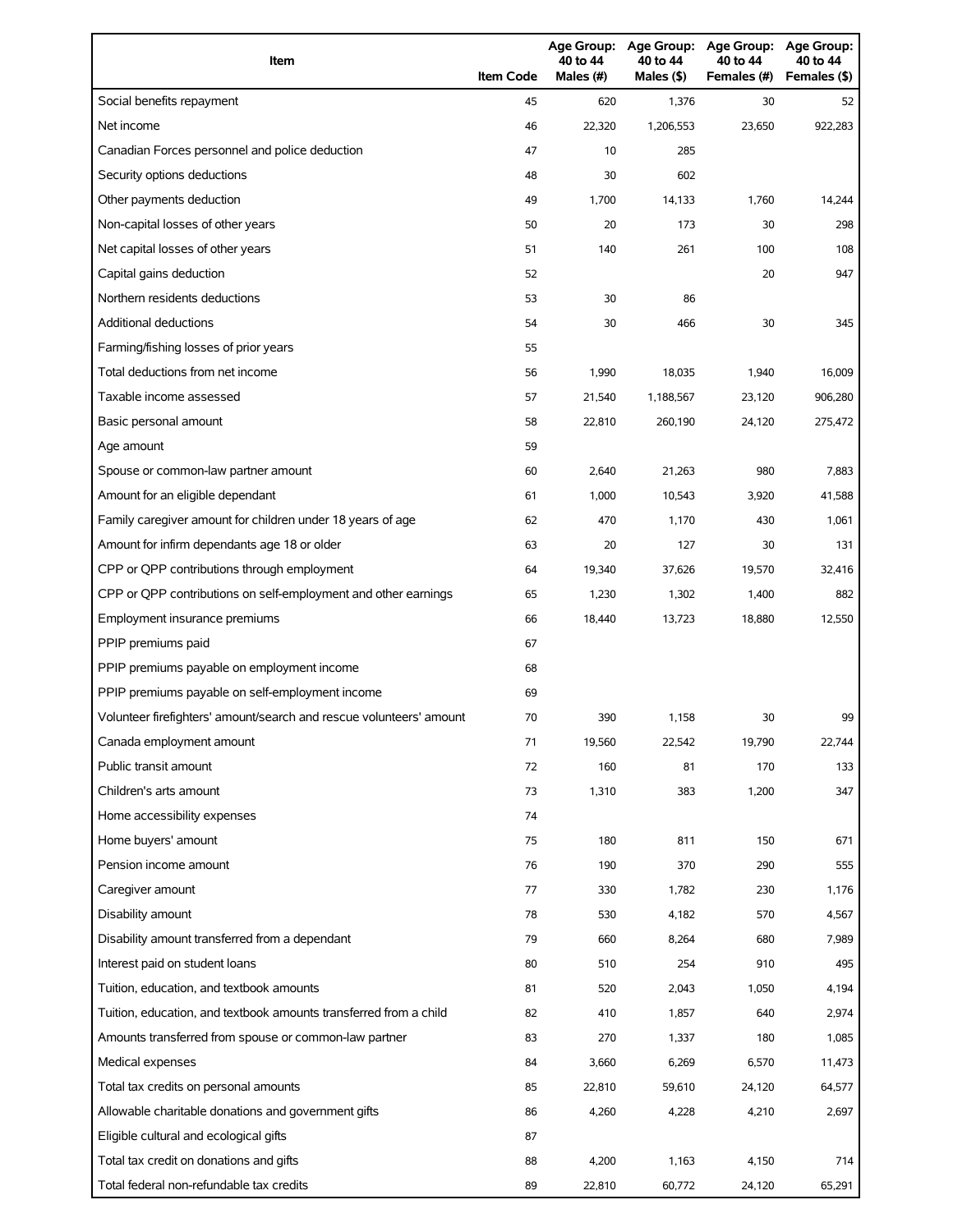| Item | Item Code | Age Group: 40 to 44 Males (#) | Age Group: 40 to 44 Males ($) | Age Group: 40 to 44 Females (#) | Age Group: 40 to 44 Females ($) |
|---|---|---|---|---|---|
| Social benefits repayment | 45 | 620 | 1,376 | 30 | 52 |
| Net income | 46 | 22,320 | 1,206,553 | 23,650 | 922,283 |
| Canadian Forces personnel and police deduction | 47 | 10 | 285 | | |
| Security options deductions | 48 | 30 | 602 | | |
| Other payments deduction | 49 | 1,700 | 14,133 | 1,760 | 14,244 |
| Non-capital losses of other years | 50 | 20 | 173 | 30 | 298 |
| Net capital losses of other years | 51 | 140 | 261 | 100 | 108 |
| Capital gains deduction | 52 | | | 20 | 947 |
| Northern residents deductions | 53 | 30 | 86 | | |
| Additional deductions | 54 | 30 | 466 | 30 | 345 |
| Farming/fishing losses of prior years | 55 | | | | |
| Total deductions from net income | 56 | 1,990 | 18,035 | 1,940 | 16,009 |
| Taxable income assessed | 57 | 21,540 | 1,188,567 | 23,120 | 906,280 |
| Basic personal amount | 58 | 22,810 | 260,190 | 24,120 | 275,472 |
| Age amount | 59 | | | | |
| Spouse or common-law partner amount | 60 | 2,640 | 21,263 | 980 | 7,883 |
| Amount for an eligible dependant | 61 | 1,000 | 10,543 | 3,920 | 41,588 |
| Family caregiver amount for children under 18 years of age | 62 | 470 | 1,170 | 430 | 1,061 |
| Amount for infirm dependants age 18 or older | 63 | 20 | 127 | 30 | 131 |
| CPP or QPP contributions through employment | 64 | 19,340 | 37,626 | 19,570 | 32,416 |
| CPP or QPP contributions on self-employment and other earnings | 65 | 1,230 | 1,302 | 1,400 | 882 |
| Employment insurance premiums | 66 | 18,440 | 13,723 | 18,880 | 12,550 |
| PPIP premiums paid | 67 | | | | |
| PPIP premiums payable on employment income | 68 | | | | |
| PPIP premiums payable on self-employment income | 69 | | | | |
| Volunteer firefighters' amount/search and rescue volunteers' amount | 70 | 390 | 1,158 | 30 | 99 |
| Canada employment amount | 71 | 19,560 | 22,542 | 19,790 | 22,744 |
| Public transit amount | 72 | 160 | 81 | 170 | 133 |
| Children's arts amount | 73 | 1,310 | 383 | 1,200 | 347 |
| Home accessibility expenses | 74 | | | | |
| Home buyers' amount | 75 | 180 | 811 | 150 | 671 |
| Pension income amount | 76 | 190 | 370 | 290 | 555 |
| Caregiver amount | 77 | 330 | 1,782 | 230 | 1,176 |
| Disability amount | 78 | 530 | 4,182 | 570 | 4,567 |
| Disability amount transferred from a dependant | 79 | 660 | 8,264 | 680 | 7,989 |
| Interest paid on student loans | 80 | 510 | 254 | 910 | 495 |
| Tuition, education, and textbook amounts | 81 | 520 | 2,043 | 1,050 | 4,194 |
| Tuition, education, and textbook amounts transferred from a child | 82 | 410 | 1,857 | 640 | 2,974 |
| Amounts transferred from spouse or common-law partner | 83 | 270 | 1,337 | 180 | 1,085 |
| Medical expenses | 84 | 3,660 | 6,269 | 6,570 | 11,473 |
| Total tax credits on personal amounts | 85 | 22,810 | 59,610 | 24,120 | 64,577 |
| Allowable charitable donations and government gifts | 86 | 4,260 | 4,228 | 4,210 | 2,697 |
| Eligible cultural and ecological gifts | 87 | | | | |
| Total tax credit on donations and gifts | 88 | 4,200 | 1,163 | 4,150 | 714 |
| Total federal non-refundable tax credits | 89 | 22,810 | 60,772 | 24,120 | 65,291 |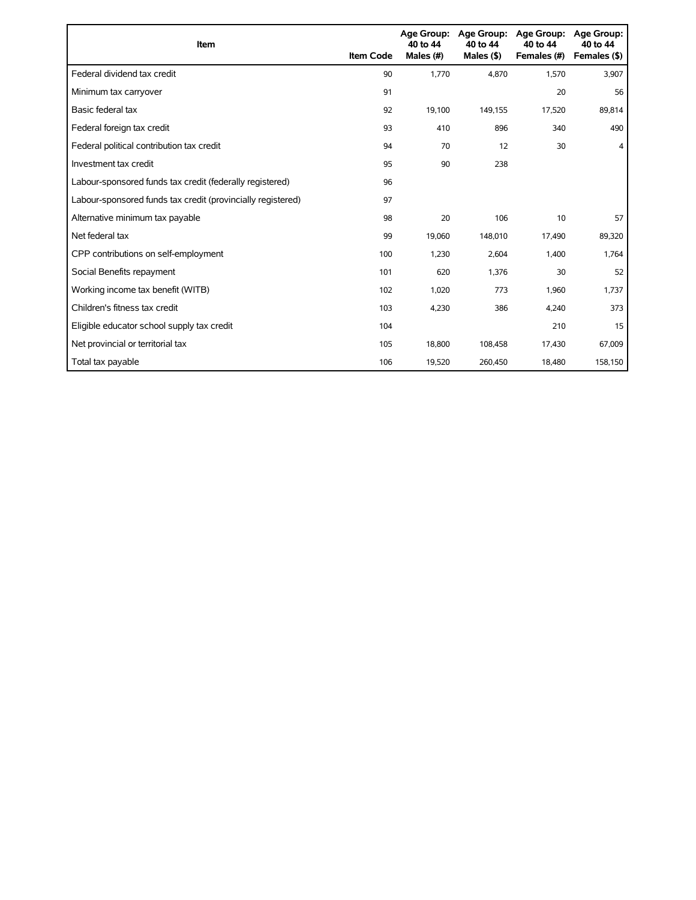| Item | Item Code | Age Group: 40 to 44 Males (#) | Age Group: 40 to 44 Males ($) | Age Group: 40 to 44 Females (#) | Age Group: 40 to 44 Females ($) |
|---|---|---|---|---|---|
| Federal dividend tax credit | 90 | 1,770 | 4,870 | 1,570 | 3,907 |
| Minimum tax carryover | 91 | | | 20 | 56 |
| Basic federal tax | 92 | 19,100 | 149,155 | 17,520 | 89,814 |
| Federal foreign tax credit | 93 | 410 | 896 | 340 | 490 |
| Federal political contribution tax credit | 94 | 70 | 12 | 30 | 4 |
| Investment tax credit | 95 | 90 | 238 | | |
| Labour-sponsored funds tax credit (federally registered) | 96 | | | | |
| Labour-sponsored funds tax credit (provincially registered) | 97 | | | | |
| Alternative minimum tax payable | 98 | 20 | 106 | 10 | 57 |
| Net federal tax | 99 | 19,060 | 148,010 | 17,490 | 89,320 |
| CPP contributions on self-employment | 100 | 1,230 | 2,604 | 1,400 | 1,764 |
| Social Benefits repayment | 101 | 620 | 1,376 | 30 | 52 |
| Working income tax benefit (WITB) | 102 | 1,020 | 773 | 1,960 | 1,737 |
| Children's fitness tax credit | 103 | 4,230 | 386 | 4,240 | 373 |
| Eligible educator school supply tax credit | 104 | | | 210 | 15 |
| Net provincial or territorial tax | 105 | 18,800 | 108,458 | 17,430 | 67,009 |
| Total tax payable | 106 | 19,520 | 260,450 | 18,480 | 158,150 |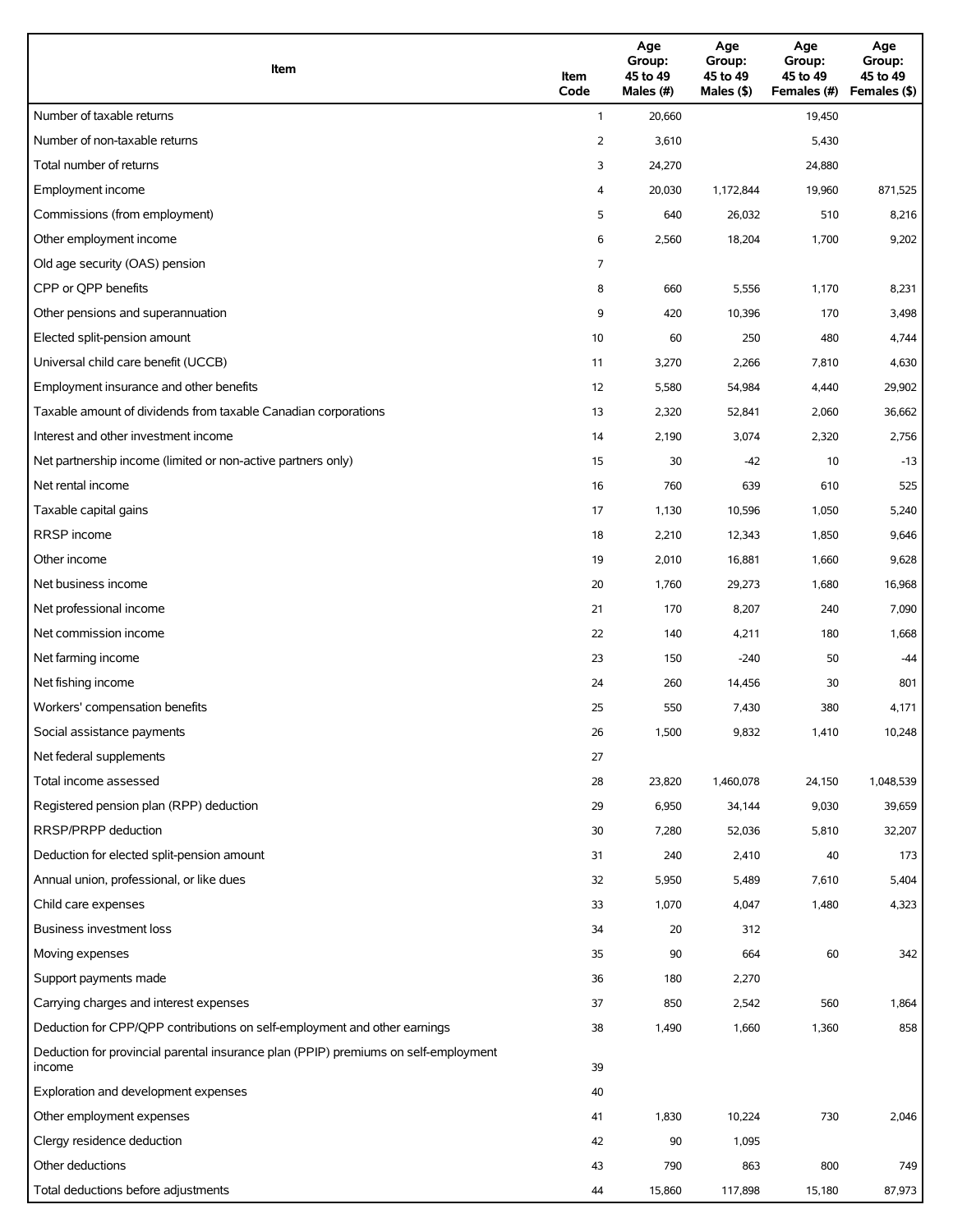| Item | Item Code | Age Group: 45 to 49 Males (#) | Age Group: 45 to 49 Males ($) | Age Group: 45 to 49 Females (#) | Age Group: 45 to 49 Females ($) |
|---|---|---|---|---|---|
| Number of taxable returns | 1 | 20,660 | | 19,450 | |
| Number of non-taxable returns | 2 | 3,610 | | 5,430 | |
| Total number of returns | 3 | 24,270 | | 24,880 | |
| Employment income | 4 | 20,030 | 1,172,844 | 19,960 | 871,525 |
| Commissions (from employment) | 5 | 640 | 26,032 | 510 | 8,216 |
| Other employment income | 6 | 2,560 | 18,204 | 1,700 | 9,202 |
| Old age security (OAS) pension | 7 | | | | |
| CPP or QPP benefits | 8 | 660 | 5,556 | 1,170 | 8,231 |
| Other pensions and superannuation | 9 | 420 | 10,396 | 170 | 3,498 |
| Elected split-pension amount | 10 | 60 | 250 | 480 | 4,744 |
| Universal child care benefit (UCCB) | 11 | 3,270 | 2,266 | 7,810 | 4,630 |
| Employment insurance and other benefits | 12 | 5,580 | 54,984 | 4,440 | 29,902 |
| Taxable amount of dividends from taxable Canadian corporations | 13 | 2,320 | 52,841 | 2,060 | 36,662 |
| Interest and other investment income | 14 | 2,190 | 3,074 | 2,320 | 2,756 |
| Net partnership income (limited or non-active partners only) | 15 | 30 | -42 | 10 | -13 |
| Net rental income | 16 | 760 | 639 | 610 | 525 |
| Taxable capital gains | 17 | 1,130 | 10,596 | 1,050 | 5,240 |
| RRSP income | 18 | 2,210 | 12,343 | 1,850 | 9,646 |
| Other income | 19 | 2,010 | 16,881 | 1,660 | 9,628 |
| Net business income | 20 | 1,760 | 29,273 | 1,680 | 16,968 |
| Net professional income | 21 | 170 | 8,207 | 240 | 7,090 |
| Net commission income | 22 | 140 | 4,211 | 180 | 1,668 |
| Net farming income | 23 | 150 | -240 | 50 | -44 |
| Net fishing income | 24 | 260 | 14,456 | 30 | 801 |
| Workers' compensation benefits | 25 | 550 | 7,430 | 380 | 4,171 |
| Social assistance payments | 26 | 1,500 | 9,832 | 1,410 | 10,248 |
| Net federal supplements | 27 | | | | |
| Total income assessed | 28 | 23,820 | 1,460,078 | 24,150 | 1,048,539 |
| Registered pension plan (RPP) deduction | 29 | 6,950 | 34,144 | 9,030 | 39,659 |
| RRSP/PRPP deduction | 30 | 7,280 | 52,036 | 5,810 | 32,207 |
| Deduction for elected split-pension amount | 31 | 240 | 2,410 | 40 | 173 |
| Annual union, professional, or like dues | 32 | 5,950 | 5,489 | 7,610 | 5,404 |
| Child care expenses | 33 | 1,070 | 4,047 | 1,480 | 4,323 |
| Business investment loss | 34 | 20 | 312 | | |
| Moving expenses | 35 | 90 | 664 | 60 | 342 |
| Support payments made | 36 | 180 | 2,270 | | |
| Carrying charges and interest expenses | 37 | 850 | 2,542 | 560 | 1,864 |
| Deduction for CPP/QPP contributions on self-employment and other earnings | 38 | 1,490 | 1,660 | 1,360 | 858 |
| Deduction for provincial parental insurance plan (PPIP) premiums on self-employment income | 39 | | | | |
| Exploration and development expenses | 40 | | | | |
| Other employment expenses | 41 | 1,830 | 10,224 | 730 | 2,046 |
| Clergy residence deduction | 42 | 90 | 1,095 | | |
| Other deductions | 43 | 790 | 863 | 800 | 749 |
| Total deductions before adjustments | 44 | 15,860 | 117,898 | 15,180 | 87,973 |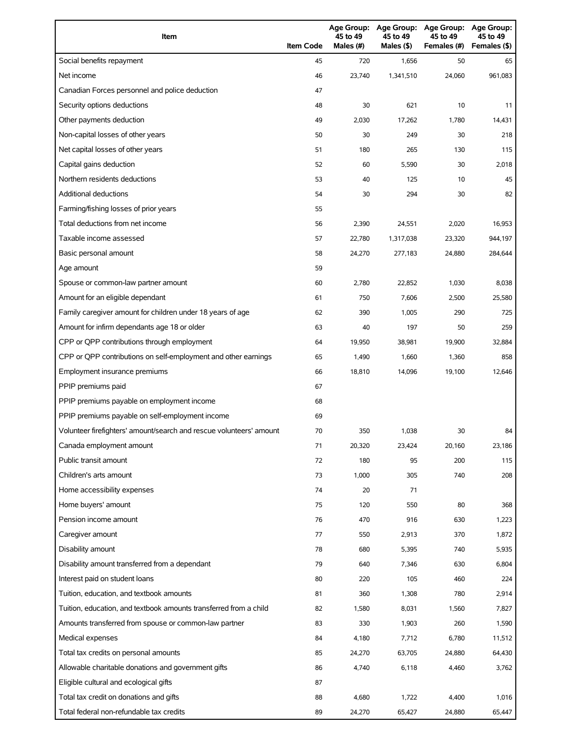| Item | Item Code | Age Group: 45 to 49 Males (#) | Age Group: 45 to 49 Males ($) | Age Group: 45 to 49 Females (#) | Age Group: 45 to 49 Females ($) |
|---|---|---|---|---|---|
| Social benefits repayment | 45 | 720 | 1,656 | 50 | 65 |
| Net income | 46 | 23,740 | 1,341,510 | 24,060 | 961,083 |
| Canadian Forces personnel and police deduction | 47 | | | | |
| Security options deductions | 48 | 30 | 621 | 10 | 11 |
| Other payments deduction | 49 | 2,030 | 17,262 | 1,780 | 14,431 |
| Non-capital losses of other years | 50 | 30 | 249 | 30 | 218 |
| Net capital losses of other years | 51 | 180 | 265 | 130 | 115 |
| Capital gains deduction | 52 | 60 | 5,590 | 30 | 2,018 |
| Northern residents deductions | 53 | 40 | 125 | 10 | 45 |
| Additional deductions | 54 | 30 | 294 | 30 | 82 |
| Farming/fishing losses of prior years | 55 | | | | |
| Total deductions from net income | 56 | 2,390 | 24,551 | 2,020 | 16,953 |
| Taxable income assessed | 57 | 22,780 | 1,317,038 | 23,320 | 944,197 |
| Basic personal amount | 58 | 24,270 | 277,183 | 24,880 | 284,644 |
| Age amount | 59 | | | | |
| Spouse or common-law partner amount | 60 | 2,780 | 22,852 | 1,030 | 8,038 |
| Amount for an eligible dependant | 61 | 750 | 7,606 | 2,500 | 25,580 |
| Family caregiver amount for children under 18 years of age | 62 | 390 | 1,005 | 290 | 725 |
| Amount for infirm dependants age 18 or older | 63 | 40 | 197 | 50 | 259 |
| CPP or QPP contributions through employment | 64 | 19,950 | 38,981 | 19,900 | 32,884 |
| CPP or QPP contributions on self-employment and other earnings | 65 | 1,490 | 1,660 | 1,360 | 858 |
| Employment insurance premiums | 66 | 18,810 | 14,096 | 19,100 | 12,646 |
| PPIP premiums paid | 67 | | | | |
| PPIP premiums payable on employment income | 68 | | | | |
| PPIP premiums payable on self-employment income | 69 | | | | |
| Volunteer firefighters' amount/search and rescue volunteers' amount | 70 | 350 | 1,038 | 30 | 84 |
| Canada employment amount | 71 | 20,320 | 23,424 | 20,160 | 23,186 |
| Public transit amount | 72 | 180 | 95 | 200 | 115 |
| Children's arts amount | 73 | 1,000 | 305 | 740 | 208 |
| Home accessibility expenses | 74 | 20 | 71 | | |
| Home buyers' amount | 75 | 120 | 550 | 80 | 368 |
| Pension income amount | 76 | 470 | 916 | 630 | 1,223 |
| Caregiver amount | 77 | 550 | 2,913 | 370 | 1,872 |
| Disability amount | 78 | 680 | 5,395 | 740 | 5,935 |
| Disability amount transferred from a dependant | 79 | 640 | 7,346 | 630 | 6,804 |
| Interest paid on student loans | 80 | 220 | 105 | 460 | 224 |
| Tuition, education, and textbook amounts | 81 | 360 | 1,308 | 780 | 2,914 |
| Tuition, education, and textbook amounts transferred from a child | 82 | 1,580 | 8,031 | 1,560 | 7,827 |
| Amounts transferred from spouse or common-law partner | 83 | 330 | 1,903 | 260 | 1,590 |
| Medical expenses | 84 | 4,180 | 7,712 | 6,780 | 11,512 |
| Total tax credits on personal amounts | 85 | 24,270 | 63,705 | 24,880 | 64,430 |
| Allowable charitable donations and government gifts | 86 | 4,740 | 6,118 | 4,460 | 3,762 |
| Eligible cultural and ecological gifts | 87 | | | | |
| Total tax credit on donations and gifts | 88 | 4,680 | 1,722 | 4,400 | 1,016 |
| Total federal non-refundable tax credits | 89 | 24,270 | 65,427 | 24,880 | 65,447 |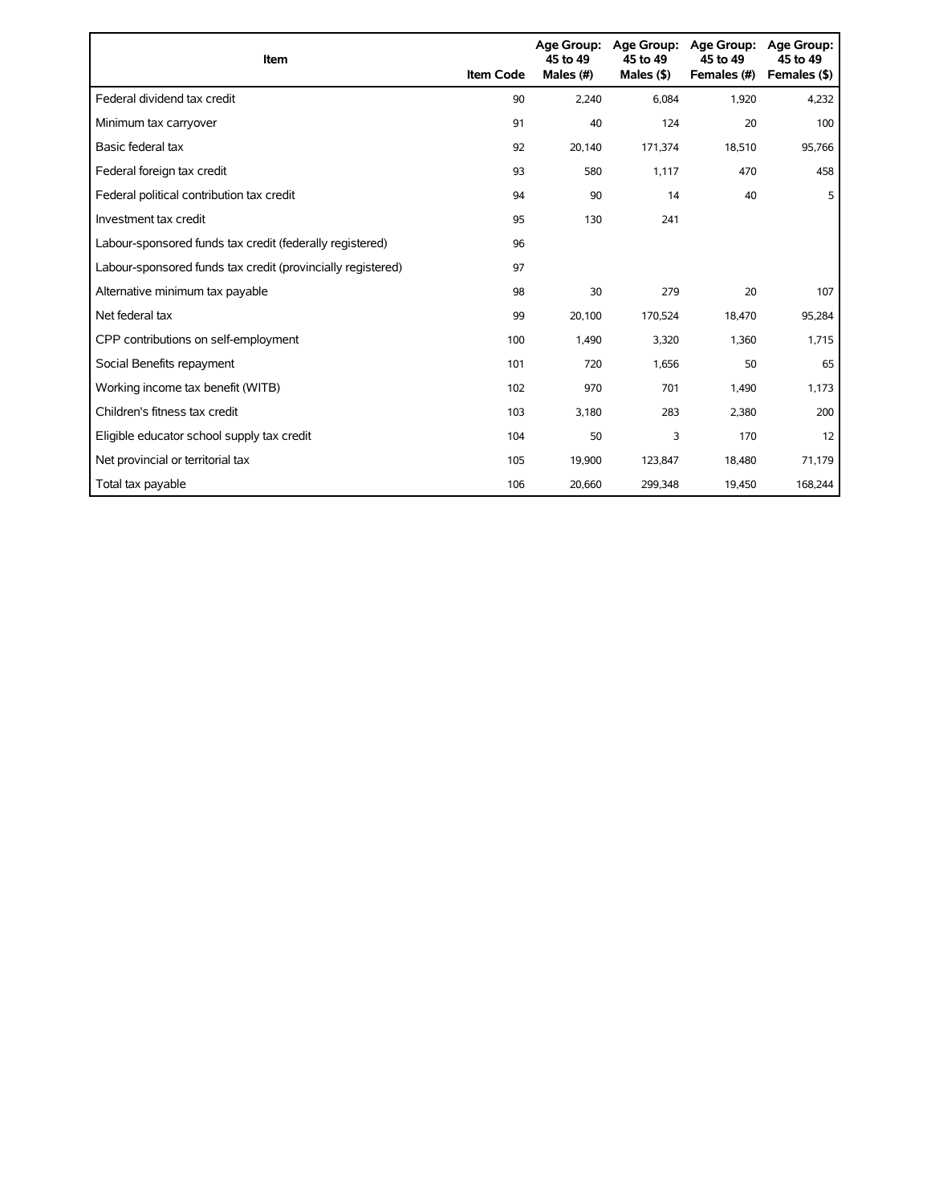| Item | Item Code | Age Group: 45 to 49 Males (#) | Age Group: 45 to 49 Males ($) | Age Group: 45 to 49 Females (#) | Age Group: 45 to 49 Females ($) |
|---|---|---|---|---|---|
| Federal dividend tax credit | 90 | 2,240 | 6,084 | 1,920 | 4,232 |
| Minimum tax carryover | 91 | 40 | 124 | 20 | 100 |
| Basic federal tax | 92 | 20,140 | 171,374 | 18,510 | 95,766 |
| Federal foreign tax credit | 93 | 580 | 1,117 | 470 | 458 |
| Federal political contribution tax credit | 94 | 90 | 14 | 40 | 5 |
| Investment tax credit | 95 | 130 | 241 | | |
| Labour-sponsored funds tax credit (federally registered) | 96 | | | | |
| Labour-sponsored funds tax credit (provincially registered) | 97 | | | | |
| Alternative minimum tax payable | 98 | 30 | 279 | 20 | 107 |
| Net federal tax | 99 | 20,100 | 170,524 | 18,470 | 95,284 |
| CPP contributions on self-employment | 100 | 1,490 | 3,320 | 1,360 | 1,715 |
| Social Benefits repayment | 101 | 720 | 1,656 | 50 | 65 |
| Working income tax benefit (WITB) | 102 | 970 | 701 | 1,490 | 1,173 |
| Children's fitness tax credit | 103 | 3,180 | 283 | 2,380 | 200 |
| Eligible educator school supply tax credit | 104 | 50 | 3 | 170 | 12 |
| Net provincial or territorial tax | 105 | 19,900 | 123,847 | 18,480 | 71,179 |
| Total tax payable | 106 | 20,660 | 299,348 | 19,450 | 168,244 |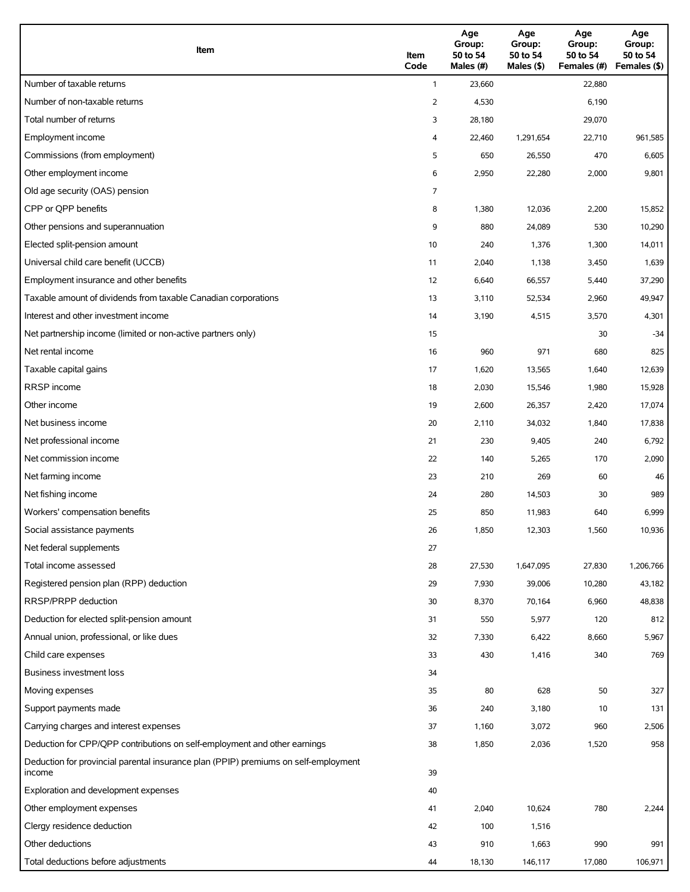| Item | Item Code | Age Group: 50 to 54 Males (#) | Age Group: 50 to 54 Males ($) | Age Group: 50 to 54 Females (#) | Age Group: 50 to 54 Females ($) |
|---|---|---|---|---|---|
| Number of taxable returns | 1 | 23,660 | | 22,880 | |
| Number of non-taxable returns | 2 | 4,530 | | 6,190 | |
| Total number of returns | 3 | 28,180 | | 29,070 | |
| Employment income | 4 | 22,460 | 1,291,654 | 22,710 | 961,585 |
| Commissions (from employment) | 5 | 650 | 26,550 | 470 | 6,605 |
| Other employment income | 6 | 2,950 | 22,280 | 2,000 | 9,801 |
| Old age security (OAS) pension | 7 | | | | |
| CPP or QPP benefits | 8 | 1,380 | 12,036 | 2,200 | 15,852 |
| Other pensions and superannuation | 9 | 880 | 24,089 | 530 | 10,290 |
| Elected split-pension amount | 10 | 240 | 1,376 | 1,300 | 14,011 |
| Universal child care benefit (UCCB) | 11 | 2,040 | 1,138 | 3,450 | 1,639 |
| Employment insurance and other benefits | 12 | 6,640 | 66,557 | 5,440 | 37,290 |
| Taxable amount of dividends from taxable Canadian corporations | 13 | 3,110 | 52,534 | 2,960 | 49,947 |
| Interest and other investment income | 14 | 3,190 | 4,515 | 3,570 | 4,301 |
| Net partnership income (limited or non-active partners only) | 15 | | | 30 | -34 |
| Net rental income | 16 | 960 | 971 | 680 | 825 |
| Taxable capital gains | 17 | 1,620 | 13,565 | 1,640 | 12,639 |
| RRSP income | 18 | 2,030 | 15,546 | 1,980 | 15,928 |
| Other income | 19 | 2,600 | 26,357 | 2,420 | 17,074 |
| Net business income | 20 | 2,110 | 34,032 | 1,840 | 17,838 |
| Net professional income | 21 | 230 | 9,405 | 240 | 6,792 |
| Net commission income | 22 | 140 | 5,265 | 170 | 2,090 |
| Net farming income | 23 | 210 | 269 | 60 | 46 |
| Net fishing income | 24 | 280 | 14,503 | 30 | 989 |
| Workers' compensation benefits | 25 | 850 | 11,983 | 640 | 6,999 |
| Social assistance payments | 26 | 1,850 | 12,303 | 1,560 | 10,936 |
| Net federal supplements | 27 | | | | |
| Total income assessed | 28 | 27,530 | 1,647,095 | 27,830 | 1,206,766 |
| Registered pension plan (RPP) deduction | 29 | 7,930 | 39,006 | 10,280 | 43,182 |
| RRSP/PRPP deduction | 30 | 8,370 | 70,164 | 6,960 | 48,838 |
| Deduction for elected split-pension amount | 31 | 550 | 5,977 | 120 | 812 |
| Annual union, professional, or like dues | 32 | 7,330 | 6,422 | 8,660 | 5,967 |
| Child care expenses | 33 | 430 | 1,416 | 340 | 769 |
| Business investment loss | 34 | | | | |
| Moving expenses | 35 | 80 | 628 | 50 | 327 |
| Support payments made | 36 | 240 | 3,180 | 10 | 131 |
| Carrying charges and interest expenses | 37 | 1,160 | 3,072 | 960 | 2,506 |
| Deduction for CPP/QPP contributions on self-employment and other earnings | 38 | 1,850 | 2,036 | 1,520 | 958 |
| Deduction for provincial parental insurance plan (PPIP) premiums on self-employment income | 39 | | | | |
| Exploration and development expenses | 40 | | | | |
| Other employment expenses | 41 | 2,040 | 10,624 | 780 | 2,244 |
| Clergy residence deduction | 42 | 100 | 1,516 | | |
| Other deductions | 43 | 910 | 1,663 | 990 | 991 |
| Total deductions before adjustments | 44 | 18,130 | 146,117 | 17,080 | 106,971 |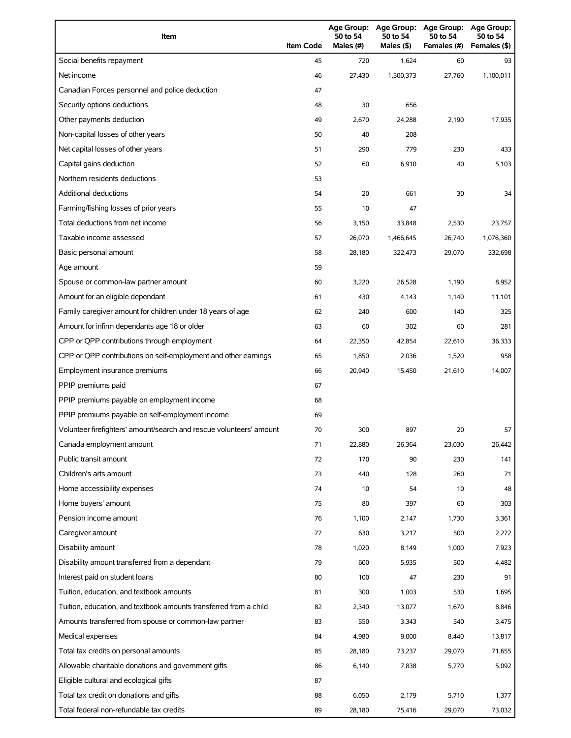| Item | Item Code | Age Group: 50 to 54 Males (#) | Age Group: 50 to 54 Males ($) | Age Group: 50 to 54 Females (#) | Age Group: 50 to 54 Females ($) |
| --- | --- | --- | --- | --- | --- |
| Social benefits repayment | 45 | 720 | 1,624 | 60 | 93 |
| Net income | 46 | 27,430 | 1,500,373 | 27,760 | 1,100,011 |
| Canadian Forces personnel and police deduction | 47 | | | | |
| Security options deductions | 48 | 30 | 656 | | |
| Other payments deduction | 49 | 2,670 | 24,288 | 2,190 | 17,935 |
| Non-capital losses of other years | 50 | 40 | 208 | | |
| Net capital losses of other years | 51 | 290 | 779 | 230 | 433 |
| Capital gains deduction | 52 | 60 | 6,910 | 40 | 5,103 |
| Northern residents deductions | 53 | | | | |
| Additional deductions | 54 | 20 | 661 | 30 | 34 |
| Farming/fishing losses of prior years | 55 | 10 | 47 | | |
| Total deductions from net income | 56 | 3,150 | 33,848 | 2,530 | 23,757 |
| Taxable income assessed | 57 | 26,070 | 1,466,645 | 26,740 | 1,076,360 |
| Basic personal amount | 58 | 28,180 | 322,473 | 29,070 | 332,698 |
| Age amount | 59 | | | | |
| Spouse or common-law partner amount | 60 | 3,220 | 26,528 | 1,190 | 8,952 |
| Amount for an eligible dependant | 61 | 430 | 4,143 | 1,140 | 11,101 |
| Family caregiver amount for children under 18 years of age | 62 | 240 | 600 | 140 | 325 |
| Amount for infirm dependants age 18 or older | 63 | 60 | 302 | 60 | 281 |
| CPP or QPP contributions through employment | 64 | 22,350 | 42,854 | 22,610 | 36,333 |
| CPP or QPP contributions on self-employment and other earnings | 65 | 1,850 | 2,036 | 1,520 | 958 |
| Employment insurance premiums | 66 | 20,940 | 15,450 | 21,610 | 14,007 |
| PPIP premiums paid | 67 | | | | |
| PPIP premiums payable on employment income | 68 | | | | |
| PPIP premiums payable on self-employment income | 69 | | | | |
| Volunteer firefighters' amount/search and rescue volunteers' amount | 70 | 300 | 897 | 20 | 57 |
| Canada employment amount | 71 | 22,880 | 26,364 | 23,030 | 26,442 |
| Public transit amount | 72 | 170 | 90 | 230 | 141 |
| Children's arts amount | 73 | 440 | 128 | 260 | 71 |
| Home accessibility expenses | 74 | 10 | 54 | 10 | 48 |
| Home buyers' amount | 75 | 80 | 397 | 60 | 303 |
| Pension income amount | 76 | 1,100 | 2,147 | 1,730 | 3,361 |
| Caregiver amount | 77 | 630 | 3,217 | 500 | 2,272 |
| Disability amount | 78 | 1,020 | 8,149 | 1,000 | 7,923 |
| Disability amount transferred from a dependant | 79 | 600 | 5,935 | 500 | 4,482 |
| Interest paid on student loans | 80 | 100 | 47 | 230 | 91 |
| Tuition, education, and textbook amounts | 81 | 300 | 1,003 | 530 | 1,695 |
| Tuition, education, and textbook amounts transferred from a child | 82 | 2,340 | 13,077 | 1,670 | 8,846 |
| Amounts transferred from spouse or common-law partner | 83 | 550 | 3,343 | 540 | 3,475 |
| Medical expenses | 84 | 4,980 | 9,000 | 8,440 | 13,817 |
| Total tax credits on personal amounts | 85 | 28,180 | 73,237 | 29,070 | 71,655 |
| Allowable charitable donations and government gifts | 86 | 6,140 | 7,838 | 5,770 | 5,092 |
| Eligible cultural and ecological gifts | 87 | | | | |
| Total tax credit on donations and gifts | 88 | 6,050 | 2,179 | 5,710 | 1,377 |
| Total federal non-refundable tax credits | 89 | 28,180 | 75,416 | 29,070 | 73,032 |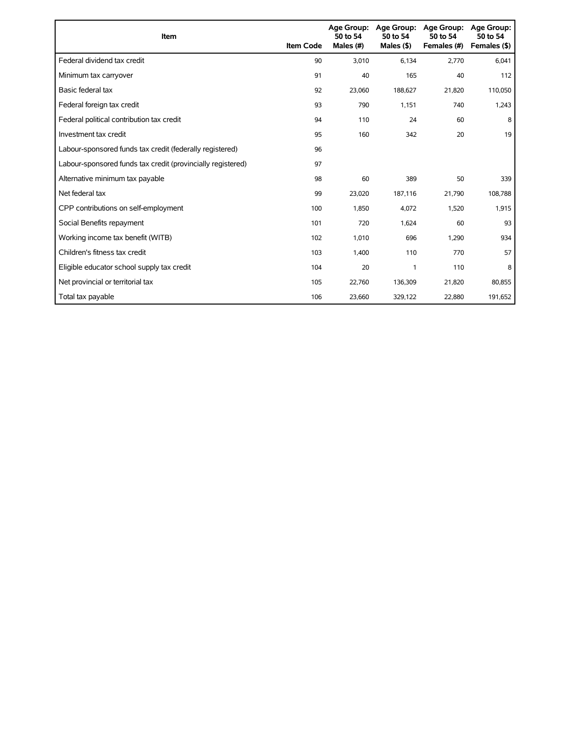| Item | Item Code | Age Group: 50 to 54 Males (#) | Age Group: 50 to 54 Males ($) | Age Group: 50 to 54 Females (#) | Age Group: 50 to 54 Females ($) |
|---|---|---|---|---|---|
| Federal dividend tax credit | 90 | 3,010 | 6,134 | 2,770 | 6,041 |
| Minimum tax carryover | 91 | 40 | 165 | 40 | 112 |
| Basic federal tax | 92 | 23,060 | 188,627 | 21,820 | 110,050 |
| Federal foreign tax credit | 93 | 790 | 1,151 | 740 | 1,243 |
| Federal political contribution tax credit | 94 | 110 | 24 | 60 | 8 |
| Investment tax credit | 95 | 160 | 342 | 20 | 19 |
| Labour-sponsored funds tax credit (federally registered) | 96 | | | | |
| Labour-sponsored funds tax credit (provincially registered) | 97 | | | | |
| Alternative minimum tax payable | 98 | 60 | 389 | 50 | 339 |
| Net federal tax | 99 | 23,020 | 187,116 | 21,790 | 108,788 |
| CPP contributions on self-employment | 100 | 1,850 | 4,072 | 1,520 | 1,915 |
| Social Benefits repayment | 101 | 720 | 1,624 | 60 | 93 |
| Working income tax benefit (WITB) | 102 | 1,010 | 696 | 1,290 | 934 |
| Children's fitness tax credit | 103 | 1,400 | 110 | 770 | 57 |
| Eligible educator school supply tax credit | 104 | 20 | 1 | 110 | 8 |
| Net provincial or territorial tax | 105 | 22,760 | 136,309 | 21,820 | 80,855 |
| Total tax payable | 106 | 23,660 | 329,122 | 22,880 | 191,652 |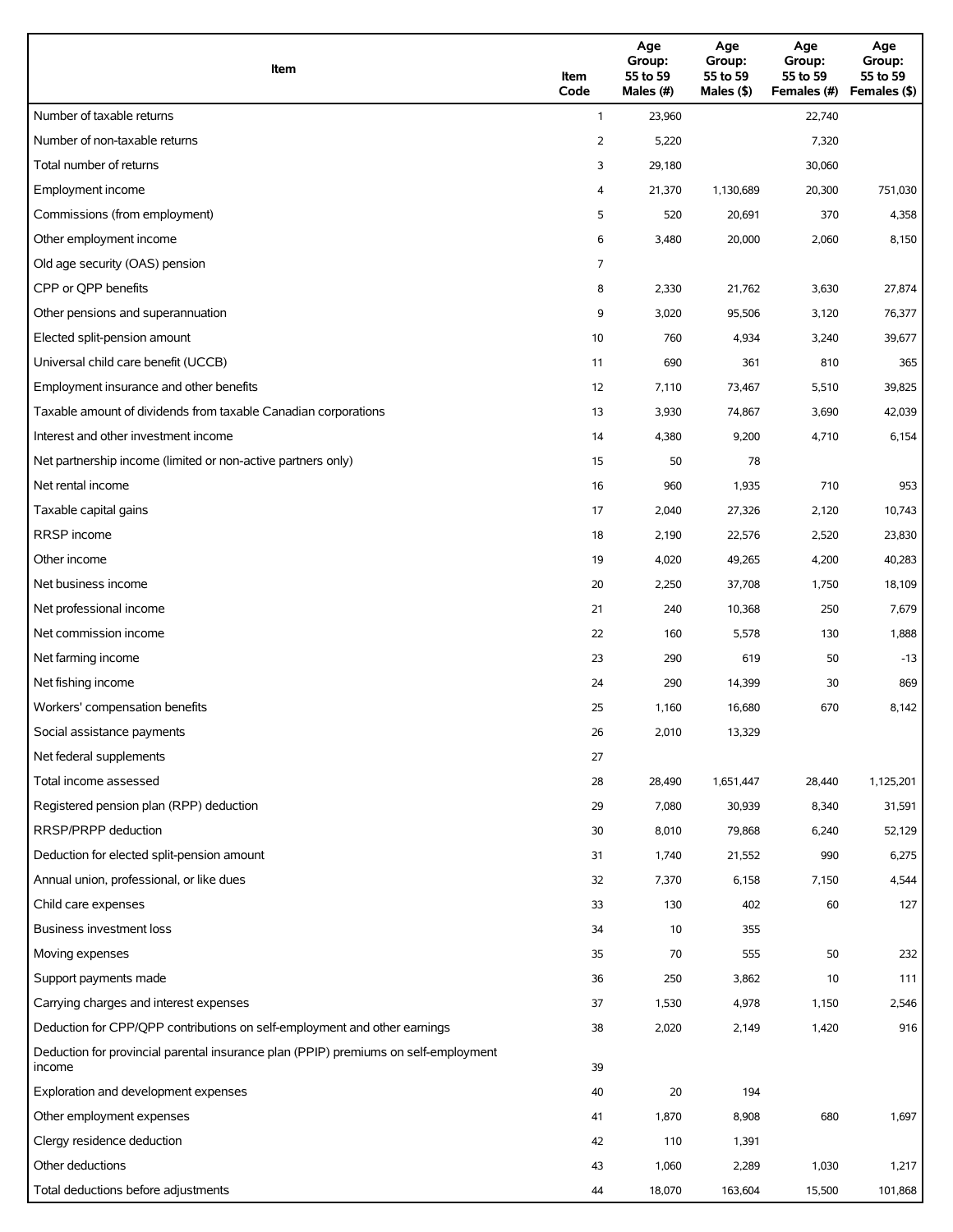| Item | Item Code | Age Group: 55 to 59 Males (#) | Age Group: 55 to 59 Males ($) | Age Group: 55 to 59 Females (#) | Age Group: 55 to 59 Females ($) |
| --- | --- | --- | --- | --- | --- |
| Number of taxable returns | 1 | 23,960 | | 22,740 | |
| Number of non-taxable returns | 2 | 5,220 | | 7,320 | |
| Total number of returns | 3 | 29,180 | | 30,060 | |
| Employment income | 4 | 21,370 | 1,130,689 | 20,300 | 751,030 |
| Commissions (from employment) | 5 | 520 | 20,691 | 370 | 4,358 |
| Other employment income | 6 | 3,480 | 20,000 | 2,060 | 8,150 |
| Old age security (OAS) pension | 7 | | | | |
| CPP or QPP benefits | 8 | 2,330 | 21,762 | 3,630 | 27,874 |
| Other pensions and superannuation | 9 | 3,020 | 95,506 | 3,120 | 76,377 |
| Elected split-pension amount | 10 | 760 | 4,934 | 3,240 | 39,677 |
| Universal child care benefit (UCCB) | 11 | 690 | 361 | 810 | 365 |
| Employment insurance and other benefits | 12 | 7,110 | 73,467 | 5,510 | 39,825 |
| Taxable amount of dividends from taxable Canadian corporations | 13 | 3,930 | 74,867 | 3,690 | 42,039 |
| Interest and other investment income | 14 | 4,380 | 9,200 | 4,710 | 6,154 |
| Net partnership income (limited or non-active partners only) | 15 | 50 | 78 | | |
| Net rental income | 16 | 960 | 1,935 | 710 | 953 |
| Taxable capital gains | 17 | 2,040 | 27,326 | 2,120 | 10,743 |
| RRSP income | 18 | 2,190 | 22,576 | 2,520 | 23,830 |
| Other income | 19 | 4,020 | 49,265 | 4,200 | 40,283 |
| Net business income | 20 | 2,250 | 37,708 | 1,750 | 18,109 |
| Net professional income | 21 | 240 | 10,368 | 250 | 7,679 |
| Net commission income | 22 | 160 | 5,578 | 130 | 1,888 |
| Net farming income | 23 | 290 | 619 | 50 | -13 |
| Net fishing income | 24 | 290 | 14,399 | 30 | 869 |
| Workers' compensation benefits | 25 | 1,160 | 16,680 | 670 | 8,142 |
| Social assistance payments | 26 | 2,010 | 13,329 | | |
| Net federal supplements | 27 | | | | |
| Total income assessed | 28 | 28,490 | 1,651,447 | 28,440 | 1,125,201 |
| Registered pension plan (RPP) deduction | 29 | 7,080 | 30,939 | 8,340 | 31,591 |
| RRSP/PRPP deduction | 30 | 8,010 | 79,868 | 6,240 | 52,129 |
| Deduction for elected split-pension amount | 31 | 1,740 | 21,552 | 990 | 6,275 |
| Annual union, professional, or like dues | 32 | 7,370 | 6,158 | 7,150 | 4,544 |
| Child care expenses | 33 | 130 | 402 | 60 | 127 |
| Business investment loss | 34 | 10 | 355 | | |
| Moving expenses | 35 | 70 | 555 | 50 | 232 |
| Support payments made | 36 | 250 | 3,862 | 10 | 111 |
| Carrying charges and interest expenses | 37 | 1,530 | 4,978 | 1,150 | 2,546 |
| Deduction for CPP/QPP contributions on self-employment and other earnings | 38 | 2,020 | 2,149 | 1,420 | 916 |
| Deduction for provincial parental insurance plan (PPIP) premiums on self-employment income | 39 | | | | |
| Exploration and development expenses | 40 | 20 | 194 | | |
| Other employment expenses | 41 | 1,870 | 8,908 | 680 | 1,697 |
| Clergy residence deduction | 42 | 110 | 1,391 | | |
| Other deductions | 43 | 1,060 | 2,289 | 1,030 | 1,217 |
| Total deductions before adjustments | 44 | 18,070 | 163,604 | 15,500 | 101,868 |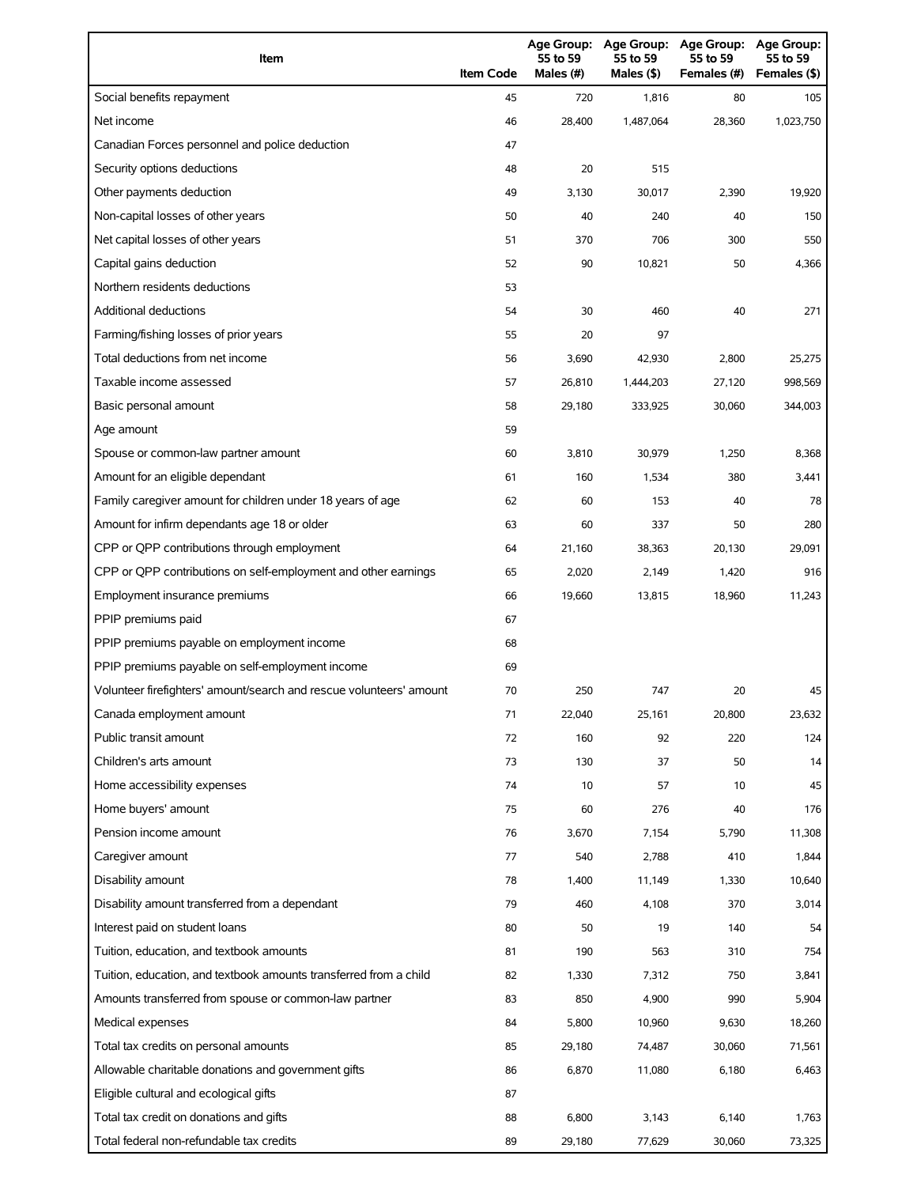| Item | Item Code | Age Group: 55 to 59 Males (#) | Age Group: 55 to 59 Males ($) | Age Group: 55 to 59 Females (#) | Age Group: 55 to 59 Females ($) |
| --- | --- | --- | --- | --- | --- |
| Social benefits repayment | 45 | 720 | 1,816 | 80 | 105 |
| Net income | 46 | 28,400 | 1,487,064 | 28,360 | 1,023,750 |
| Canadian Forces personnel and police deduction | 47 | | | | |
| Security options deductions | 48 | 20 | 515 | | |
| Other payments deduction | 49 | 3,130 | 30,017 | 2,390 | 19,920 |
| Non-capital losses of other years | 50 | 40 | 240 | 40 | 150 |
| Net capital losses of other years | 51 | 370 | 706 | 300 | 550 |
| Capital gains deduction | 52 | 90 | 10,821 | 50 | 4,366 |
| Northern residents deductions | 53 | | | | |
| Additional deductions | 54 | 30 | 460 | 40 | 271 |
| Farming/fishing losses of prior years | 55 | 20 | 97 | | |
| Total deductions from net income | 56 | 3,690 | 42,930 | 2,800 | 25,275 |
| Taxable income assessed | 57 | 26,810 | 1,444,203 | 27,120 | 998,569 |
| Basic personal amount | 58 | 29,180 | 333,925 | 30,060 | 344,003 |
| Age amount | 59 | | | | |
| Spouse or common-law partner amount | 60 | 3,810 | 30,979 | 1,250 | 8,368 |
| Amount for an eligible dependant | 61 | 160 | 1,534 | 380 | 3,441 |
| Family caregiver amount for children under 18 years of age | 62 | 60 | 153 | 40 | 78 |
| Amount for infirm dependants age 18 or older | 63 | 60 | 337 | 50 | 280 |
| CPP or QPP contributions through employment | 64 | 21,160 | 38,363 | 20,130 | 29,091 |
| CPP or QPP contributions on self-employment and other earnings | 65 | 2,020 | 2,149 | 1,420 | 916 |
| Employment insurance premiums | 66 | 19,660 | 13,815 | 18,960 | 11,243 |
| PPIP premiums paid | 67 | | | | |
| PPIP premiums payable on employment income | 68 | | | | |
| PPIP premiums payable on self-employment income | 69 | | | | |
| Volunteer firefighters' amount/search and rescue volunteers' amount | 70 | 250 | 747 | 20 | 45 |
| Canada employment amount | 71 | 22,040 | 25,161 | 20,800 | 23,632 |
| Public transit amount | 72 | 160 | 92 | 220 | 124 |
| Children's arts amount | 73 | 130 | 37 | 50 | 14 |
| Home accessibility expenses | 74 | 10 | 57 | 10 | 45 |
| Home buyers' amount | 75 | 60 | 276 | 40 | 176 |
| Pension income amount | 76 | 3,670 | 7,154 | 5,790 | 11,308 |
| Caregiver amount | 77 | 540 | 2,788 | 410 | 1,844 |
| Disability amount | 78 | 1,400 | 11,149 | 1,330 | 10,640 |
| Disability amount transferred from a dependant | 79 | 460 | 4,108 | 370 | 3,014 |
| Interest paid on student loans | 80 | 50 | 19 | 140 | 54 |
| Tuition, education, and textbook amounts | 81 | 190 | 563 | 310 | 754 |
| Tuition, education, and textbook amounts transferred from a child | 82 | 1,330 | 7,312 | 750 | 3,841 |
| Amounts transferred from spouse or common-law partner | 83 | 850 | 4,900 | 990 | 5,904 |
| Medical expenses | 84 | 5,800 | 10,960 | 9,630 | 18,260 |
| Total tax credits on personal amounts | 85 | 29,180 | 74,487 | 30,060 | 71,561 |
| Allowable charitable donations and government gifts | 86 | 6,870 | 11,080 | 6,180 | 6,463 |
| Eligible cultural and ecological gifts | 87 | | | | |
| Total tax credit on donations and gifts | 88 | 6,800 | 3,143 | 6,140 | 1,763 |
| Total federal non-refundable tax credits | 89 | 29,180 | 77,629 | 30,060 | 73,325 |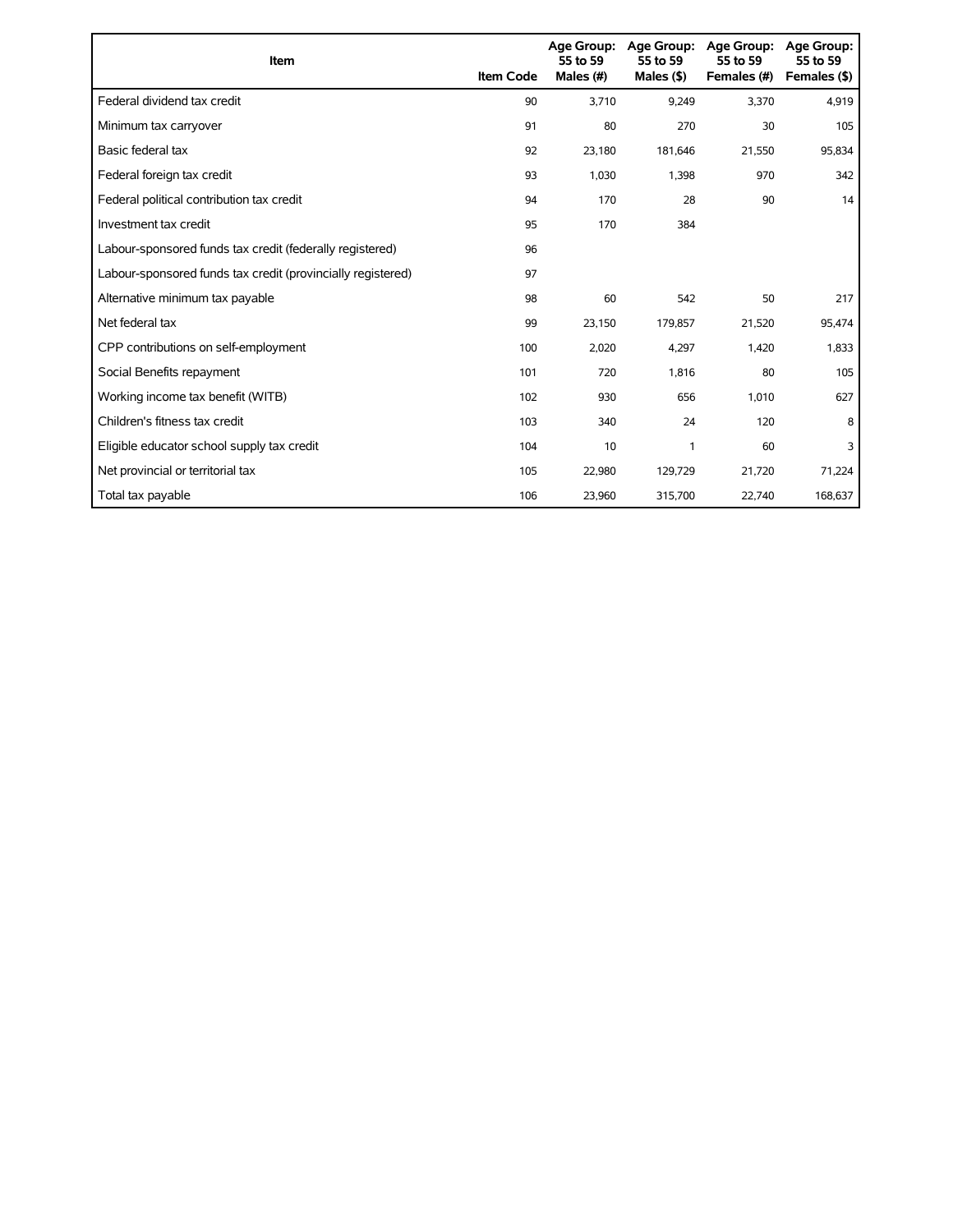| Item | Item Code | Age Group: 55 to 59 Males (#) | Age Group: 55 to 59 Males ($) | Age Group: 55 to 59 Females (#) | Age Group: 55 to 59 Females ($) |
|---|---|---|---|---|---|
| Federal dividend tax credit | 90 | 3,710 | 9,249 | 3,370 | 4,919 |
| Minimum tax carryover | 91 | 80 | 270 | 30 | 105 |
| Basic federal tax | 92 | 23,180 | 181,646 | 21,550 | 95,834 |
| Federal foreign tax credit | 93 | 1,030 | 1,398 | 970 | 342 |
| Federal political contribution tax credit | 94 | 170 | 28 | 90 | 14 |
| Investment tax credit | 95 | 170 | 384 | | |
| Labour-sponsored funds tax credit (federally registered) | 96 | | | | |
| Labour-sponsored funds tax credit (provincially registered) | 97 | | | | |
| Alternative minimum tax payable | 98 | 60 | 542 | 50 | 217 |
| Net federal tax | 99 | 23,150 | 179,857 | 21,520 | 95,474 |
| CPP contributions on self-employment | 100 | 2,020 | 4,297 | 1,420 | 1,833 |
| Social Benefits repayment | 101 | 720 | 1,816 | 80 | 105 |
| Working income tax benefit (WITB) | 102 | 930 | 656 | 1,010 | 627 |
| Children's fitness tax credit | 103 | 340 | 24 | 120 | 8 |
| Eligible educator school supply tax credit | 104 | 10 | 1 | 60 | 3 |
| Net provincial or territorial tax | 105 | 22,980 | 129,729 | 21,720 | 71,224 |
| Total tax payable | 106 | 23,960 | 315,700 | 22,740 | 168,637 |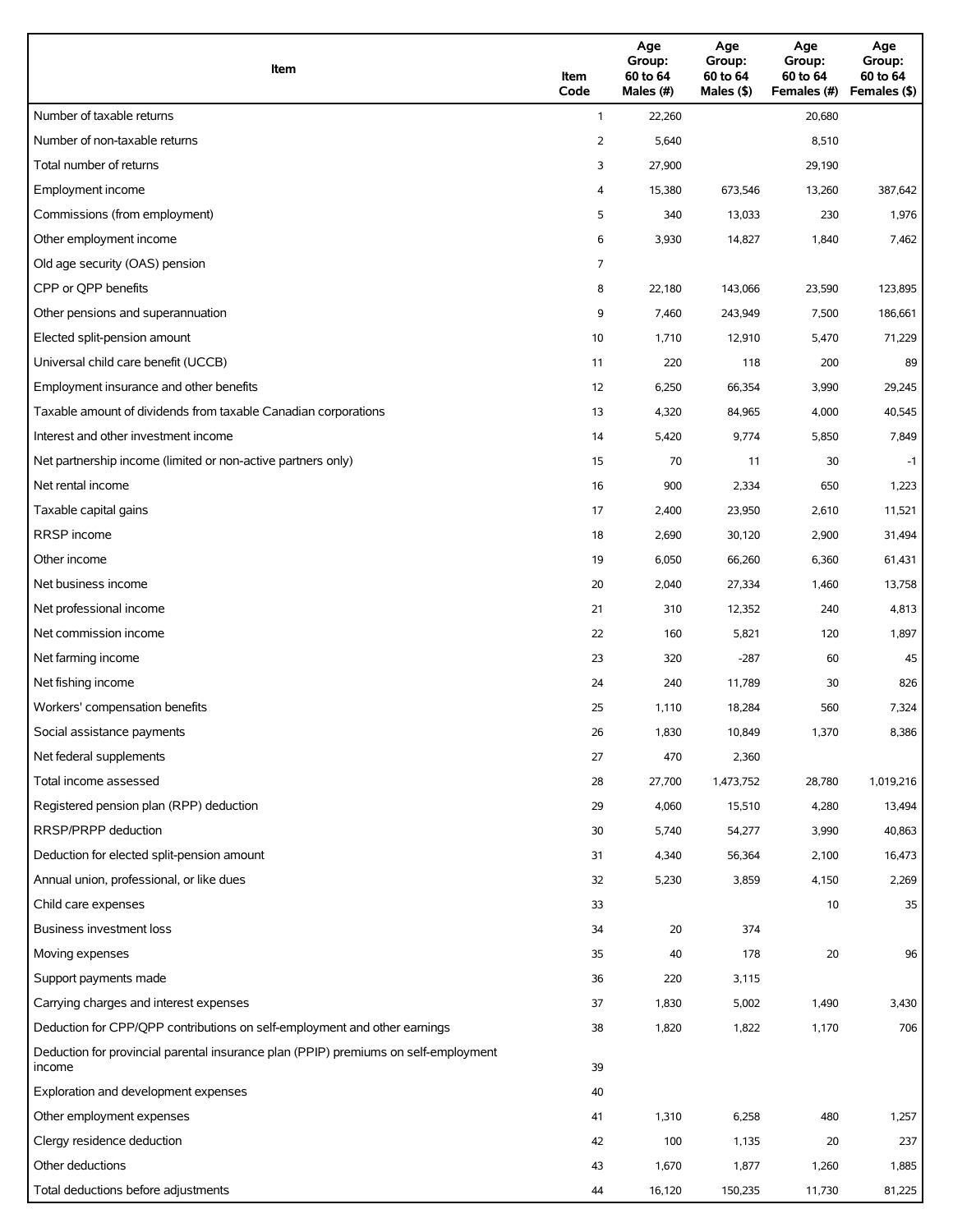| Item | Item Code | Age Group: 60 to 64 Males (#) | Age Group: 60 to 64 Males ($) | Age Group: 60 to 64 Females (#) | Age Group: 60 to 64 Females ($) |
|---|---|---|---|---|---|
| Number of taxable returns | 1 | 22,260 | | 20,680 | |
| Number of non-taxable returns | 2 | 5,640 | | 8,510 | |
| Total number of returns | 3 | 27,900 | | 29,190 | |
| Employment income | 4 | 15,380 | 673,546 | 13,260 | 387,642 |
| Commissions (from employment) | 5 | 340 | 13,033 | 230 | 1,976 |
| Other employment income | 6 | 3,930 | 14,827 | 1,840 | 7,462 |
| Old age security (OAS) pension | 7 | | | | |
| CPP or QPP benefits | 8 | 22,180 | 143,066 | 23,590 | 123,895 |
| Other pensions and superannuation | 9 | 7,460 | 243,949 | 7,500 | 186,661 |
| Elected split-pension amount | 10 | 1,710 | 12,910 | 5,470 | 71,229 |
| Universal child care benefit (UCCB) | 11 | 220 | 118 | 200 | 89 |
| Employment insurance and other benefits | 12 | 6,250 | 66,354 | 3,990 | 29,245 |
| Taxable amount of dividends from taxable Canadian corporations | 13 | 4,320 | 84,965 | 4,000 | 40,545 |
| Interest and other investment income | 14 | 5,420 | 9,774 | 5,850 | 7,849 |
| Net partnership income (limited or non-active partners only) | 15 | 70 | 11 | 30 | -1 |
| Net rental income | 16 | 900 | 2,334 | 650 | 1,223 |
| Taxable capital gains | 17 | 2,400 | 23,950 | 2,610 | 11,521 |
| RRSP income | 18 | 2,690 | 30,120 | 2,900 | 31,494 |
| Other income | 19 | 6,050 | 66,260 | 6,360 | 61,431 |
| Net business income | 20 | 2,040 | 27,334 | 1,460 | 13,758 |
| Net professional income | 21 | 310 | 12,352 | 240 | 4,813 |
| Net commission income | 22 | 160 | 5,821 | 120 | 1,897 |
| Net farming income | 23 | 320 | -287 | 60 | 45 |
| Net fishing income | 24 | 240 | 11,789 | 30 | 826 |
| Workers' compensation benefits | 25 | 1,110 | 18,284 | 560 | 7,324 |
| Social assistance payments | 26 | 1,830 | 10,849 | 1,370 | 8,386 |
| Net federal supplements | 27 | 470 | 2,360 | | |
| Total income assessed | 28 | 27,700 | 1,473,752 | 28,780 | 1,019,216 |
| Registered pension plan (RPP) deduction | 29 | 4,060 | 15,510 | 4,280 | 13,494 |
| RRSP/PRPP deduction | 30 | 5,740 | 54,277 | 3,990 | 40,863 |
| Deduction for elected split-pension amount | 31 | 4,340 | 56,364 | 2,100 | 16,473 |
| Annual union, professional, or like dues | 32 | 5,230 | 3,859 | 4,150 | 2,269 |
| Child care expenses | 33 | | | 10 | 35 |
| Business investment loss | 34 | 20 | 374 | | |
| Moving expenses | 35 | 40 | 178 | 20 | 96 |
| Support payments made | 36 | 220 | 3,115 | | |
| Carrying charges and interest expenses | 37 | 1,830 | 5,002 | 1,490 | 3,430 |
| Deduction for CPP/QPP contributions on self-employment and other earnings | 38 | 1,820 | 1,822 | 1,170 | 706 |
| Deduction for provincial parental insurance plan (PPIP) premiums on self-employment income | 39 | | | | |
| Exploration and development expenses | 40 | | | | |
| Other employment expenses | 41 | 1,310 | 6,258 | 480 | 1,257 |
| Clergy residence deduction | 42 | 100 | 1,135 | 20 | 237 |
| Other deductions | 43 | 1,670 | 1,877 | 1,260 | 1,885 |
| Total deductions before adjustments | 44 | 16,120 | 150,235 | 11,730 | 81,225 |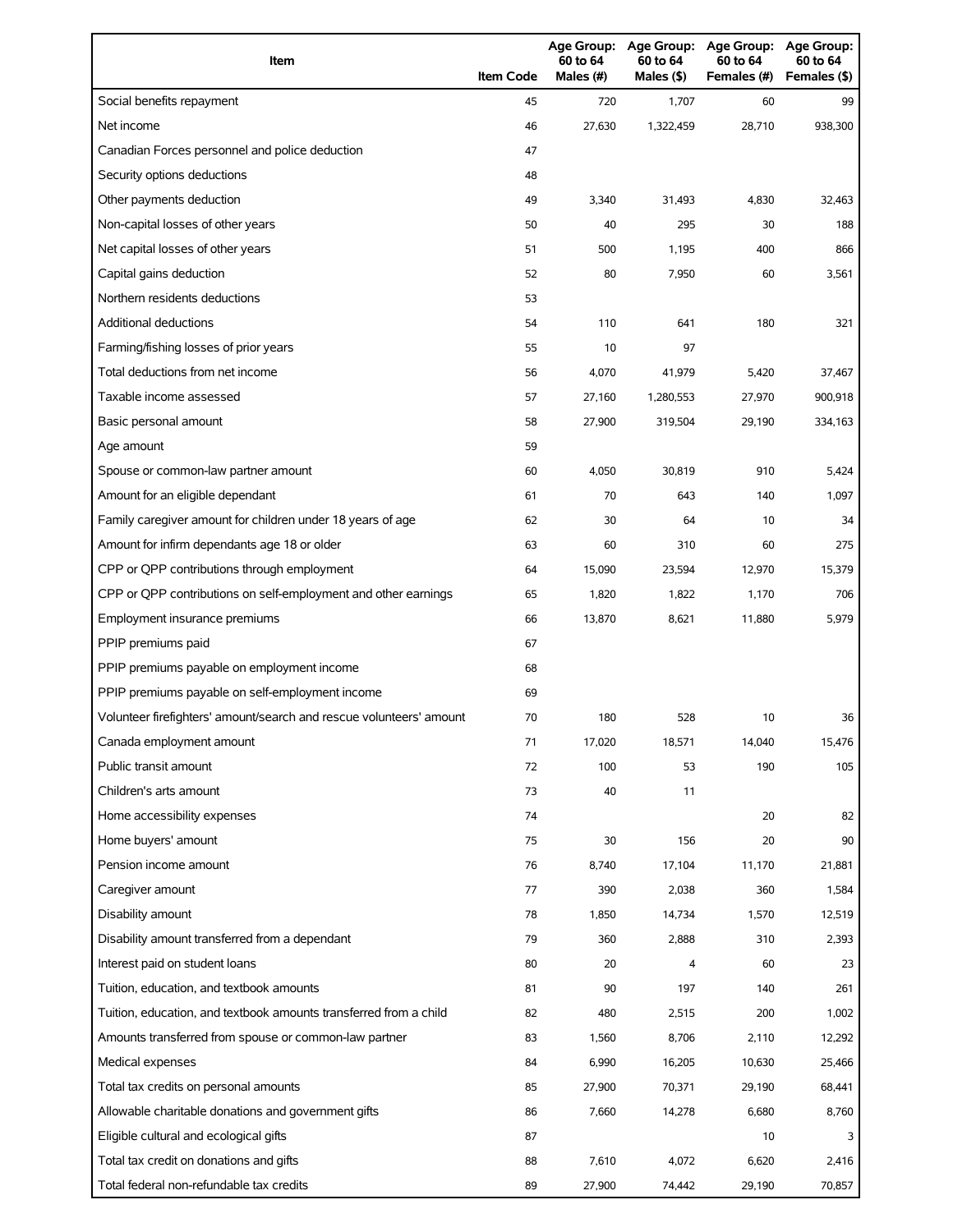| Item | Item Code | Age Group: 60 to 64 Males (#) | Age Group: 60 to 64 Males ($) | Age Group: 60 to 64 Females (#) | Age Group: 60 to 64 Females ($) |
|---|---|---|---|---|---|
| Social benefits repayment | 45 | 720 | 1,707 | 60 | 99 |
| Net income | 46 | 27,630 | 1,322,459 | 28,710 | 938,300 |
| Canadian Forces personnel and police deduction | 47 | | | | |
| Security options deductions | 48 | | | | |
| Other payments deduction | 49 | 3,340 | 31,493 | 4,830 | 32,463 |
| Non-capital losses of other years | 50 | 40 | 295 | 30 | 188 |
| Net capital losses of other years | 51 | 500 | 1,195 | 400 | 866 |
| Capital gains deduction | 52 | 80 | 7,950 | 60 | 3,561 |
| Northern residents deductions | 53 | | | | |
| Additional deductions | 54 | 110 | 641 | 180 | 321 |
| Farming/fishing losses of prior years | 55 | 10 | 97 | | |
| Total deductions from net income | 56 | 4,070 | 41,979 | 5,420 | 37,467 |
| Taxable income assessed | 57 | 27,160 | 1,280,553 | 27,970 | 900,918 |
| Basic personal amount | 58 | 27,900 | 319,504 | 29,190 | 334,163 |
| Age amount | 59 | | | | |
| Spouse or common-law partner amount | 60 | 4,050 | 30,819 | 910 | 5,424 |
| Amount for an eligible dependant | 61 | 70 | 643 | 140 | 1,097 |
| Family caregiver amount for children under 18 years of age | 62 | 30 | 64 | 10 | 34 |
| Amount for infirm dependants age 18 or older | 63 | 60 | 310 | 60 | 275 |
| CPP or QPP contributions through employment | 64 | 15,090 | 23,594 | 12,970 | 15,379 |
| CPP or QPP contributions on self-employment and other earnings | 65 | 1,820 | 1,822 | 1,170 | 706 |
| Employment insurance premiums | 66 | 13,870 | 8,621 | 11,880 | 5,979 |
| PPIP premiums paid | 67 | | | | |
| PPIP premiums payable on employment income | 68 | | | | |
| PPIP premiums payable on self-employment income | 69 | | | | |
| Volunteer firefighters' amount/search and rescue volunteers' amount | 70 | 180 | 528 | 10 | 36 |
| Canada employment amount | 71 | 17,020 | 18,571 | 14,040 | 15,476 |
| Public transit amount | 72 | 100 | 53 | 190 | 105 |
| Children's arts amount | 73 | 40 | 11 | | |
| Home accessibility expenses | 74 | | | 20 | 82 |
| Home buyers' amount | 75 | 30 | 156 | 20 | 90 |
| Pension income amount | 76 | 8,740 | 17,104 | 11,170 | 21,881 |
| Caregiver amount | 77 | 390 | 2,038 | 360 | 1,584 |
| Disability amount | 78 | 1,850 | 14,734 | 1,570 | 12,519 |
| Disability amount transferred from a dependant | 79 | 360 | 2,888 | 310 | 2,393 |
| Interest paid on student loans | 80 | 20 | 4 | 60 | 23 |
| Tuition, education, and textbook amounts | 81 | 90 | 197 | 140 | 261 |
| Tuition, education, and textbook amounts transferred from a child | 82 | 480 | 2,515 | 200 | 1,002 |
| Amounts transferred from spouse or common-law partner | 83 | 1,560 | 8,706 | 2,110 | 12,292 |
| Medical expenses | 84 | 6,990 | 16,205 | 10,630 | 25,466 |
| Total tax credits on personal amounts | 85 | 27,900 | 70,371 | 29,190 | 68,441 |
| Allowable charitable donations and government gifts | 86 | 7,660 | 14,278 | 6,680 | 8,760 |
| Eligible cultural and ecological gifts | 87 | | | 10 | 3 |
| Total tax credit on donations and gifts | 88 | 7,610 | 4,072 | 6,620 | 2,416 |
| Total federal non-refundable tax credits | 89 | 27,900 | 74,442 | 29,190 | 70,857 |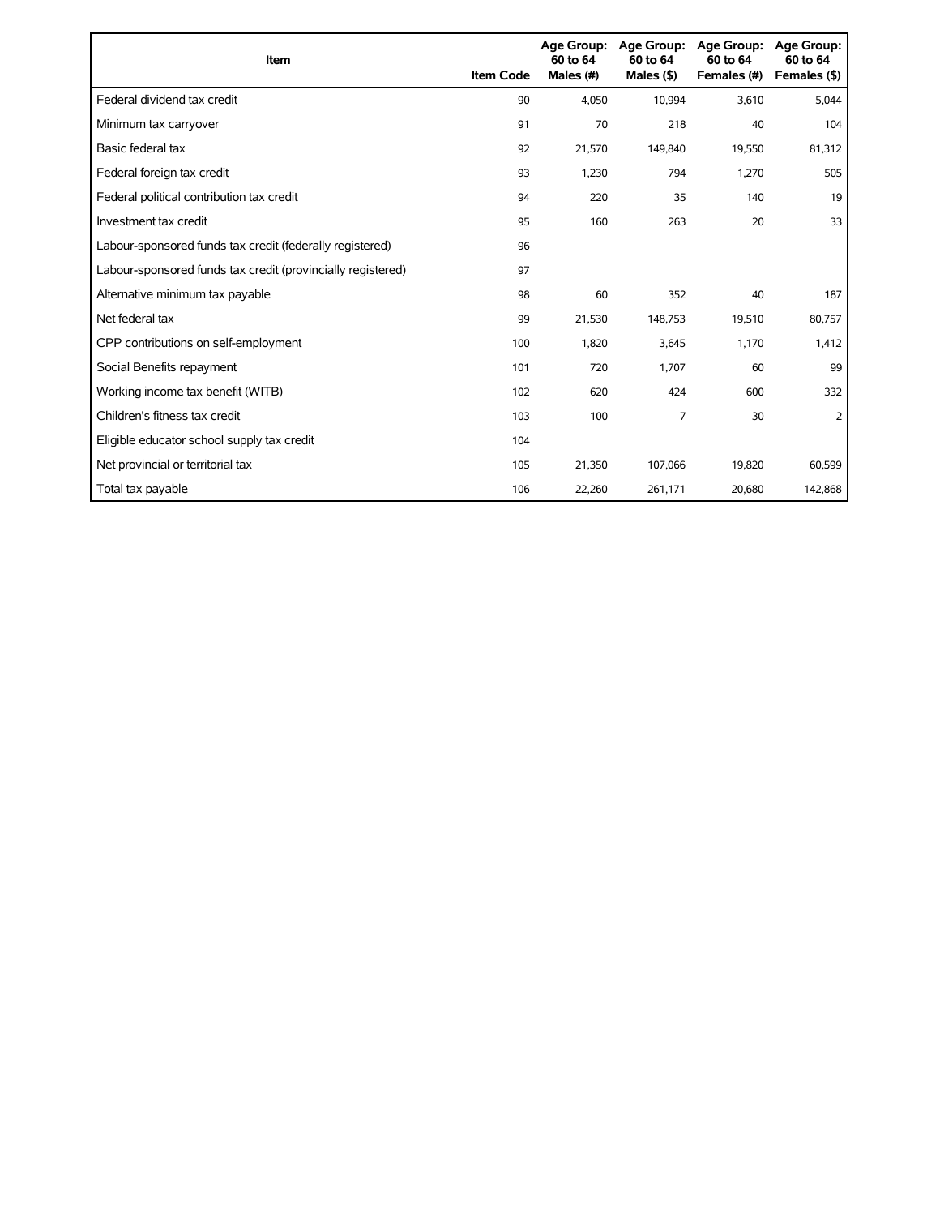| Item | Item Code | Age Group: 60 to 64 Males (#) | Age Group: 60 to 64 Males ($) | Age Group: 60 to 64 Females (#) | Age Group: 60 to 64 Females ($) |
|---|---|---|---|---|---|
| Federal dividend tax credit | 90 | 4,050 | 10,994 | 3,610 | 5,044 |
| Minimum tax carryover | 91 | 70 | 218 | 40 | 104 |
| Basic federal tax | 92 | 21,570 | 149,840 | 19,550 | 81,312 |
| Federal foreign tax credit | 93 | 1,230 | 794 | 1,270 | 505 |
| Federal political contribution tax credit | 94 | 220 | 35 | 140 | 19 |
| Investment tax credit | 95 | 160 | 263 | 20 | 33 |
| Labour-sponsored funds tax credit (federally registered) | 96 | | | | |
| Labour-sponsored funds tax credit (provincially registered) | 97 | | | | |
| Alternative minimum tax payable | 98 | 60 | 352 | 40 | 187 |
| Net federal tax | 99 | 21,530 | 148,753 | 19,510 | 80,757 |
| CPP contributions on self-employment | 100 | 1,820 | 3,645 | 1,170 | 1,412 |
| Social Benefits repayment | 101 | 720 | 1,707 | 60 | 99 |
| Working income tax benefit (WITB) | 102 | 620 | 424 | 600 | 332 |
| Children's fitness tax credit | 103 | 100 | 7 | 30 | 2 |
| Eligible educator school supply tax credit | 104 | | | | |
| Net provincial or territorial tax | 105 | 21,350 | 107,066 | 19,820 | 60,599 |
| Total tax payable | 106 | 22,260 | 261,171 | 20,680 | 142,868 |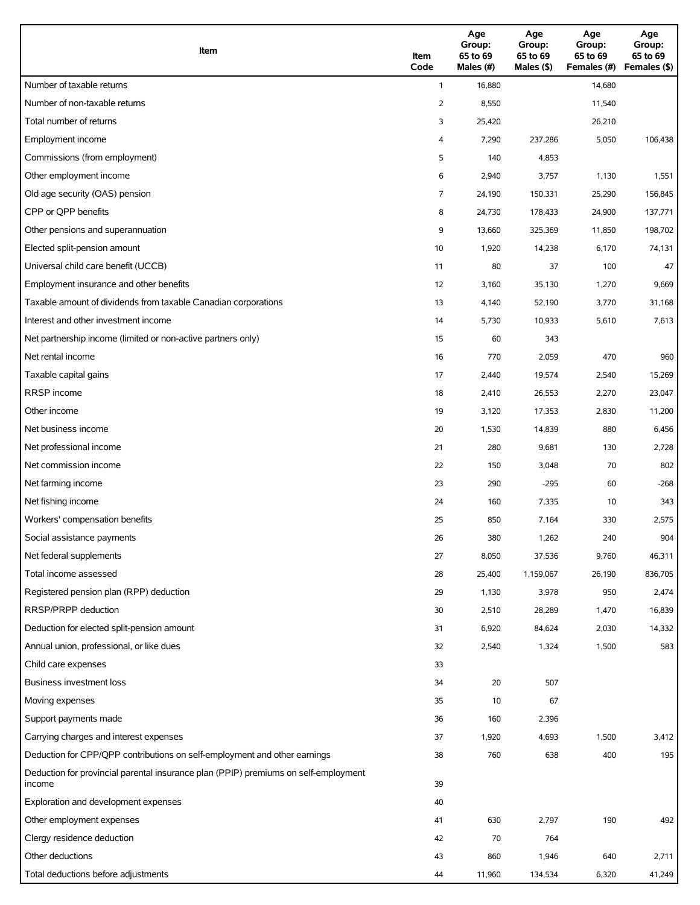| Item | Item Code | Age Group: 65 to 69 Males (#) | Age Group: 65 to 69 Males ($) | Age Group: 65 to 69 Females (#) | Age Group: 65 to 69 Females ($) |
|---|---|---|---|---|---|
| Number of taxable returns | 1 | 16,880 | | 14,680 | |
| Number of non-taxable returns | 2 | 8,550 | | 11,540 | |
| Total number of returns | 3 | 25,420 | | 26,210 | |
| Employment income | 4 | 7,290 | 237,286 | 5,050 | 106,438 |
| Commissions (from employment) | 5 | 140 | 4,853 | | |
| Other employment income | 6 | 2,940 | 3,757 | 1,130 | 1,551 |
| Old age security (OAS) pension | 7 | 24,190 | 150,331 | 25,290 | 156,845 |
| CPP or QPP benefits | 8 | 24,730 | 178,433 | 24,900 | 137,771 |
| Other pensions and superannuation | 9 | 13,660 | 325,369 | 11,850 | 198,702 |
| Elected split-pension amount | 10 | 1,920 | 14,238 | 6,170 | 74,131 |
| Universal child care benefit (UCCB) | 11 | 80 | 37 | 100 | 47 |
| Employment insurance and other benefits | 12 | 3,160 | 35,130 | 1,270 | 9,669 |
| Taxable amount of dividends from taxable Canadian corporations | 13 | 4,140 | 52,190 | 3,770 | 31,168 |
| Interest and other investment income | 14 | 5,730 | 10,933 | 5,610 | 7,613 |
| Net partnership income (limited or non-active partners only) | 15 | 60 | 343 | | |
| Net rental income | 16 | 770 | 2,059 | 470 | 960 |
| Taxable capital gains | 17 | 2,440 | 19,574 | 2,540 | 15,269 |
| RRSP income | 18 | 2,410 | 26,553 | 2,270 | 23,047 |
| Other income | 19 | 3,120 | 17,353 | 2,830 | 11,200 |
| Net business income | 20 | 1,530 | 14,839 | 880 | 6,456 |
| Net professional income | 21 | 280 | 9,681 | 130 | 2,728 |
| Net commission income | 22 | 150 | 3,048 | 70 | 802 |
| Net farming income | 23 | 290 | -295 | 60 | -268 |
| Net fishing income | 24 | 160 | 7,335 | 10 | 343 |
| Workers' compensation benefits | 25 | 850 | 7,164 | 330 | 2,575 |
| Social assistance payments | 26 | 380 | 1,262 | 240 | 904 |
| Net federal supplements | 27 | 8,050 | 37,536 | 9,760 | 46,311 |
| Total income assessed | 28 | 25,400 | 1,159,067 | 26,190 | 836,705 |
| Registered pension plan (RPP) deduction | 29 | 1,130 | 3,978 | 950 | 2,474 |
| RRSP/PRPP deduction | 30 | 2,510 | 28,289 | 1,470 | 16,839 |
| Deduction for elected split-pension amount | 31 | 6,920 | 84,624 | 2,030 | 14,332 |
| Annual union, professional, or like dues | 32 | 2,540 | 1,324 | 1,500 | 583 |
| Child care expenses | 33 | | | | |
| Business investment loss | 34 | 20 | 507 | | |
| Moving expenses | 35 | 10 | 67 | | |
| Support payments made | 36 | 160 | 2,396 | | |
| Carrying charges and interest expenses | 37 | 1,920 | 4,693 | 1,500 | 3,412 |
| Deduction for CPP/QPP contributions on self-employment and other earnings | 38 | 760 | 638 | 400 | 195 |
| Deduction for provincial parental insurance plan (PPIP) premiums on self-employment income | 39 | | | | |
| Exploration and development expenses | 40 | | | | |
| Other employment expenses | 41 | 630 | 2,797 | 190 | 492 |
| Clergy residence deduction | 42 | 70 | 764 | | |
| Other deductions | 43 | 860 | 1,946 | 640 | 2,711 |
| Total deductions before adjustments | 44 | 11,960 | 134,534 | 6,320 | 41,249 |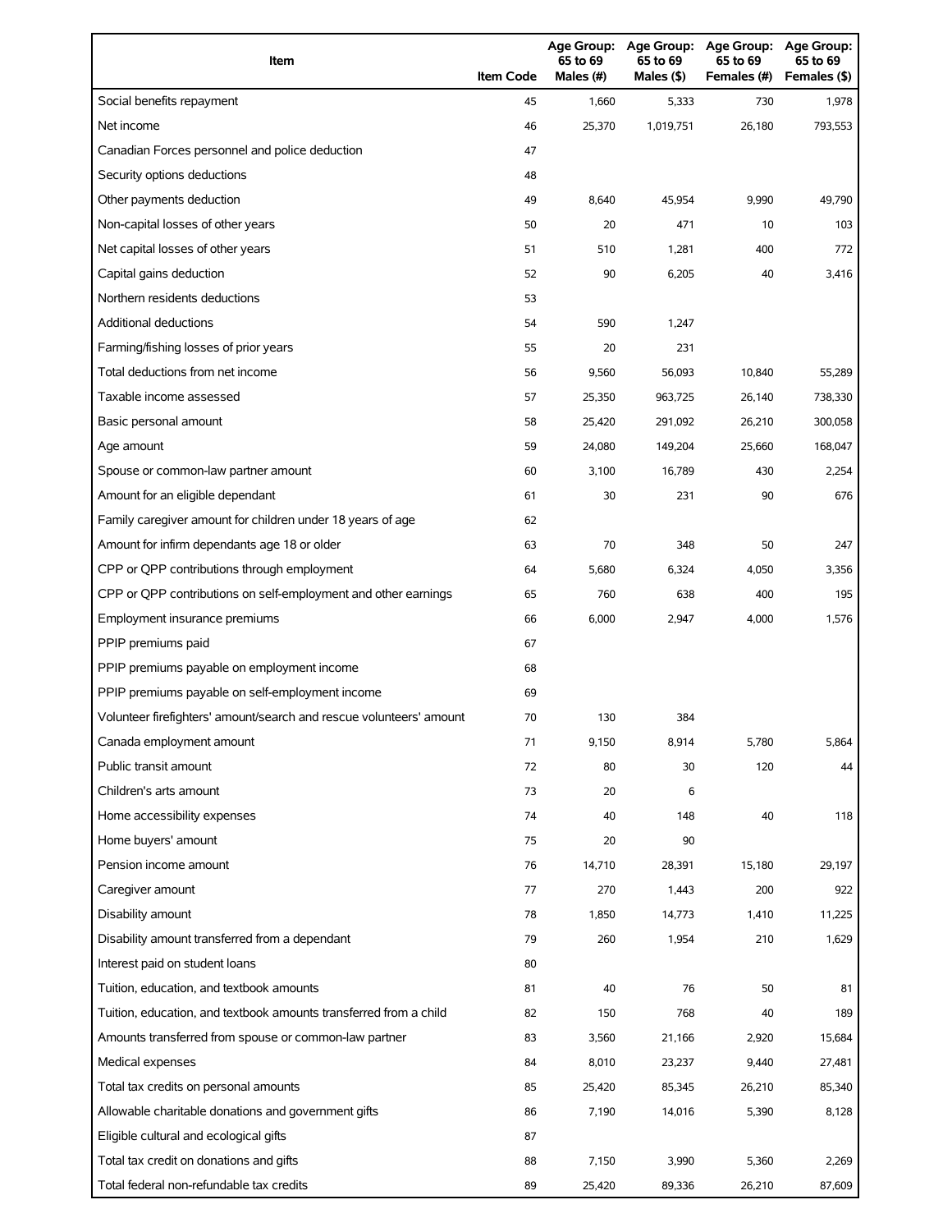| Item | Item Code | Age Group: 65 to 69 Males (#) | Age Group: 65 to 69 Males ($) | Age Group: 65 to 69 Females (#) | Age Group: 65 to 69 Females ($) |
|---|---|---|---|---|---|
| Social benefits repayment | 45 | 1,660 | 5,333 | 730 | 1,978 |
| Net income | 46 | 25,370 | 1,019,751 | 26,180 | 793,553 |
| Canadian Forces personnel and police deduction | 47 | | | | |
| Security options deductions | 48 | | | | |
| Other payments deduction | 49 | 8,640 | 45,954 | 9,990 | 49,790 |
| Non-capital losses of other years | 50 | 20 | 471 | 10 | 103 |
| Net capital losses of other years | 51 | 510 | 1,281 | 400 | 772 |
| Capital gains deduction | 52 | 90 | 6,205 | 40 | 3,416 |
| Northern residents deductions | 53 | | | | |
| Additional deductions | 54 | 590 | 1,247 | | |
| Farming/fishing losses of prior years | 55 | 20 | 231 | | |
| Total deductions from net income | 56 | 9,560 | 56,093 | 10,840 | 55,289 |
| Taxable income assessed | 57 | 25,350 | 963,725 | 26,140 | 738,330 |
| Basic personal amount | 58 | 25,420 | 291,092 | 26,210 | 300,058 |
| Age amount | 59 | 24,080 | 149,204 | 25,660 | 168,047 |
| Spouse or common-law partner amount | 60 | 3,100 | 16,789 | 430 | 2,254 |
| Amount for an eligible dependant | 61 | 30 | 231 | 90 | 676 |
| Family caregiver amount for children under 18 years of age | 62 | | | | |
| Amount for infirm dependants age 18 or older | 63 | 70 | 348 | 50 | 247 |
| CPP or QPP contributions through employment | 64 | 5,680 | 6,324 | 4,050 | 3,356 |
| CPP or QPP contributions on self-employment and other earnings | 65 | 760 | 638 | 400 | 195 |
| Employment insurance premiums | 66 | 6,000 | 2,947 | 4,000 | 1,576 |
| PPIP premiums paid | 67 | | | | |
| PPIP premiums payable on employment income | 68 | | | | |
| PPIP premiums payable on self-employment income | 69 | | | | |
| Volunteer firefighters' amount/search and rescue volunteers' amount | 70 | 130 | 384 | | |
| Canada employment amount | 71 | 9,150 | 8,914 | 5,780 | 5,864 |
| Public transit amount | 72 | 80 | 30 | 120 | 44 |
| Children's arts amount | 73 | 20 | 6 | | |
| Home accessibility expenses | 74 | 40 | 148 | 40 | 118 |
| Home buyers' amount | 75 | 20 | 90 | | |
| Pension income amount | 76 | 14,710 | 28,391 | 15,180 | 29,197 |
| Caregiver amount | 77 | 270 | 1,443 | 200 | 922 |
| Disability amount | 78 | 1,850 | 14,773 | 1,410 | 11,225 |
| Disability amount transferred from a dependant | 79 | 260 | 1,954 | 210 | 1,629 |
| Interest paid on student loans | 80 | | | | |
| Tuition, education, and textbook amounts | 81 | 40 | 76 | 50 | 81 |
| Tuition, education, and textbook amounts transferred from a child | 82 | 150 | 768 | 40 | 189 |
| Amounts transferred from spouse or common-law partner | 83 | 3,560 | 21,166 | 2,920 | 15,684 |
| Medical expenses | 84 | 8,010 | 23,237 | 9,440 | 27,481 |
| Total tax credits on personal amounts | 85 | 25,420 | 85,345 | 26,210 | 85,340 |
| Allowable charitable donations and government gifts | 86 | 7,190 | 14,016 | 5,390 | 8,128 |
| Eligible cultural and ecological gifts | 87 | | | | |
| Total tax credit on donations and gifts | 88 | 7,150 | 3,990 | 5,360 | 2,269 |
| Total federal non-refundable tax credits | 89 | 25,420 | 89,336 | 26,210 | 87,609 |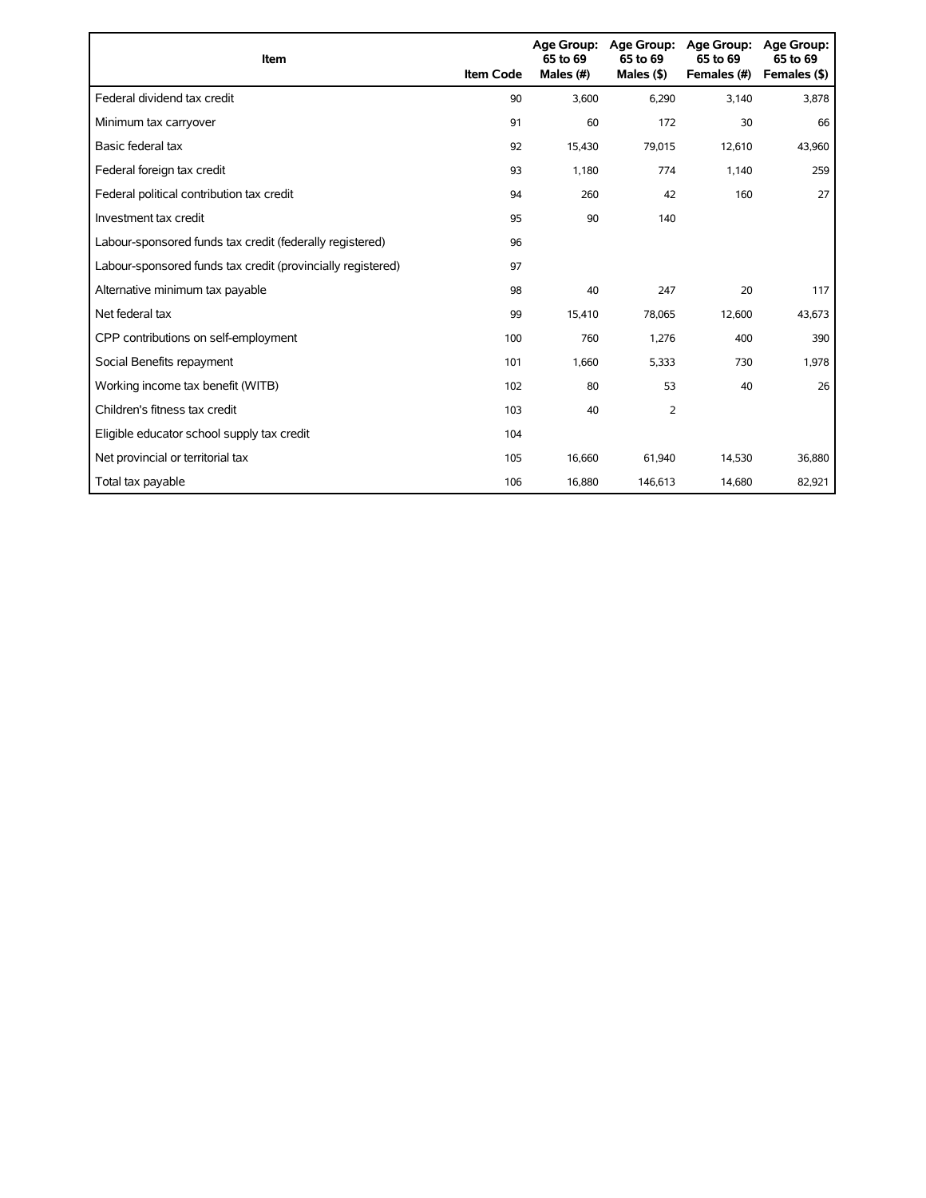| Item | Item Code | Age Group: 65 to 69 Males (#) | Age Group: 65 to 69 Males ($) | Age Group: 65 to 69 Females (#) | Age Group: 65 to 69 Females ($) |
|---|---|---|---|---|---|
| Federal dividend tax credit | 90 | 3,600 | 6,290 | 3,140 | 3,878 |
| Minimum tax carryover | 91 | 60 | 172 | 30 | 66 |
| Basic federal tax | 92 | 15,430 | 79,015 | 12,610 | 43,960 |
| Federal foreign tax credit | 93 | 1,180 | 774 | 1,140 | 259 |
| Federal political contribution tax credit | 94 | 260 | 42 | 160 | 27 |
| Investment tax credit | 95 | 90 | 140 | | |
| Labour-sponsored funds tax credit (federally registered) | 96 | | | | |
| Labour-sponsored funds tax credit (provincially registered) | 97 | | | | |
| Alternative minimum tax payable | 98 | 40 | 247 | 20 | 117 |
| Net federal tax | 99 | 15,410 | 78,065 | 12,600 | 43,673 |
| CPP contributions on self-employment | 100 | 760 | 1,276 | 400 | 390 |
| Social Benefits repayment | 101 | 1,660 | 5,333 | 730 | 1,978 |
| Working income tax benefit (WITB) | 102 | 80 | 53 | 40 | 26 |
| Children's fitness tax credit | 103 | 40 | 2 | | |
| Eligible educator school supply tax credit | 104 | | | | |
| Net provincial or territorial tax | 105 | 16,660 | 61,940 | 14,530 | 36,880 |
| Total tax payable | 106 | 16,880 | 146,613 | 14,680 | 82,921 |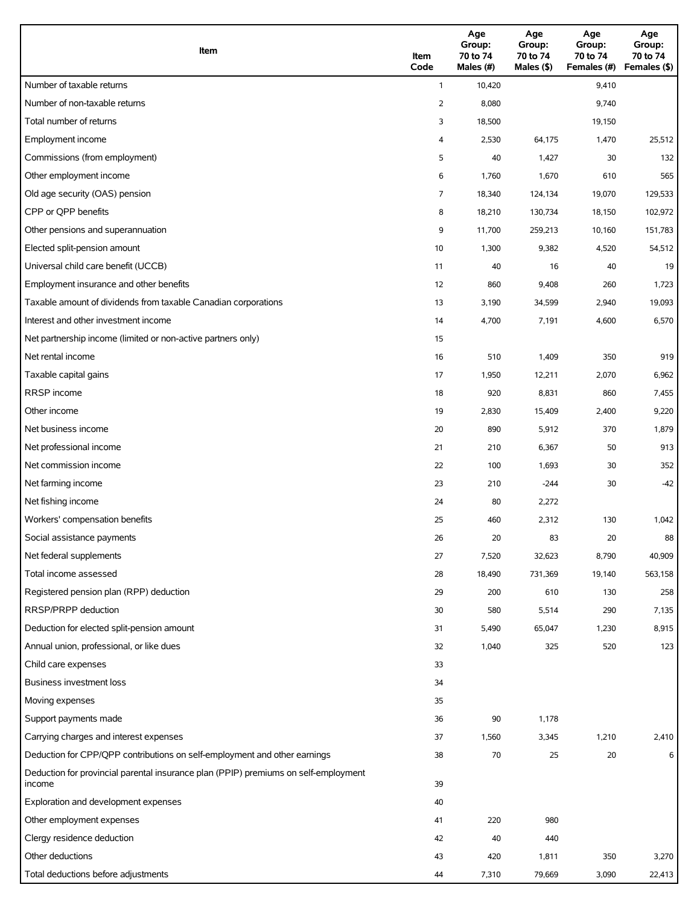| Item | Item Code | Age Group: 70 to 74 Males (#) | Age Group: 70 to 74 Males ($) | Age Group: 70 to 74 Females (#) | Age Group: 70 to 74 Females ($) |
|---|---|---|---|---|---|
| Number of taxable returns | 1 | 10,420 | | 9,410 | |
| Number of non-taxable returns | 2 | 8,080 | | 9,740 | |
| Total number of returns | 3 | 18,500 | | 19,150 | |
| Employment income | 4 | 2,530 | 64,175 | 1,470 | 25,512 |
| Commissions (from employment) | 5 | 40 | 1,427 | 30 | 132 |
| Other employment income | 6 | 1,760 | 1,670 | 610 | 565 |
| Old age security (OAS) pension | 7 | 18,340 | 124,134 | 19,070 | 129,533 |
| CPP or QPP benefits | 8 | 18,210 | 130,734 | 18,150 | 102,972 |
| Other pensions and superannuation | 9 | 11,700 | 259,213 | 10,160 | 151,783 |
| Elected split-pension amount | 10 | 1,300 | 9,382 | 4,520 | 54,512 |
| Universal child care benefit (UCCB) | 11 | 40 | 16 | 40 | 19 |
| Employment insurance and other benefits | 12 | 860 | 9,408 | 260 | 1,723 |
| Taxable amount of dividends from taxable Canadian corporations | 13 | 3,190 | 34,599 | 2,940 | 19,093 |
| Interest and other investment income | 14 | 4,700 | 7,191 | 4,600 | 6,570 |
| Net partnership income (limited or non-active partners only) | 15 | | | | |
| Net rental income | 16 | 510 | 1,409 | 350 | 919 |
| Taxable capital gains | 17 | 1,950 | 12,211 | 2,070 | 6,962 |
| RRSP income | 18 | 920 | 8,831 | 860 | 7,455 |
| Other income | 19 | 2,830 | 15,409 | 2,400 | 9,220 |
| Net business income | 20 | 890 | 5,912 | 370 | 1,879 |
| Net professional income | 21 | 210 | 6,367 | 50 | 913 |
| Net commission income | 22 | 100 | 1,693 | 30 | 352 |
| Net farming income | 23 | 210 | -244 | 30 | -42 |
| Net fishing income | 24 | 80 | 2,272 | | |
| Workers' compensation benefits | 25 | 460 | 2,312 | 130 | 1,042 |
| Social assistance payments | 26 | 20 | 83 | 20 | 88 |
| Net federal supplements | 27 | 7,520 | 32,623 | 8,790 | 40,909 |
| Total income assessed | 28 | 18,490 | 731,369 | 19,140 | 563,158 |
| Registered pension plan (RPP) deduction | 29 | 200 | 610 | 130 | 258 |
| RRSP/PRPP deduction | 30 | 580 | 5,514 | 290 | 7,135 |
| Deduction for elected split-pension amount | 31 | 5,490 | 65,047 | 1,230 | 8,915 |
| Annual union, professional, or like dues | 32 | 1,040 | 325 | 520 | 123 |
| Child care expenses | 33 | | | | |
| Business investment loss | 34 | | | | |
| Moving expenses | 35 | | | | |
| Support payments made | 36 | 90 | 1,178 | | |
| Carrying charges and interest expenses | 37 | 1,560 | 3,345 | 1,210 | 2,410 |
| Deduction for CPP/QPP contributions on self-employment and other earnings | 38 | 70 | 25 | 20 | 6 |
| Deduction for provincial parental insurance plan (PPIP) premiums on self-employment income | 39 | | | | |
| Exploration and development expenses | 40 | | | | |
| Other employment expenses | 41 | 220 | 980 | | |
| Clergy residence deduction | 42 | 40 | 440 | | |
| Other deductions | 43 | 420 | 1,811 | 350 | 3,270 |
| Total deductions before adjustments | 44 | 7,310 | 79,669 | 3,090 | 22,413 |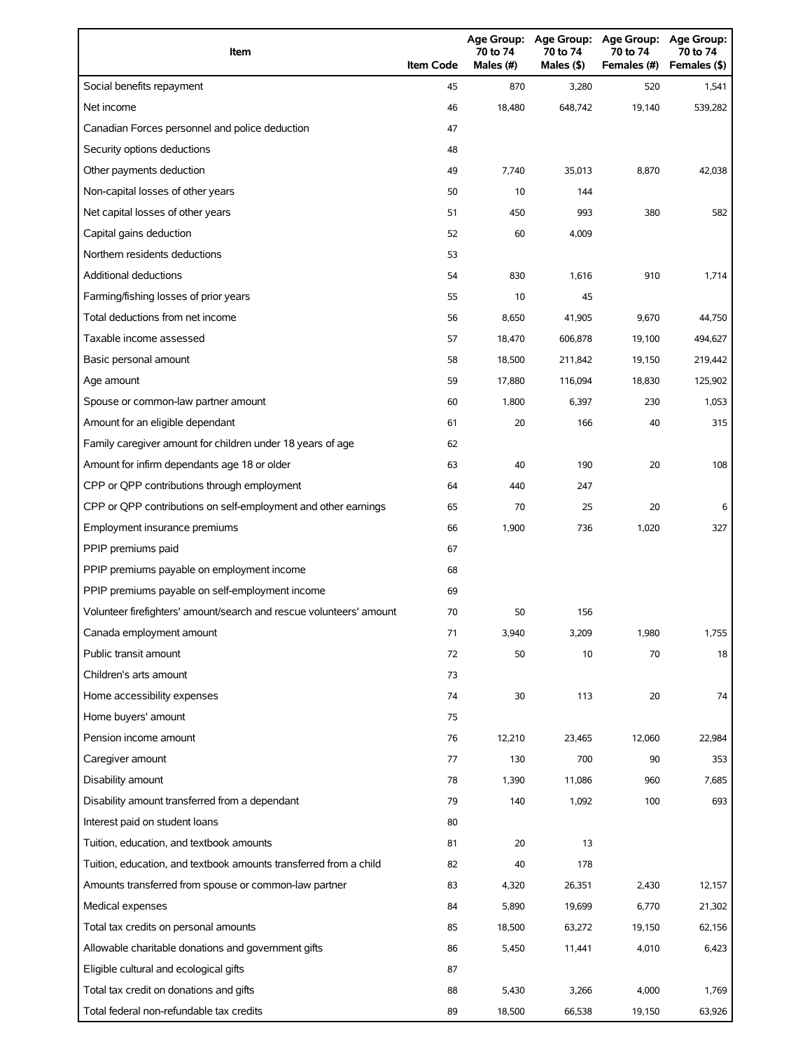| Item | Item Code | Age Group: 70 to 74 Males (#) | Age Group: 70 to 74 Males ($) | Age Group: 70 to 74 Females (#) | Age Group: 70 to 74 Females ($) |
|---|---|---|---|---|---|
| Social benefits repayment | 45 | 870 | 3,280 | 520 | 1,541 |
| Net income | 46 | 18,480 | 648,742 | 19,140 | 539,282 |
| Canadian Forces personnel and police deduction | 47 | | | | |
| Security options deductions | 48 | | | | |
| Other payments deduction | 49 | 7,740 | 35,013 | 8,870 | 42,038 |
| Non-capital losses of other years | 50 | 10 | 144 | | |
| Net capital losses of other years | 51 | 450 | 993 | 380 | 582 |
| Capital gains deduction | 52 | 60 | 4,009 | | |
| Northern residents deductions | 53 | | | | |
| Additional deductions | 54 | 830 | 1,616 | 910 | 1,714 |
| Farming/fishing losses of prior years | 55 | 10 | 45 | | |
| Total deductions from net income | 56 | 8,650 | 41,905 | 9,670 | 44,750 |
| Taxable income assessed | 57 | 18,470 | 606,878 | 19,100 | 494,627 |
| Basic personal amount | 58 | 18,500 | 211,842 | 19,150 | 219,442 |
| Age amount | 59 | 17,880 | 116,094 | 18,830 | 125,902 |
| Spouse or common-law partner amount | 60 | 1,800 | 6,397 | 230 | 1,053 |
| Amount for an eligible dependant | 61 | 20 | 166 | 40 | 315 |
| Family caregiver amount for children under 18 years of age | 62 | | | | |
| Amount for infirm dependants age 18 or older | 63 | 40 | 190 | 20 | 108 |
| CPP or QPP contributions through employment | 64 | 440 | 247 | | |
| CPP or QPP contributions on self-employment and other earnings | 65 | 70 | 25 | 20 | 6 |
| Employment insurance premiums | 66 | 1,900 | 736 | 1,020 | 327 |
| PPIP premiums paid | 67 | | | | |
| PPIP premiums payable on employment income | 68 | | | | |
| PPIP premiums payable on self-employment income | 69 | | | | |
| Volunteer firefighters' amount/search and rescue volunteers' amount | 70 | 50 | 156 | | |
| Canada employment amount | 71 | 3,940 | 3,209 | 1,980 | 1,755 |
| Public transit amount | 72 | 50 | 10 | 70 | 18 |
| Children's arts amount | 73 | | | | |
| Home accessibility expenses | 74 | 30 | 113 | 20 | 74 |
| Home buyers' amount | 75 | | | | |
| Pension income amount | 76 | 12,210 | 23,465 | 12,060 | 22,984 |
| Caregiver amount | 77 | 130 | 700 | 90 | 353 |
| Disability amount | 78 | 1,390 | 11,086 | 960 | 7,685 |
| Disability amount transferred from a dependant | 79 | 140 | 1,092 | 100 | 693 |
| Interest paid on student loans | 80 | | | | |
| Tuition, education, and textbook amounts | 81 | 20 | 13 | | |
| Tuition, education, and textbook amounts transferred from a child | 82 | 40 | 178 | | |
| Amounts transferred from spouse or common-law partner | 83 | 4,320 | 26,351 | 2,430 | 12,157 |
| Medical expenses | 84 | 5,890 | 19,699 | 6,770 | 21,302 |
| Total tax credits on personal amounts | 85 | 18,500 | 63,272 | 19,150 | 62,156 |
| Allowable charitable donations and government gifts | 86 | 5,450 | 11,441 | 4,010 | 6,423 |
| Eligible cultural and ecological gifts | 87 | | | | |
| Total tax credit on donations and gifts | 88 | 5,430 | 3,266 | 4,000 | 1,769 |
| Total federal non-refundable tax credits | 89 | 18,500 | 66,538 | 19,150 | 63,926 |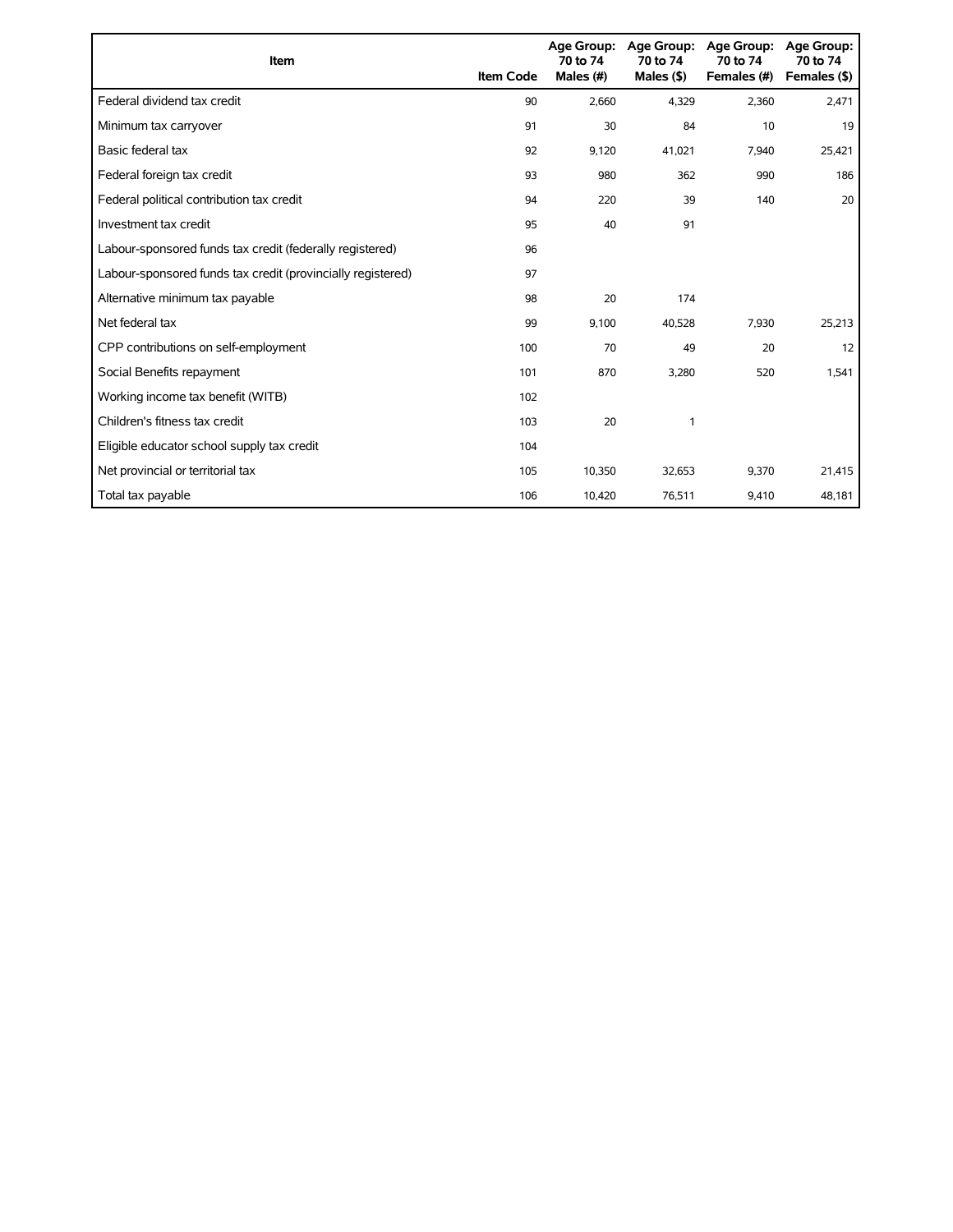| Item | Item Code | Age Group: 70 to 74 Males (#) | Age Group: 70 to 74 Males ($) | Age Group: 70 to 74 Females (#) | Age Group: 70 to 74 Females ($) |
|---|---|---|---|---|---|
| Federal dividend tax credit | 90 | 2,660 | 4,329 | 2,360 | 2,471 |
| Minimum tax carryover | 91 | 30 | 84 | 10 | 19 |
| Basic federal tax | 92 | 9,120 | 41,021 | 7,940 | 25,421 |
| Federal foreign tax credit | 93 | 980 | 362 | 990 | 186 |
| Federal political contribution tax credit | 94 | 220 | 39 | 140 | 20 |
| Investment tax credit | 95 | 40 | 91 | | |
| Labour-sponsored funds tax credit (federally registered) | 96 | | | | |
| Labour-sponsored funds tax credit (provincially registered) | 97 | | | | |
| Alternative minimum tax payable | 98 | 20 | 174 | | |
| Net federal tax | 99 | 9,100 | 40,528 | 7,930 | 25,213 |
| CPP contributions on self-employment | 100 | 70 | 49 | 20 | 12 |
| Social Benefits repayment | 101 | 870 | 3,280 | 520 | 1,541 |
| Working income tax benefit (WITB) | 102 | | | | |
| Children's fitness tax credit | 103 | 20 | 1 | | |
| Eligible educator school supply tax credit | 104 | | | | |
| Net provincial or territorial tax | 105 | 10,350 | 32,653 | 9,370 | 21,415 |
| Total tax payable | 106 | 10,420 | 76,511 | 9,410 | 48,181 |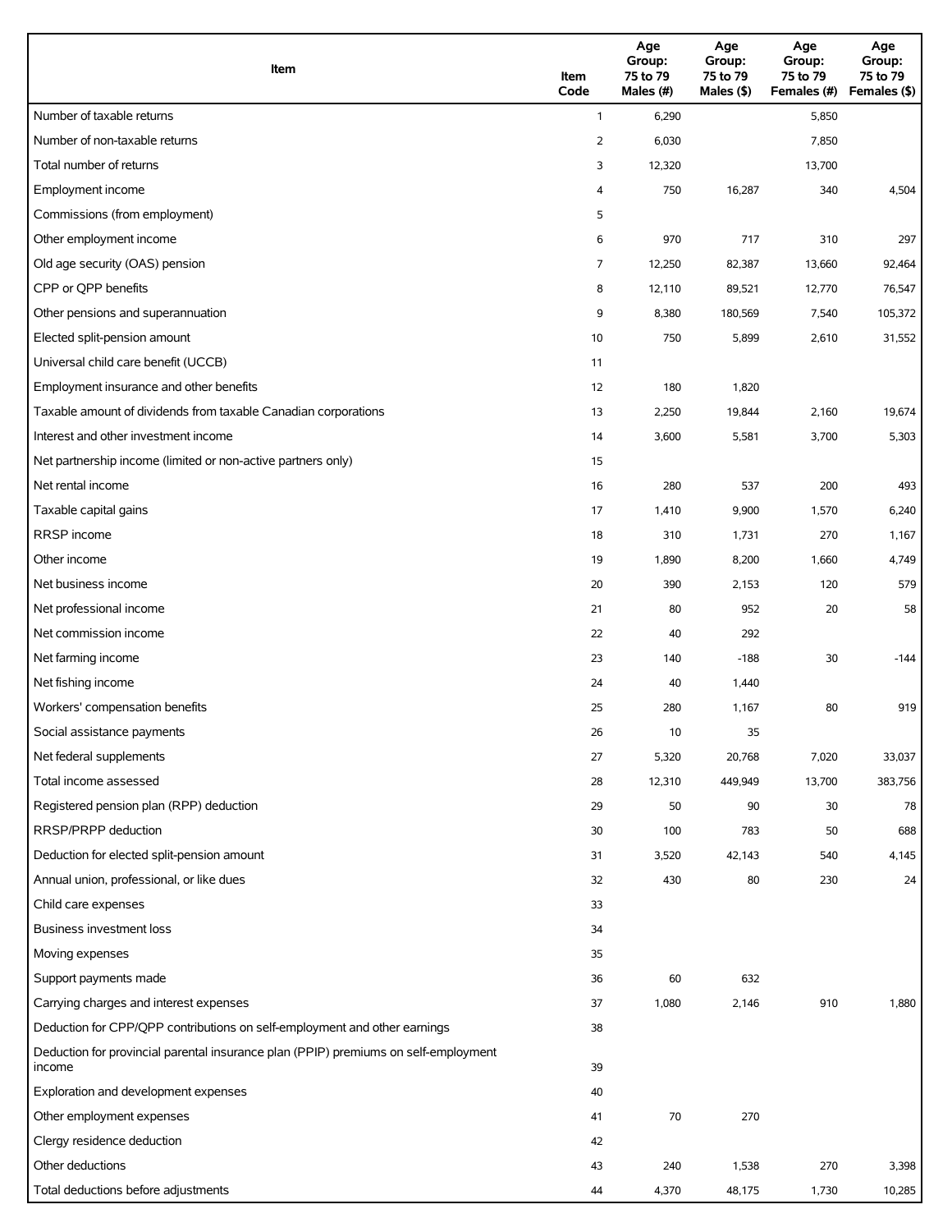| Item | Item Code | Age Group: 75 to 79 Males (#) | Age Group: 75 to 79 Males ($) | Age Group: 75 to 79 Females (#) | Age Group: 75 to 79 Females ($) |
|---|---|---|---|---|---|
| Number of taxable returns | 1 | 6,290 | | 5,850 | |
| Number of non-taxable returns | 2 | 6,030 | | 7,850 | |
| Total number of returns | 3 | 12,320 | | 13,700 | |
| Employment income | 4 | 750 | 16,287 | 340 | 4,504 |
| Commissions (from employment) | 5 | | | | |
| Other employment income | 6 | 970 | 717 | 310 | 297 |
| Old age security (OAS) pension | 7 | 12,250 | 82,387 | 13,660 | 92,464 |
| CPP or QPP benefits | 8 | 12,110 | 89,521 | 12,770 | 76,547 |
| Other pensions and superannuation | 9 | 8,380 | 180,569 | 7,540 | 105,372 |
| Elected split-pension amount | 10 | 750 | 5,899 | 2,610 | 31,552 |
| Universal child care benefit (UCCB) | 11 | | | | |
| Employment insurance and other benefits | 12 | 180 | 1,820 | | |
| Taxable amount of dividends from taxable Canadian corporations | 13 | 2,250 | 19,844 | 2,160 | 19,674 |
| Interest and other investment income | 14 | 3,600 | 5,581 | 3,700 | 5,303 |
| Net partnership income (limited or non-active partners only) | 15 | | | | |
| Net rental income | 16 | 280 | 537 | 200 | 493 |
| Taxable capital gains | 17 | 1,410 | 9,900 | 1,570 | 6,240 |
| RRSP income | 18 | 310 | 1,731 | 270 | 1,167 |
| Other income | 19 | 1,890 | 8,200 | 1,660 | 4,749 |
| Net business income | 20 | 390 | 2,153 | 120 | 579 |
| Net professional income | 21 | 80 | 952 | 20 | 58 |
| Net commission income | 22 | 40 | 292 | | |
| Net farming income | 23 | 140 | -188 | 30 | -144 |
| Net fishing income | 24 | 40 | 1,440 | | |
| Workers' compensation benefits | 25 | 280 | 1,167 | 80 | 919 |
| Social assistance payments | 26 | 10 | 35 | | |
| Net federal supplements | 27 | 5,320 | 20,768 | 7,020 | 33,037 |
| Total income assessed | 28 | 12,310 | 449,949 | 13,700 | 383,756 |
| Registered pension plan (RPP) deduction | 29 | 50 | 90 | 30 | 78 |
| RRSP/PRPP deduction | 30 | 100 | 783 | 50 | 688 |
| Deduction for elected split-pension amount | 31 | 3,520 | 42,143 | 540 | 4,145 |
| Annual union, professional, or like dues | 32 | 430 | 80 | 230 | 24 |
| Child care expenses | 33 | | | | |
| Business investment loss | 34 | | | | |
| Moving expenses | 35 | | | | |
| Support payments made | 36 | 60 | 632 | | |
| Carrying charges and interest expenses | 37 | 1,080 | 2,146 | 910 | 1,880 |
| Deduction for CPP/QPP contributions on self-employment and other earnings | 38 | | | | |
| Deduction for provincial parental insurance plan (PPIP) premiums on self-employment income | 39 | | | | |
| Exploration and development expenses | 40 | | | | |
| Other employment expenses | 41 | 70 | 270 | | |
| Clergy residence deduction | 42 | | | | |
| Other deductions | 43 | 240 | 1,538 | 270 | 3,398 |
| Total deductions before adjustments | 44 | 4,370 | 48,175 | 1,730 | 10,285 |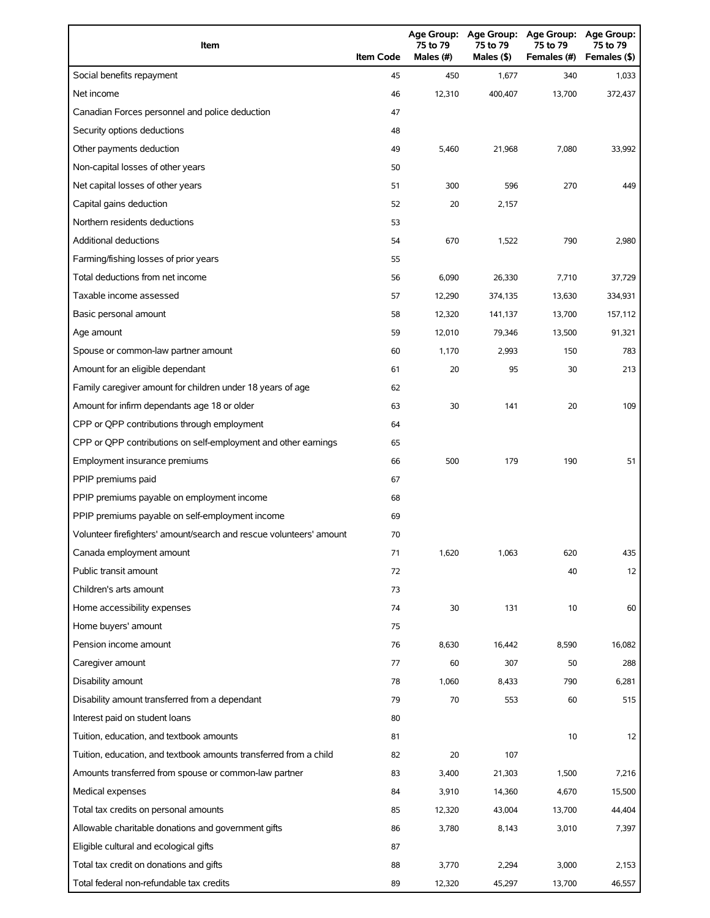| Item | Item Code | Age Group: 75 to 79 Males (#) | Age Group: 75 to 79 Males ($) | Age Group: 75 to 79 Females (#) | Age Group: 75 to 79 Females ($) |
|---|---|---|---|---|---|
| Social benefits repayment | 45 | 450 | 1,677 | 340 | 1,033 |
| Net income | 46 | 12,310 | 400,407 | 13,700 | 372,437 |
| Canadian Forces personnel and police deduction | 47 | | | | |
| Security options deductions | 48 | | | | |
| Other payments deduction | 49 | 5,460 | 21,968 | 7,080 | 33,992 |
| Non-capital losses of other years | 50 | | | | |
| Net capital losses of other years | 51 | 300 | 596 | 270 | 449 |
| Capital gains deduction | 52 | 20 | 2,157 | | |
| Northern residents deductions | 53 | | | | |
| Additional deductions | 54 | 670 | 1,522 | 790 | 2,980 |
| Farming/fishing losses of prior years | 55 | | | | |
| Total deductions from net income | 56 | 6,090 | 26,330 | 7,710 | 37,729 |
| Taxable income assessed | 57 | 12,290 | 374,135 | 13,630 | 334,931 |
| Basic personal amount | 58 | 12,320 | 141,137 | 13,700 | 157,112 |
| Age amount | 59 | 12,010 | 79,346 | 13,500 | 91,321 |
| Spouse or common-law partner amount | 60 | 1,170 | 2,993 | 150 | 783 |
| Amount for an eligible dependant | 61 | 20 | 95 | 30 | 213 |
| Family caregiver amount for children under 18 years of age | 62 | | | | |
| Amount for infirm dependants age 18 or older | 63 | 30 | 141 | 20 | 109 |
| CPP or QPP contributions through employment | 64 | | | | |
| CPP or QPP contributions on self-employment and other earnings | 65 | | | | |
| Employment insurance premiums | 66 | 500 | 179 | 190 | 51 |
| PPIP premiums paid | 67 | | | | |
| PPIP premiums payable on employment income | 68 | | | | |
| PPIP premiums payable on self-employment income | 69 | | | | |
| Volunteer firefighters' amount/search and rescue volunteers' amount | 70 | | | | |
| Canada employment amount | 71 | 1,620 | 1,063 | 620 | 435 |
| Public transit amount | 72 | | | 40 | 12 |
| Children's arts amount | 73 | | | | |
| Home accessibility expenses | 74 | 30 | 131 | 10 | 60 |
| Home buyers' amount | 75 | | | | |
| Pension income amount | 76 | 8,630 | 16,442 | 8,590 | 16,082 |
| Caregiver amount | 77 | 60 | 307 | 50 | 288 |
| Disability amount | 78 | 1,060 | 8,433 | 790 | 6,281 |
| Disability amount transferred from a dependant | 79 | 70 | 553 | 60 | 515 |
| Interest paid on student loans | 80 | | | | |
| Tuition, education, and textbook amounts | 81 | | | 10 | 12 |
| Tuition, education, and textbook amounts transferred from a child | 82 | 20 | 107 | | |
| Amounts transferred from spouse or common-law partner | 83 | 3,400 | 21,303 | 1,500 | 7,216 |
| Medical expenses | 84 | 3,910 | 14,360 | 4,670 | 15,500 |
| Total tax credits on personal amounts | 85 | 12,320 | 43,004 | 13,700 | 44,404 |
| Allowable charitable donations and government gifts | 86 | 3,780 | 8,143 | 3,010 | 7,397 |
| Eligible cultural and ecological gifts | 87 | | | | |
| Total tax credit on donations and gifts | 88 | 3,770 | 2,294 | 3,000 | 2,153 |
| Total federal non-refundable tax credits | 89 | 12,320 | 45,297 | 13,700 | 46,557 |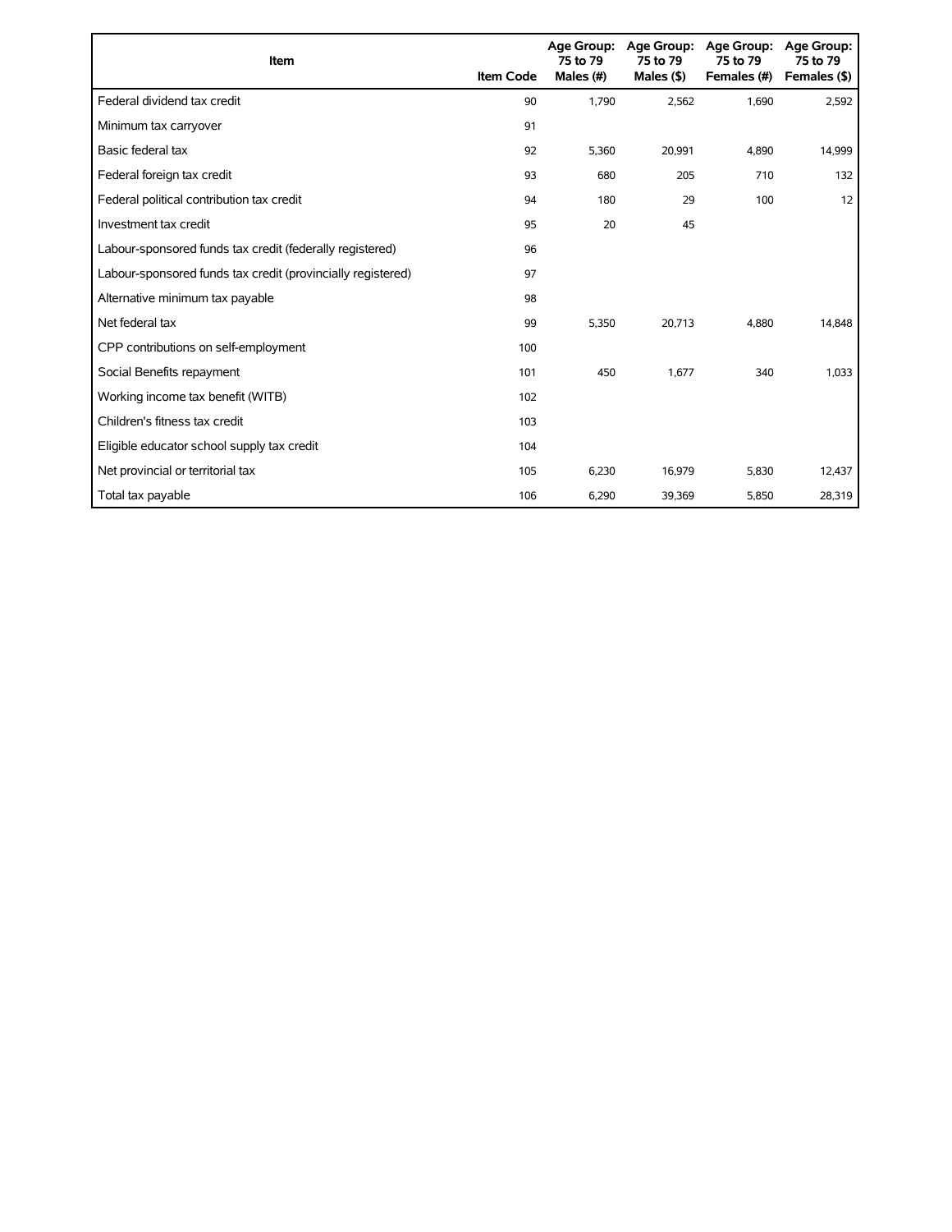| Item | Item Code | Age Group: 75 to 79 Males (#) | Age Group: 75 to 79 Males ($) | Age Group: 75 to 79 Females (#) | Age Group: 75 to 79 Females ($) |
|---|---|---|---|---|---|
| Federal dividend tax credit | 90 | 1,790 | 2,562 | 1,690 | 2,592 |
| Minimum tax carryover | 91 | | | | |
| Basic federal tax | 92 | 5,360 | 20,991 | 4,890 | 14,999 |
| Federal foreign tax credit | 93 | 680 | 205 | 710 | 132 |
| Federal political contribution tax credit | 94 | 180 | 29 | 100 | 12 |
| Investment tax credit | 95 | 20 | 45 | | |
| Labour-sponsored funds tax credit (federally registered) | 96 | | | | |
| Labour-sponsored funds tax credit (provincially registered) | 97 | | | | |
| Alternative minimum tax payable | 98 | | | | |
| Net federal tax | 99 | 5,350 | 20,713 | 4,880 | 14,848 |
| CPP contributions on self-employment | 100 | | | | |
| Social Benefits repayment | 101 | 450 | 1,677 | 340 | 1,033 |
| Working income tax benefit (WITB) | 102 | | | | |
| Children's fitness tax credit | 103 | | | | |
| Eligible educator school supply tax credit | 104 | | | | |
| Net provincial or territorial tax | 105 | 6,230 | 16,979 | 5,830 | 12,437 |
| Total tax payable | 106 | 6,290 | 39,369 | 5,850 | 28,319 |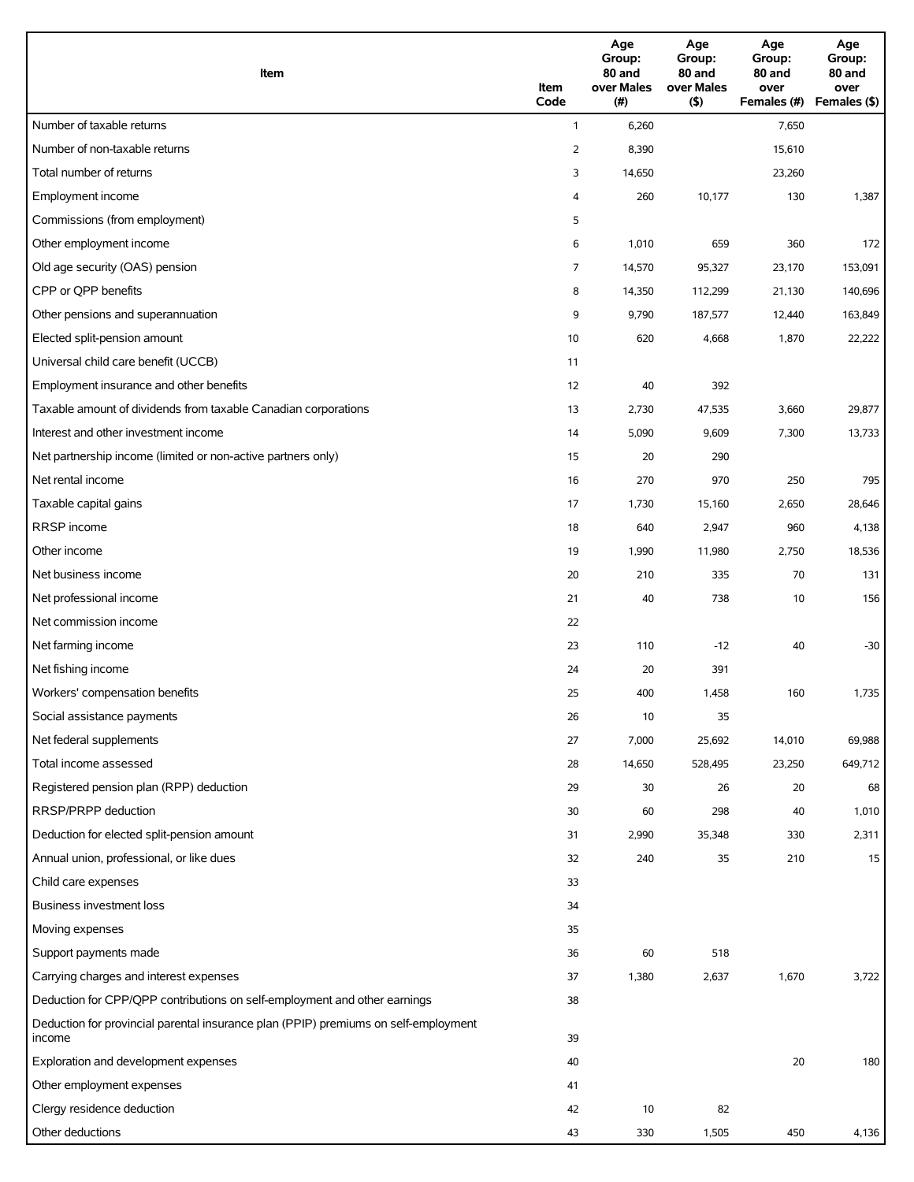| Item | Item Code | Age Group: 80 and over Males (#) | Age Group: 80 and over Males ($) | Age Group: 80 and over Females (#) | Age Group: 80 and over Females ($) |
|---|---|---|---|---|---|
| Number of taxable returns | 1 | 6,260 | | 7,650 | |
| Number of non-taxable returns | 2 | 8,390 | | 15,610 | |
| Total number of returns | 3 | 14,650 | | 23,260 | |
| Employment income | 4 | 260 | 10,177 | 130 | 1,387 |
| Commissions (from employment) | 5 | | | | |
| Other employment income | 6 | 1,010 | 659 | 360 | 172 |
| Old age security (OAS) pension | 7 | 14,570 | 95,327 | 23,170 | 153,091 |
| CPP or QPP benefits | 8 | 14,350 | 112,299 | 21,130 | 140,696 |
| Other pensions and superannuation | 9 | 9,790 | 187,577 | 12,440 | 163,849 |
| Elected split-pension amount | 10 | 620 | 4,668 | 1,870 | 22,222 |
| Universal child care benefit (UCCB) | 11 | | | | |
| Employment insurance and other benefits | 12 | 40 | 392 | | |
| Taxable amount of dividends from taxable Canadian corporations | 13 | 2,730 | 47,535 | 3,660 | 29,877 |
| Interest and other investment income | 14 | 5,090 | 9,609 | 7,300 | 13,733 |
| Net partnership income (limited or non-active partners only) | 15 | 20 | 290 | | |
| Net rental income | 16 | 270 | 970 | 250 | 795 |
| Taxable capital gains | 17 | 1,730 | 15,160 | 2,650 | 28,646 |
| RRSP income | 18 | 640 | 2,947 | 960 | 4,138 |
| Other income | 19 | 1,990 | 11,980 | 2,750 | 18,536 |
| Net business income | 20 | 210 | 335 | 70 | 131 |
| Net professional income | 21 | 40 | 738 | 10 | 156 |
| Net commission income | 22 | | | | |
| Net farming income | 23 | 110 | -12 | 40 | -30 |
| Net fishing income | 24 | 20 | 391 | | |
| Workers' compensation benefits | 25 | 400 | 1,458 | 160 | 1,735 |
| Social assistance payments | 26 | 10 | 35 | | |
| Net federal supplements | 27 | 7,000 | 25,692 | 14,010 | 69,988 |
| Total income assessed | 28 | 14,650 | 528,495 | 23,250 | 649,712 |
| Registered pension plan (RPP) deduction | 29 | 30 | 26 | 20 | 68 |
| RRSP/PRPP deduction | 30 | 60 | 298 | 40 | 1,010 |
| Deduction for elected split-pension amount | 31 | 2,990 | 35,348 | 330 | 2,311 |
| Annual union, professional, or like dues | 32 | 240 | 35 | 210 | 15 |
| Child care expenses | 33 | | | | |
| Business investment loss | 34 | | | | |
| Moving expenses | 35 | | | | |
| Support payments made | 36 | 60 | 518 | | |
| Carrying charges and interest expenses | 37 | 1,380 | 2,637 | 1,670 | 3,722 |
| Deduction for CPP/QPP contributions on self-employment and other earnings | 38 | | | | |
| Deduction for provincial parental insurance plan (PPIP) premiums on self-employment income | 39 | | | | |
| Exploration and development expenses | 40 | | | 20 | 180 |
| Other employment expenses | 41 | | | | |
| Clergy residence deduction | 42 | 10 | 82 | | |
| Other deductions | 43 | 330 | 1,505 | 450 | 4,136 |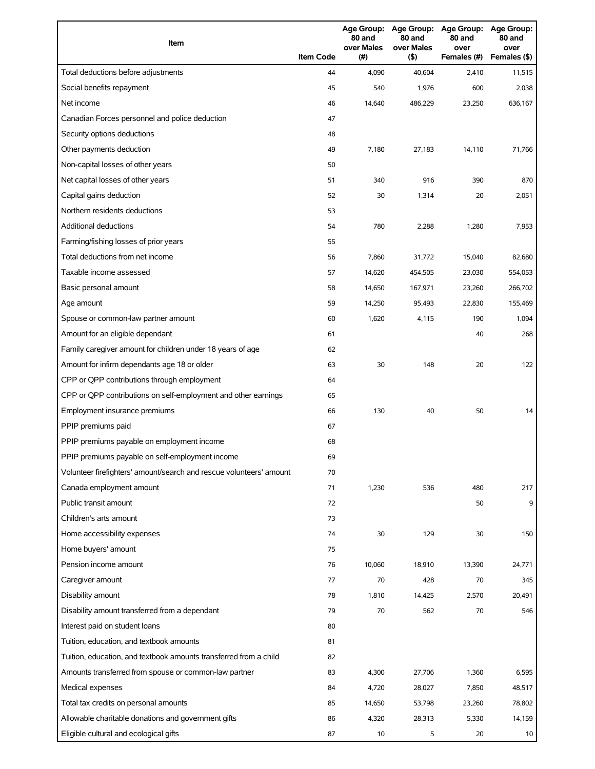| Item | Item Code | Age Group: 80 and over Males (#) | Age Group: 80 and over Males ($) | Age Group: 80 and over Females (#) | Age Group: 80 and over Females ($) |
|---|---|---|---|---|---|
| Total deductions before adjustments | 44 | 4,090 | 40,604 | 2,410 | 11,515 |
| Social benefits repayment | 45 | 540 | 1,976 | 600 | 2,038 |
| Net income | 46 | 14,640 | 486,229 | 23,250 | 636,167 |
| Canadian Forces personnel and police deduction | 47 | | | | |
| Security options deductions | 48 | | | | |
| Other payments deduction | 49 | 7,180 | 27,183 | 14,110 | 71,766 |
| Non-capital losses of other years | 50 | | | | |
| Net capital losses of other years | 51 | 340 | 916 | 390 | 870 |
| Capital gains deduction | 52 | 30 | 1,314 | 20 | 2,051 |
| Northern residents deductions | 53 | | | | |
| Additional deductions | 54 | 780 | 2,288 | 1,280 | 7,953 |
| Farming/fishing losses of prior years | 55 | | | | |
| Total deductions from net income | 56 | 7,860 | 31,772 | 15,040 | 82,680 |
| Taxable income assessed | 57 | 14,620 | 454,505 | 23,030 | 554,053 |
| Basic personal amount | 58 | 14,650 | 167,971 | 23,260 | 266,702 |
| Age amount | 59 | 14,250 | 95,493 | 22,830 | 155,469 |
| Spouse or common-law partner amount | 60 | 1,620 | 4,115 | 190 | 1,094 |
| Amount for an eligible dependant | 61 | | | 40 | 268 |
| Family caregiver amount for children under 18 years of age | 62 | | | | |
| Amount for infirm dependants age 18 or older | 63 | 30 | 148 | 20 | 122 |
| CPP or QPP contributions through employment | 64 | | | | |
| CPP or QPP contributions on self-employment and other earnings | 65 | | | | |
| Employment insurance premiums | 66 | 130 | 40 | 50 | 14 |
| PPIP premiums paid | 67 | | | | |
| PPIP premiums payable on employment income | 68 | | | | |
| PPIP premiums payable on self-employment income | 69 | | | | |
| Volunteer firefighters' amount/search and rescue volunteers' amount | 70 | | | | |
| Canada employment amount | 71 | 1,230 | 536 | 480 | 217 |
| Public transit amount | 72 | | | 50 | 9 |
| Children's arts amount | 73 | | | | |
| Home accessibility expenses | 74 | 30 | 129 | 30 | 150 |
| Home buyers' amount | 75 | | | | |
| Pension income amount | 76 | 10,060 | 18,910 | 13,390 | 24,771 |
| Caregiver amount | 77 | 70 | 428 | 70 | 345 |
| Disability amount | 78 | 1,810 | 14,425 | 2,570 | 20,491 |
| Disability amount transferred from a dependant | 79 | 70 | 562 | 70 | 546 |
| Interest paid on student loans | 80 | | | | |
| Tuition, education, and textbook amounts | 81 | | | | |
| Tuition, education, and textbook amounts transferred from a child | 82 | | | | |
| Amounts transferred from spouse or common-law partner | 83 | 4,300 | 27,706 | 1,360 | 6,595 |
| Medical expenses | 84 | 4,720 | 28,027 | 7,850 | 48,517 |
| Total tax credits on personal amounts | 85 | 14,650 | 53,798 | 23,260 | 78,802 |
| Allowable charitable donations and government gifts | 86 | 4,320 | 28,313 | 5,330 | 14,159 |
| Eligible cultural and ecological gifts | 87 | 10 | 5 | 20 | 10 |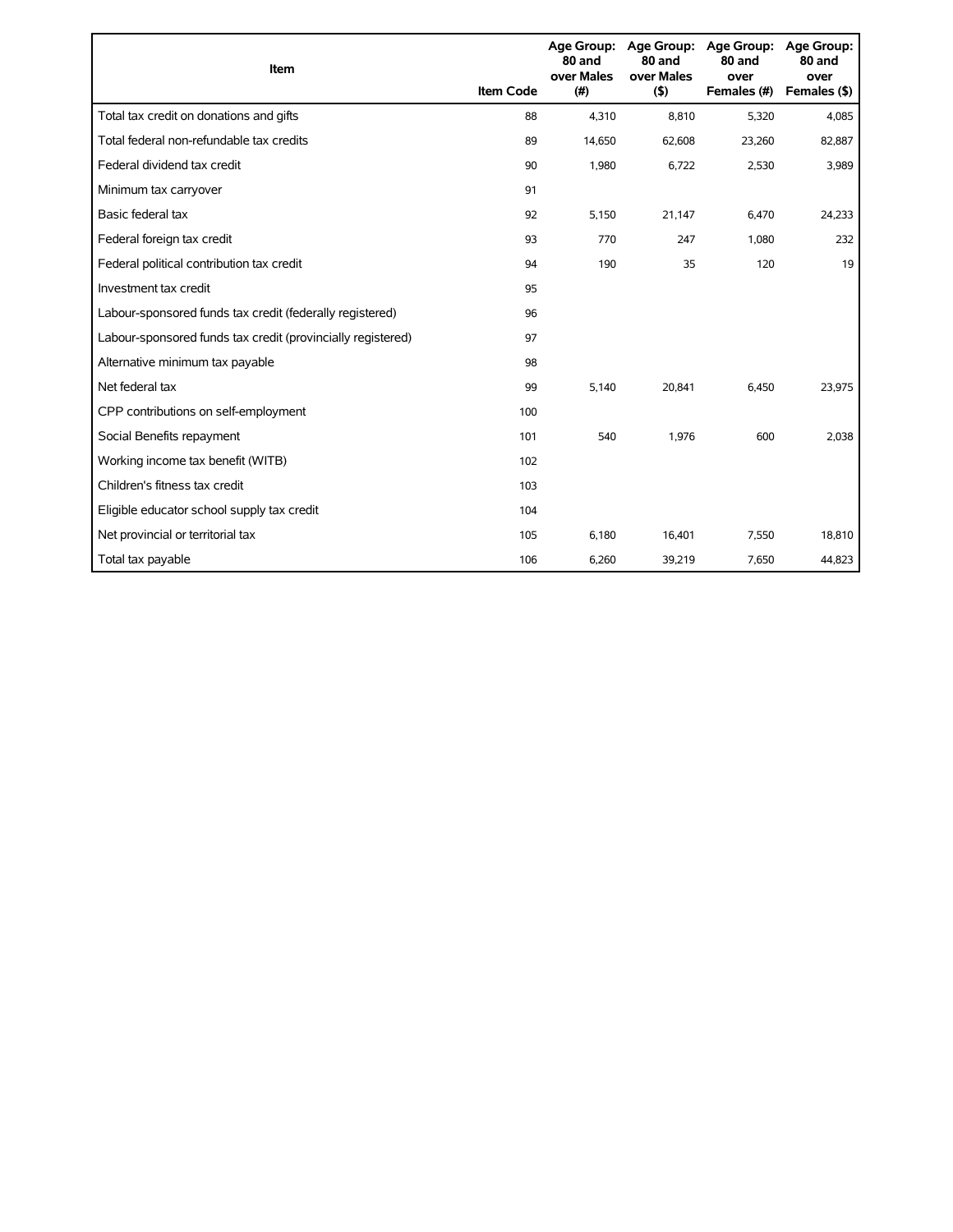| Item | Item Code | Age Group: 80 and over Males (#) | Age Group: 80 and over Males ($) | Age Group: 80 and over Females (#) | Age Group: 80 and over Females ($) |
|---|---|---|---|---|---|
| Total tax credit on donations and gifts | 88 | 4,310 | 8,810 | 5,320 | 4,085 |
| Total federal non-refundable tax credits | 89 | 14,650 | 62,608 | 23,260 | 82,887 |
| Federal dividend tax credit | 90 | 1,980 | 6,722 | 2,530 | 3,989 |
| Minimum tax carryover | 91 | | | | |
| Basic federal tax | 92 | 5,150 | 21,147 | 6,470 | 24,233 |
| Federal foreign tax credit | 93 | 770 | 247 | 1,080 | 232 |
| Federal political contribution tax credit | 94 | 190 | 35 | 120 | 19 |
| Investment tax credit | 95 | | | | |
| Labour-sponsored funds tax credit (federally registered) | 96 | | | | |
| Labour-sponsored funds tax credit (provincially registered) | 97 | | | | |
| Alternative minimum tax payable | 98 | | | | |
| Net federal tax | 99 | 5,140 | 20,841 | 6,450 | 23,975 |
| CPP contributions on self-employment | 100 | | | | |
| Social Benefits repayment | 101 | 540 | 1,976 | 600 | 2,038 |
| Working income tax benefit (WITB) | 102 | | | | |
| Children's fitness tax credit | 103 | | | | |
| Eligible educator school supply tax credit | 104 | | | | |
| Net provincial or territorial tax | 105 | 6,180 | 16,401 | 7,550 | 18,810 |
| Total tax payable | 106 | 6,260 | 39,219 | 7,650 | 44,823 |